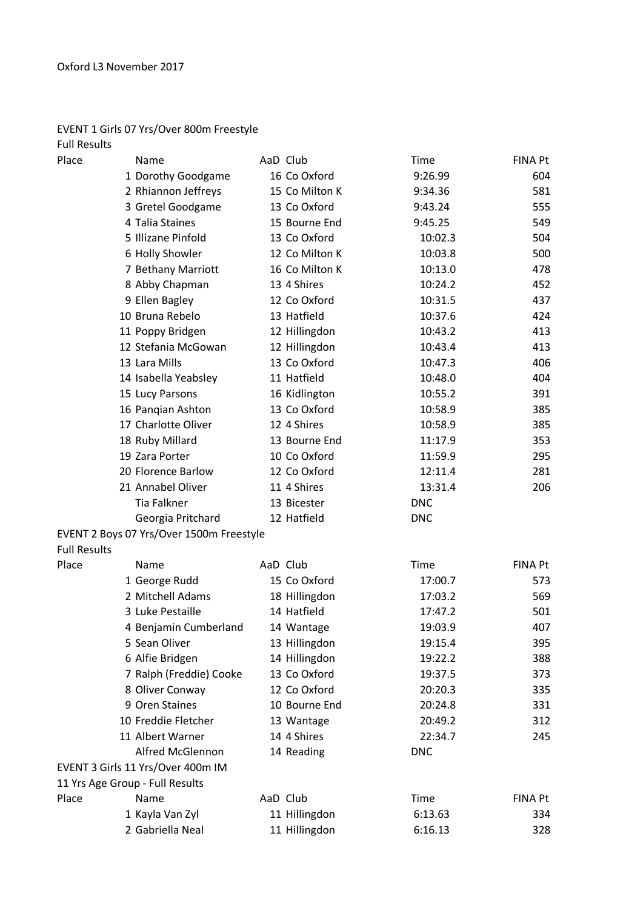Oxford L3 November 2017

EVENT 1 Girls 07 Yrs/Over 800m Freestyle

Full Results

| Place | Name | AaD | Club | Time | FINA Pt |
|---|---|---|---|---|---|
| 1 | Dorothy Goodgame | 16 | Co Oxford | 9:26.99 | 604 |
| 2 | Rhiannon Jeffreys | 15 | Co Milton K | 9:34.36 | 581 |
| 3 | Gretel Goodgame | 13 | Co Oxford | 9:43.24 | 555 |
| 4 | Talia Staines | 15 | Bourne End | 9:45.25 | 549 |
| 5 | Illizane Pinfold | 13 | Co Oxford | 10:02.3 | 504 |
| 6 | Holly Showler | 12 | Co Milton K | 10:03.8 | 500 |
| 7 | Bethany Marriott | 16 | Co Milton K | 10:13.0 | 478 |
| 8 | Abby Chapman | 13 | 4 Shires | 10:24.2 | 452 |
| 9 | Ellen Bagley | 12 | Co Oxford | 10:31.5 | 437 |
| 10 | Bruna Rebelo | 13 | Hatfield | 10:37.6 | 424 |
| 11 | Poppy Bridgen | 12 | Hillingdon | 10:43.2 | 413 |
| 12 | Stefania McGowan | 12 | Hillingdon | 10:43.4 | 413 |
| 13 | Lara Mills | 13 | Co Oxford | 10:47.3 | 406 |
| 14 | Isabella Yeabsley | 11 | Hatfield | 10:48.0 | 404 |
| 15 | Lucy Parsons | 16 | Kidlington | 10:55.2 | 391 |
| 16 | Panqian Ashton | 13 | Co Oxford | 10:58.9 | 385 |
| 17 | Charlotte Oliver | 12 | 4 Shires | 10:58.9 | 385 |
| 18 | Ruby Millard | 13 | Bourne End | 11:17.9 | 353 |
| 19 | Zara Porter | 10 | Co Oxford | 11:59.9 | 295 |
| 20 | Florence Barlow | 12 | Co Oxford | 12:11.4 | 281 |
| 21 | Annabel Oliver | 11 | 4 Shires | 13:31.4 | 206 |
| | Tia Falkner | 13 | Bicester | DNC | |
| | Georgia Pritchard | 12 | Hatfield | DNC | |

EVENT 2 Boys 07 Yrs/Over 1500m Freestyle

Full Results

| Place | Name | AaD | Club | Time | FINA Pt |
|---|---|---|---|---|---|
| 1 | George Rudd | 15 | Co Oxford | 17:00.7 | 573 |
| 2 | Mitchell Adams | 18 | Hillingdon | 17:03.2 | 569 |
| 3 | Luke Pestaille | 14 | Hatfield | 17:47.2 | 501 |
| 4 | Benjamin Cumberland | 14 | Wantage | 19:03.9 | 407 |
| 5 | Sean Oliver | 13 | Hillingdon | 19:15.4 | 395 |
| 6 | Alfie Bridgen | 14 | Hillingdon | 19:22.2 | 388 |
| 7 | Ralph (Freddie) Cooke | 13 | Co Oxford | 19:37.5 | 373 |
| 8 | Oliver Conway | 12 | Co Oxford | 20:20.3 | 335 |
| 9 | Oren Staines | 10 | Bourne End | 20:24.8 | 331 |
| 10 | Freddie Fletcher | 13 | Wantage | 20:49.2 | 312 |
| 11 | Albert Warner | 14 | 4 Shires | 22:34.7 | 245 |
| | Alfred McGlennon | 14 | Reading | DNC | |

EVENT 3 Girls 11 Yrs/Over 400m IM

11 Yrs Age Group - Full Results

| Place | Name | AaD | Club | Time | FINA Pt |
|---|---|---|---|---|---|
| 1 | Kayla Van Zyl | 11 | Hillingdon | 6:13.63 | 334 |
| 2 | Gabriella Neal | 11 | Hillingdon | 6:16.13 | 328 |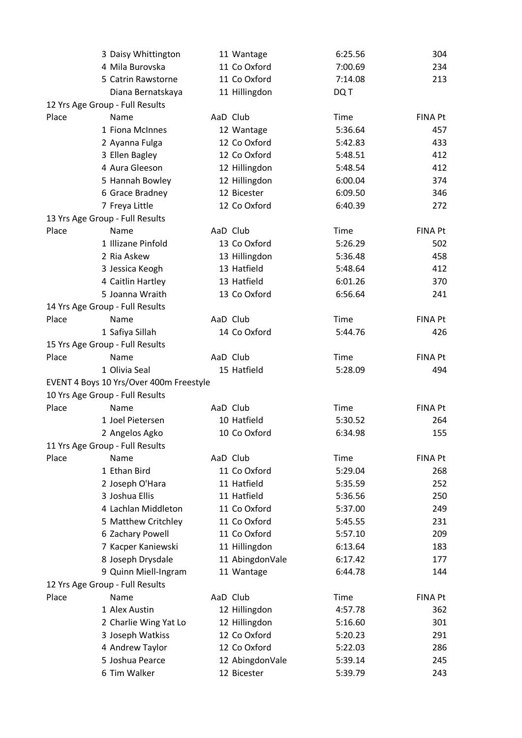| Place | Name | AaD | Club | Time | FINA Pt |
|---|---|---|---|---|---|
| 3 | Daisy Whittington | 11 | Wantage | 6:25.56 | 304 |
| 4 | Mila Burovska | 11 | Co Oxford | 7:00.69 | 234 |
| 5 | Catrin Rawstorne | 11 | Co Oxford | 7:14.08 | 213 |
| | Diana Bernatskaya | 11 | Hillingdon | DQ T | |

12 Yrs Age Group - Full Results

| Place | Name | AaD | Club | Time | FINA Pt |
|---|---|---|---|---|---|
| 1 | Fiona McInnes | 12 | Wantage | 5:36.64 | 457 |
| 2 | Ayanna Fulga | 12 | Co Oxford | 5:42.83 | 433 |
| 3 | Ellen Bagley | 12 | Co Oxford | 5:48.51 | 412 |
| 4 | Aura Gleeson | 12 | Hillingdon | 5:48.54 | 412 |
| 5 | Hannah Bowley | 12 | Hillingdon | 6:00.04 | 374 |
| 6 | Grace Bradney | 12 | Bicester | 6:09.50 | 346 |
| 7 | Freya Little | 12 | Co Oxford | 6:40.39 | 272 |

13 Yrs Age Group - Full Results

| Place | Name | AaD | Club | Time | FINA Pt |
|---|---|---|---|---|---|
| 1 | Illizane Pinfold | 13 | Co Oxford | 5:26.29 | 502 |
| 2 | Ria Askew | 13 | Hillingdon | 5:36.48 | 458 |
| 3 | Jessica Keogh | 13 | Hatfield | 5:48.64 | 412 |
| 4 | Caitlin Hartley | 13 | Hatfield | 6:01.26 | 370 |
| 5 | Joanna Wraith | 13 | Co Oxford | 6:56.64 | 241 |

14 Yrs Age Group - Full Results

| Place | Name | AaD | Club | Time | FINA Pt |
|---|---|---|---|---|---|
| 1 | Safiya Sillah | 14 | Co Oxford | 5:44.76 | 426 |

15 Yrs Age Group - Full Results

| Place | Name | AaD | Club | Time | FINA Pt |
|---|---|---|---|---|---|
| 1 | Olivia Seal | 15 | Hatfield | 5:28.09 | 494 |

EVENT 4 Boys 10 Yrs/Over 400m Freestyle

10 Yrs Age Group - Full Results

| Place | Name | AaD | Club | Time | FINA Pt |
|---|---|---|---|---|---|
| 1 | Joel Pietersen | 10 | Hatfield | 5:30.52 | 264 |
| 2 | Angelos Agko | 10 | Co Oxford | 6:34.98 | 155 |

11 Yrs Age Group - Full Results

| Place | Name | AaD | Club | Time | FINA Pt |
|---|---|---|---|---|---|
| 1 | Ethan Bird | 11 | Co Oxford | 5:29.04 | 268 |
| 2 | Joseph O'Hara | 11 | Hatfield | 5:35.59 | 252 |
| 3 | Joshua Ellis | 11 | Hatfield | 5:36.56 | 250 |
| 4 | Lachlan Middleton | 11 | Co Oxford | 5:37.00 | 249 |
| 5 | Matthew Critchley | 11 | Co Oxford | 5:45.55 | 231 |
| 6 | Zachary Powell | 11 | Co Oxford | 5:57.10 | 209 |
| 7 | Kacper Kaniewski | 11 | Hillingdon | 6:13.64 | 183 |
| 8 | Joseph Drysdale | 11 | AbingdonVale | 6:17.42 | 177 |
| 9 | Quinn Miell-Ingram | 11 | Wantage | 6:44.78 | 144 |

12 Yrs Age Group - Full Results

| Place | Name | AaD | Club | Time | FINA Pt |
|---|---|---|---|---|---|
| 1 | Alex Austin | 12 | Hillingdon | 4:57.78 | 362 |
| 2 | Charlie Wing Yat Lo | 12 | Hillingdon | 5:16.60 | 301 |
| 3 | Joseph Watkiss | 12 | Co Oxford | 5:20.23 | 291 |
| 4 | Andrew Taylor | 12 | Co Oxford | 5:22.03 | 286 |
| 5 | Joshua Pearce | 12 | AbingdonVale | 5:39.14 | 245 |
| 6 | Tim Walker | 12 | Bicester | 5:39.79 | 243 |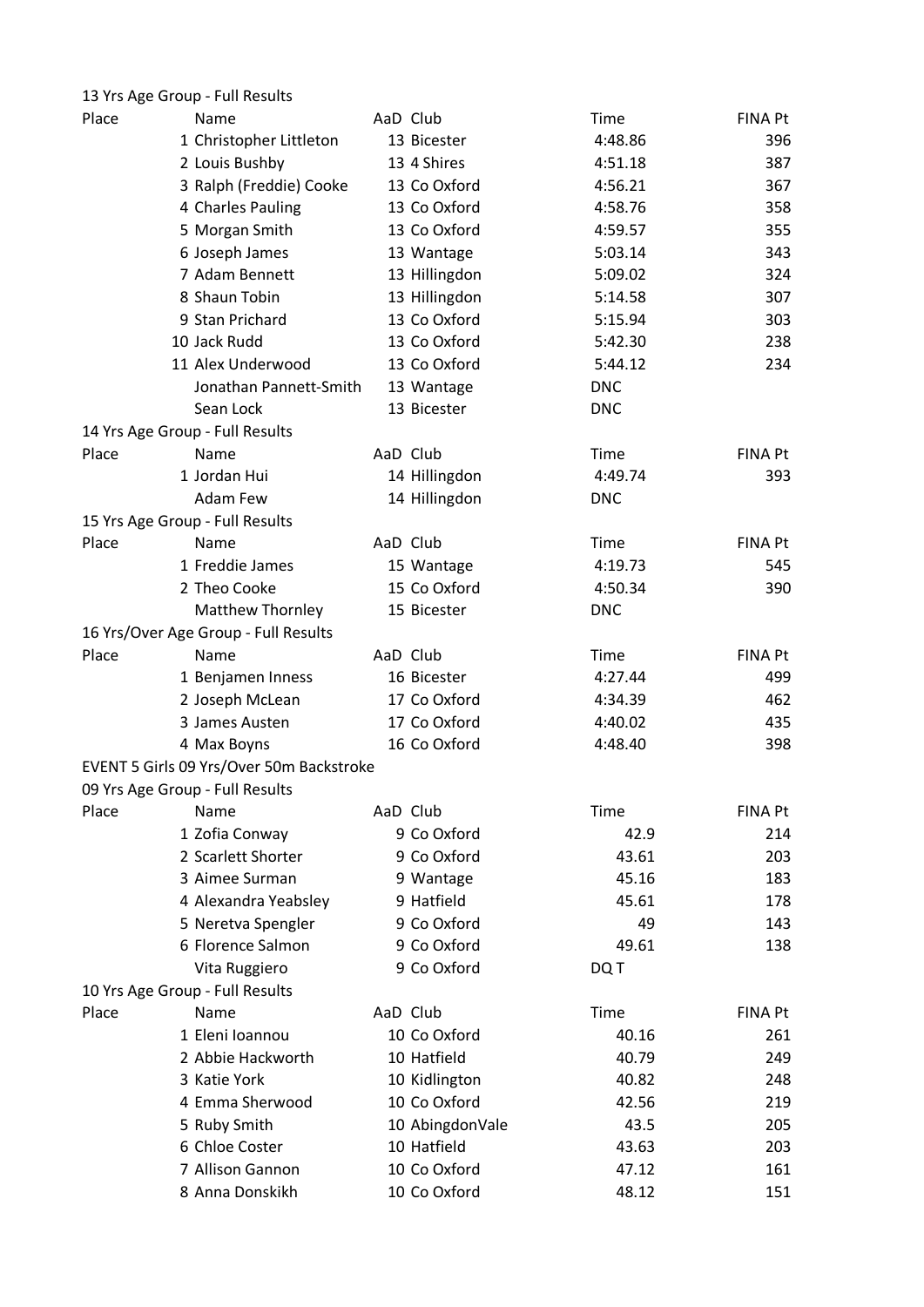13 Yrs Age Group - Full Results

| Place | Name | AaD | Club | Time | FINA Pt |
|---|---|---|---|---|---|
| 1 | Christopher Littleton | 13 | Bicester | 4:48.86 | 396 |
| 2 | Louis Bushby | 13 | 4 Shires | 4:51.18 | 387 |
| 3 | Ralph (Freddie) Cooke | 13 | Co Oxford | 4:56.21 | 367 |
| 4 | Charles Pauling | 13 | Co Oxford | 4:58.76 | 358 |
| 5 | Morgan Smith | 13 | Co Oxford | 4:59.57 | 355 |
| 6 | Joseph James | 13 | Wantage | 5:03.14 | 343 |
| 7 | Adam Bennett | 13 | Hillingdon | 5:09.02 | 324 |
| 8 | Shaun Tobin | 13 | Hillingdon | 5:14.58 | 307 |
| 9 | Stan Prichard | 13 | Co Oxford | 5:15.94 | 303 |
| 10 | Jack Rudd | 13 | Co Oxford | 5:42.30 | 238 |
| 11 | Alex Underwood | 13 | Co Oxford | 5:44.12 | 234 |
| | Jonathan Pannett-Smith | 13 | Wantage | DNC | |
| | Sean Lock | 13 | Bicester | DNC | |

14 Yrs Age Group - Full Results

| Place | Name | AaD | Club | Time | FINA Pt |
|---|---|---|---|---|---|
| 1 | Jordan Hui | 14 | Hillingdon | 4:49.74 | 393 |
| | Adam Few | 14 | Hillingdon | DNC | |

15 Yrs Age Group - Full Results

| Place | Name | AaD | Club | Time | FINA Pt |
|---|---|---|---|---|---|
| 1 | Freddie James | 15 | Wantage | 4:19.73 | 545 |
| 2 | Theo Cooke | 15 | Co Oxford | 4:50.34 | 390 |
| | Matthew Thornley | 15 | Bicester | DNC | |

16 Yrs/Over Age Group - Full Results

| Place | Name | AaD | Club | Time | FINA Pt |
|---|---|---|---|---|---|
| 1 | Benjamen Inness | 16 | Bicester | 4:27.44 | 499 |
| 2 | Joseph McLean | 17 | Co Oxford | 4:34.39 | 462 |
| 3 | James Austen | 17 | Co Oxford | 4:40.02 | 435 |
| 4 | Max Boyns | 16 | Co Oxford | 4:48.40 | 398 |

EVENT 5 Girls 09 Yrs/Over 50m Backstroke

09 Yrs Age Group - Full Results

| Place | Name | AaD | Club | Time | FINA Pt |
|---|---|---|---|---|---|
| 1 | Zofia Conway | 9 | Co Oxford | 42.9 | 214 |
| 2 | Scarlett Shorter | 9 | Co Oxford | 43.61 | 203 |
| 3 | Aimee Surman | 9 | Wantage | 45.16 | 183 |
| 4 | Alexandra Yeabsley | 9 | Hatfield | 45.61 | 178 |
| 5 | Neretva Spengler | 9 | Co Oxford | 49 | 143 |
| 6 | Florence Salmon | 9 | Co Oxford | 49.61 | 138 |
| | Vita Ruggiero | 9 | Co Oxford | DQ T | |

10 Yrs Age Group - Full Results

| Place | Name | AaD | Club | Time | FINA Pt |
|---|---|---|---|---|---|
| 1 | Eleni Ioannou | 10 | Co Oxford | 40.16 | 261 |
| 2 | Abbie Hackworth | 10 | Hatfield | 40.79 | 249 |
| 3 | Katie York | 10 | Kidlington | 40.82 | 248 |
| 4 | Emma Sherwood | 10 | Co Oxford | 42.56 | 219 |
| 5 | Ruby Smith | 10 | AbingdonVale | 43.5 | 205 |
| 6 | Chloe Coster | 10 | Hatfield | 43.63 | 203 |
| 7 | Allison Gannon | 10 | Co Oxford | 47.12 | 161 |
| 8 | Anna Donskikh | 10 | Co Oxford | 48.12 | 151 |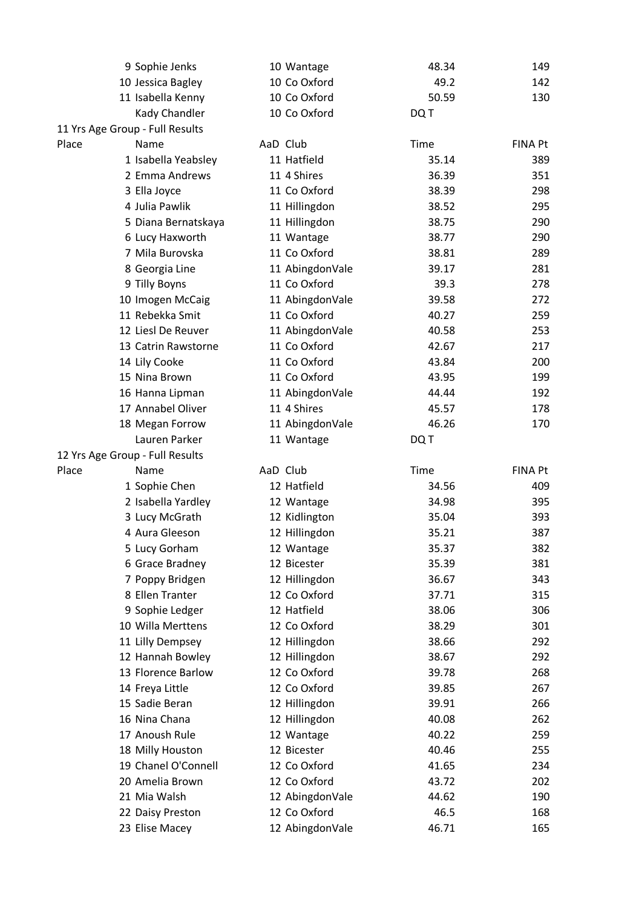| Place | Name | AaD | Club | Time | FINA Pt |
|---|---|---|---|---|---|
| 9 | Sophie Jenks | 10 | Wantage | 48.34 | 149 |
| 10 | Jessica Bagley | 10 | Co Oxford | 49.2 | 142 |
| 11 | Isabella Kenny | 10 | Co Oxford | 50.59 | 130 |
| | Kady Chandler | 10 | Co Oxford | DQ T | |

11 Yrs Age Group - Full Results

| Place | Name | AaD | Club | Time | FINA Pt |
|---|---|---|---|---|---|
| 1 | Isabella Yeabsley | 11 | Hatfield | 35.14 | 389 |
| 2 | Emma Andrews | 11 | 4 Shires | 36.39 | 351 |
| 3 | Ella Joyce | 11 | Co Oxford | 38.39 | 298 |
| 4 | Julia Pawlik | 11 | Hillingdon | 38.52 | 295 |
| 5 | Diana Bernatskaya | 11 | Hillingdon | 38.75 | 290 |
| 6 | Lucy Haxworth | 11 | Wantage | 38.77 | 290 |
| 7 | Mila Burovska | 11 | Co Oxford | 38.81 | 289 |
| 8 | Georgia Line | 11 | AbingdonVale | 39.17 | 281 |
| 9 | Tilly Boyns | 11 | Co Oxford | 39.3 | 278 |
| 10 | Imogen McCaig | 11 | AbingdonVale | 39.58 | 272 |
| 11 | Rebekka Smit | 11 | Co Oxford | 40.27 | 259 |
| 12 | Liesl De Reuver | 11 | AbingdonVale | 40.58 | 253 |
| 13 | Catrin Rawstorne | 11 | Co Oxford | 42.67 | 217 |
| 14 | Lily Cooke | 11 | Co Oxford | 43.84 | 200 |
| 15 | Nina Brown | 11 | Co Oxford | 43.95 | 199 |
| 16 | Hanna Lipman | 11 | AbingdonVale | 44.44 | 192 |
| 17 | Annabel Oliver | 11 | 4 Shires | 45.57 | 178 |
| 18 | Megan Forrow | 11 | AbingdonVale | 46.26 | 170 |
| | Lauren Parker | 11 | Wantage | DQ T | |

12 Yrs Age Group - Full Results

| Place | Name | AaD | Club | Time | FINA Pt |
|---|---|---|---|---|---|
| 1 | Sophie Chen | 12 | Hatfield | 34.56 | 409 |
| 2 | Isabella Yardley | 12 | Wantage | 34.98 | 395 |
| 3 | Lucy McGrath | 12 | Kidlington | 35.04 | 393 |
| 4 | Aura Gleeson | 12 | Hillingdon | 35.21 | 387 |
| 5 | Lucy Gorham | 12 | Wantage | 35.37 | 382 |
| 6 | Grace Bradney | 12 | Bicester | 35.39 | 381 |
| 7 | Poppy Bridgen | 12 | Hillingdon | 36.67 | 343 |
| 8 | Ellen Tranter | 12 | Co Oxford | 37.71 | 315 |
| 9 | Sophie Ledger | 12 | Hatfield | 38.06 | 306 |
| 10 | Willa Merttens | 12 | Co Oxford | 38.29 | 301 |
| 11 | Lilly Dempsey | 12 | Hillingdon | 38.66 | 292 |
| 12 | Hannah Bowley | 12 | Hillingdon | 38.67 | 292 |
| 13 | Florence Barlow | 12 | Co Oxford | 39.78 | 268 |
| 14 | Freya Little | 12 | Co Oxford | 39.85 | 267 |
| 15 | Sadie Beran | 12 | Hillingdon | 39.91 | 266 |
| 16 | Nina Chana | 12 | Hillingdon | 40.08 | 262 |
| 17 | Anoush Rule | 12 | Wantage | 40.22 | 259 |
| 18 | Milly Houston | 12 | Bicester | 40.46 | 255 |
| 19 | Chanel O'Connell | 12 | Co Oxford | 41.65 | 234 |
| 20 | Amelia Brown | 12 | Co Oxford | 43.72 | 202 |
| 21 | Mia Walsh | 12 | AbingdonVale | 44.62 | 190 |
| 22 | Daisy Preston | 12 | Co Oxford | 46.5 | 168 |
| 23 | Elise Macey | 12 | AbingdonVale | 46.71 | 165 |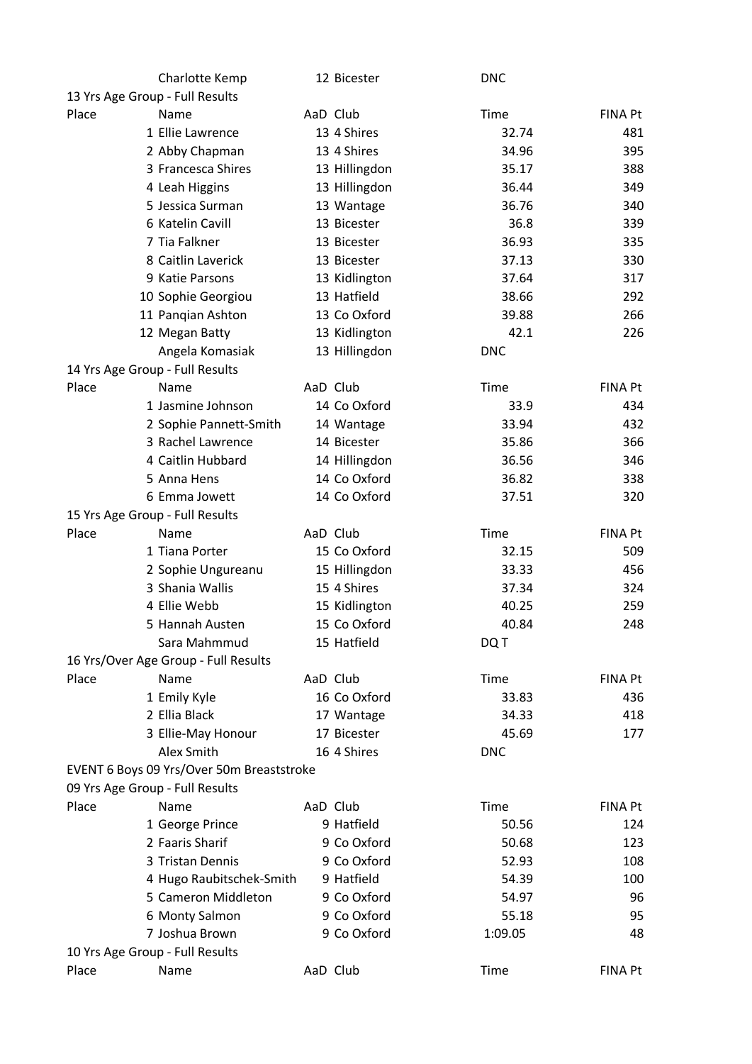| | Name | AaD | Club | Time | FINA Pt |
|---|---|---|---|---|---|
| | Charlotte Kemp | 12 | Bicester | DNC | |

13 Yrs Age Group - Full Results

| Place | Name | AaD | Club | Time | FINA Pt |
|---|---|---|---|---|---|
| 1 | Ellie Lawrence | 13 | 4 Shires | 32.74 | 481 |
| 2 | Abby Chapman | 13 | 4 Shires | 34.96 | 395 |
| 3 | Francesca Shires | 13 | Hillingdon | 35.17 | 388 |
| 4 | Leah Higgins | 13 | Hillingdon | 36.44 | 349 |
| 5 | Jessica Surman | 13 | Wantage | 36.76 | 340 |
| 6 | Katelin Cavill | 13 | Bicester | 36.8 | 339 |
| 7 | Tia Falkner | 13 | Bicester | 36.93 | 335 |
| 8 | Caitlin Laverick | 13 | Bicester | 37.13 | 330 |
| 9 | Katie Parsons | 13 | Kidlington | 37.64 | 317 |
| 10 | Sophie Georgiou | 13 | Hatfield | 38.66 | 292 |
| 11 | Panqian Ashton | 13 | Co Oxford | 39.88 | 266 |
| 12 | Megan Batty | 13 | Kidlington | 42.1 | 226 |
| | Angela Komasiak | 13 | Hillingdon | DNC | |

14 Yrs Age Group - Full Results

| Place | Name | AaD | Club | Time | FINA Pt |
|---|---|---|---|---|---|
| 1 | Jasmine Johnson | 14 | Co Oxford | 33.9 | 434 |
| 2 | Sophie Pannett-Smith | 14 | Wantage | 33.94 | 432 |
| 3 | Rachel Lawrence | 14 | Bicester | 35.86 | 366 |
| 4 | Caitlin Hubbard | 14 | Hillingdon | 36.56 | 346 |
| 5 | Anna Hens | 14 | Co Oxford | 36.82 | 338 |
| 6 | Emma Jowett | 14 | Co Oxford | 37.51 | 320 |

15 Yrs Age Group - Full Results

| Place | Name | AaD | Club | Time | FINA Pt |
|---|---|---|---|---|---|
| 1 | Tiana Porter | 15 | Co Oxford | 32.15 | 509 |
| 2 | Sophie Ungureanu | 15 | Hillingdon | 33.33 | 456 |
| 3 | Shania Wallis | 15 | 4 Shires | 37.34 | 324 |
| 4 | Ellie Webb | 15 | Kidlington | 40.25 | 259 |
| 5 | Hannah Austen | 15 | Co Oxford | 40.84 | 248 |
| | Sara Mahmmud | 15 | Hatfield | DQ T | |

16 Yrs/Over Age Group - Full Results

| Place | Name | AaD | Club | Time | FINA Pt |
|---|---|---|---|---|---|
| 1 | Emily Kyle | 16 | Co Oxford | 33.83 | 436 |
| 2 | Ellia Black | 17 | Wantage | 34.33 | 418 |
| 3 | Ellie-May Honour | 17 | Bicester | 45.69 | 177 |
| | Alex Smith | 16 | 4 Shires | DNC | |

EVENT 6 Boys 09 Yrs/Over 50m Breaststroke

09 Yrs Age Group - Full Results

| Place | Name | AaD | Club | Time | FINA Pt |
|---|---|---|---|---|---|
| 1 | George Prince | 9 | Hatfield | 50.56 | 124 |
| 2 | Faaris Sharif | 9 | Co Oxford | 50.68 | 123 |
| 3 | Tristan Dennis | 9 | Co Oxford | 52.93 | 108 |
| 4 | Hugo Raubitschek-Smith | 9 | Hatfield | 54.39 | 100 |
| 5 | Cameron Middleton | 9 | Co Oxford | 54.97 | 96 |
| 6 | Monty Salmon | 9 | Co Oxford | 55.18 | 95 |
| 7 | Joshua Brown | 9 | Co Oxford | 1:09.05 | 48 |

10 Yrs Age Group - Full Results

| Place | Name | AaD | Club | Time | FINA Pt |
|---|---|---|---|---|---|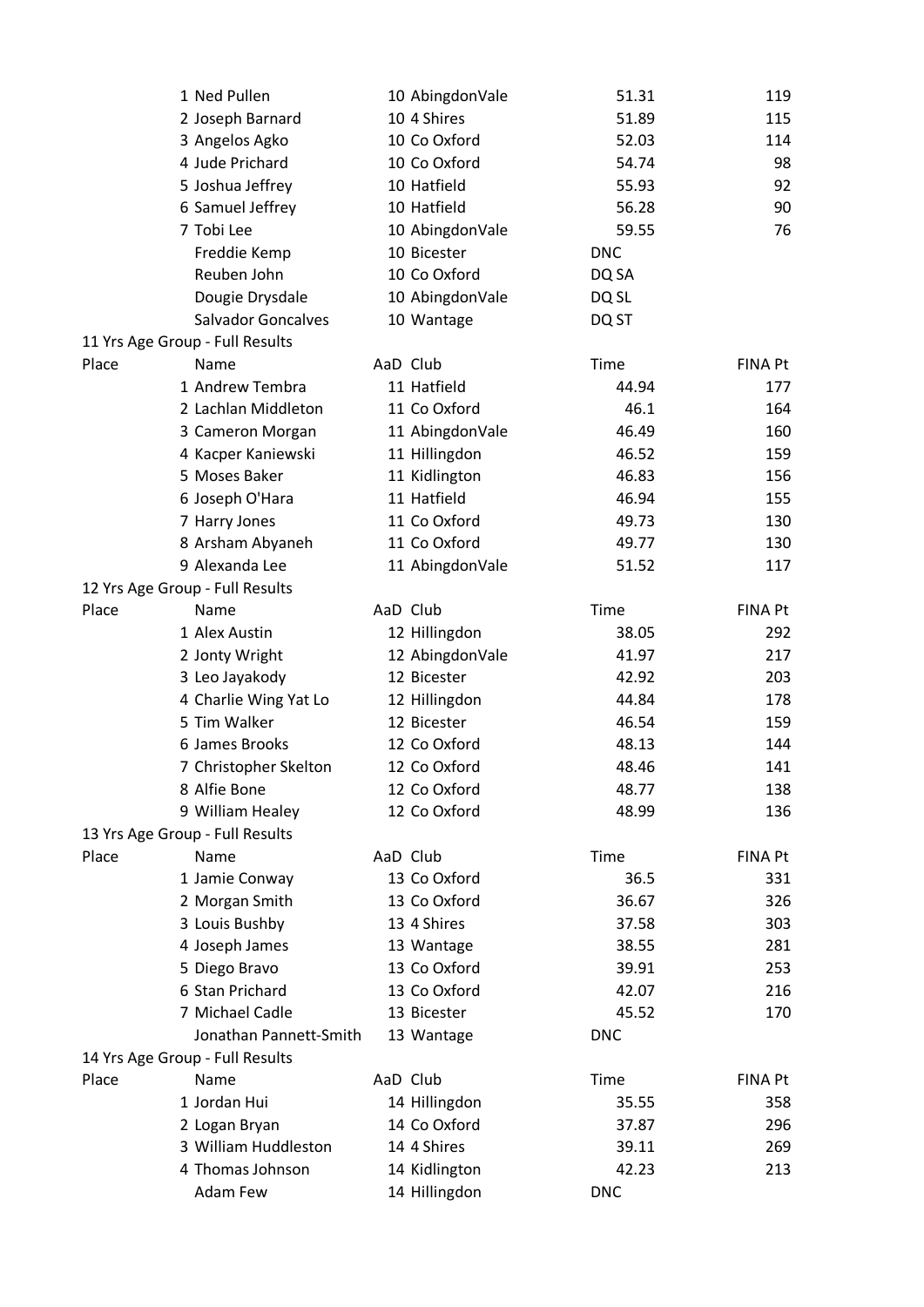| Place | Name | AaD | Club | Time | FINA Pt |
|---|---|---|---|---|---|
| 1 | Ned Pullen | 10 | AbingdonVale | 51.31 | 119 |
| 2 | Joseph Barnard | 10 | 4 Shires | 51.89 | 115 |
| 3 | Angelos Agko | 10 | Co Oxford | 52.03 | 114 |
| 4 | Jude Prichard | 10 | Co Oxford | 54.74 | 98 |
| 5 | Joshua Jeffrey | 10 | Hatfield | 55.93 | 92 |
| 6 | Samuel Jeffrey | 10 | Hatfield | 56.28 | 90 |
| 7 | Tobi Lee | 10 | AbingdonVale | 59.55 | 76 |
| | Freddie Kemp | 10 | Bicester | DNC | |
| | Reuben John | 10 | Co Oxford | DQ SA | |
| | Dougie Drysdale | 10 | AbingdonVale | DQ SL | |
| | Salvador Goncalves | 10 | Wantage | DQ ST | |

11 Yrs Age Group - Full Results

| Place | Name | AaD | Club | Time | FINA Pt |
|---|---|---|---|---|---|
| 1 | Andrew Tembra | 11 | Hatfield | 44.94 | 177 |
| 2 | Lachlan Middleton | 11 | Co Oxford | 46.1 | 164 |
| 3 | Cameron Morgan | 11 | AbingdonVale | 46.49 | 160 |
| 4 | Kacper Kaniewski | 11 | Hillingdon | 46.52 | 159 |
| 5 | Moses Baker | 11 | Kidlington | 46.83 | 156 |
| 6 | Joseph O'Hara | 11 | Hatfield | 46.94 | 155 |
| 7 | Harry Jones | 11 | Co Oxford | 49.73 | 130 |
| 8 | Arsham Abyaneh | 11 | Co Oxford | 49.77 | 130 |
| 9 | Alexanda Lee | 11 | AbingdonVale | 51.52 | 117 |

12 Yrs Age Group - Full Results

| Place | Name | AaD | Club | Time | FINA Pt |
|---|---|---|---|---|---|
| 1 | Alex Austin | 12 | Hillingdon | 38.05 | 292 |
| 2 | Jonty Wright | 12 | AbingdonVale | 41.97 | 217 |
| 3 | Leo Jayakody | 12 | Bicester | 42.92 | 203 |
| 4 | Charlie Wing Yat Lo | 12 | Hillingdon | 44.84 | 178 |
| 5 | Tim Walker | 12 | Bicester | 46.54 | 159 |
| 6 | James Brooks | 12 | Co Oxford | 48.13 | 144 |
| 7 | Christopher Skelton | 12 | Co Oxford | 48.46 | 141 |
| 8 | Alfie Bone | 12 | Co Oxford | 48.77 | 138 |
| 9 | William Healey | 12 | Co Oxford | 48.99 | 136 |

13 Yrs Age Group - Full Results

| Place | Name | AaD | Club | Time | FINA Pt |
|---|---|---|---|---|---|
| 1 | Jamie Conway | 13 | Co Oxford | 36.5 | 331 |
| 2 | Morgan Smith | 13 | Co Oxford | 36.67 | 326 |
| 3 | Louis Bushby | 13 | 4 Shires | 37.58 | 303 |
| 4 | Joseph James | 13 | Wantage | 38.55 | 281 |
| 5 | Diego Bravo | 13 | Co Oxford | 39.91 | 253 |
| 6 | Stan Prichard | 13 | Co Oxford | 42.07 | 216 |
| 7 | Michael Cadle | 13 | Bicester | 45.52 | 170 |
| | Jonathan Pannett-Smith | 13 | Wantage | DNC | |

14 Yrs Age Group - Full Results

| Place | Name | AaD | Club | Time | FINA Pt |
|---|---|---|---|---|---|
| 1 | Jordan Hui | 14 | Hillingdon | 35.55 | 358 |
| 2 | Logan Bryan | 14 | Co Oxford | 37.87 | 296 |
| 3 | William Huddleston | 14 | 4 Shires | 39.11 | 269 |
| 4 | Thomas Johnson | 14 | Kidlington | 42.23 | 213 |
| | Adam Few | 14 | Hillingdon | DNC | |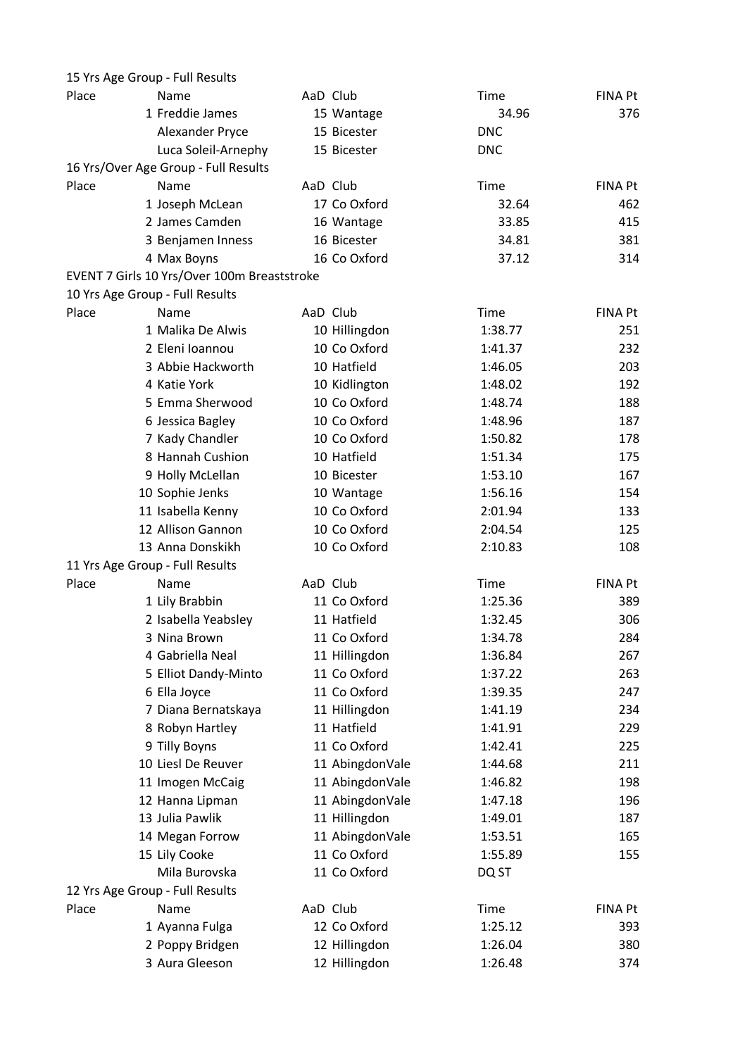15 Yrs Age Group - Full Results

| Place | Name | AaD | Club | Time | FINA Pt |
|---|---|---|---|---|---|
| 1 | Freddie James | 15 | Wantage | 34.96 | 376 |
| | Alexander Pryce | 15 | Bicester | DNC | |
| | Luca Soleil-Arnephy | 15 | Bicester | DNC | |

16 Yrs/Over Age Group - Full Results

| Place | Name | AaD | Club | Time | FINA Pt |
|---|---|---|---|---|---|
| 1 | Joseph McLean | 17 | Co Oxford | 32.64 | 462 |
| 2 | James Camden | 16 | Wantage | 33.85 | 415 |
| 3 | Benjamen Inness | 16 | Bicester | 34.81 | 381 |
| 4 | Max Boyns | 16 | Co Oxford | 37.12 | 314 |

EVENT 7 Girls 10 Yrs/Over 100m Breaststroke

10 Yrs Age Group - Full Results

| Place | Name | AaD | Club | Time | FINA Pt |
|---|---|---|---|---|---|
| 1 | Malika De Alwis | 10 | Hillingdon | 1:38.77 | 251 |
| 2 | Eleni Ioannou | 10 | Co Oxford | 1:41.37 | 232 |
| 3 | Abbie Hackworth | 10 | Hatfield | 1:46.05 | 203 |
| 4 | Katie York | 10 | Kidlington | 1:48.02 | 192 |
| 5 | Emma Sherwood | 10 | Co Oxford | 1:48.74 | 188 |
| 6 | Jessica Bagley | 10 | Co Oxford | 1:48.96 | 187 |
| 7 | Kady Chandler | 10 | Co Oxford | 1:50.82 | 178 |
| 8 | Hannah Cushion | 10 | Hatfield | 1:51.34 | 175 |
| 9 | Holly McLellan | 10 | Bicester | 1:53.10 | 167 |
| 10 | Sophie Jenks | 10 | Wantage | 1:56.16 | 154 |
| 11 | Isabella Kenny | 10 | Co Oxford | 2:01.94 | 133 |
| 12 | Allison Gannon | 10 | Co Oxford | 2:04.54 | 125 |
| 13 | Anna Donskikh | 10 | Co Oxford | 2:10.83 | 108 |

11 Yrs Age Group - Full Results

| Place | Name | AaD | Club | Time | FINA Pt |
|---|---|---|---|---|---|
| 1 | Lily Brabbin | 11 | Co Oxford | 1:25.36 | 389 |
| 2 | Isabella Yeabsley | 11 | Hatfield | 1:32.45 | 306 |
| 3 | Nina Brown | 11 | Co Oxford | 1:34.78 | 284 |
| 4 | Gabriella Neal | 11 | Hillingdon | 1:36.84 | 267 |
| 5 | Elliot Dandy-Minto | 11 | Co Oxford | 1:37.22 | 263 |
| 6 | Ella Joyce | 11 | Co Oxford | 1:39.35 | 247 |
| 7 | Diana Bernatskaya | 11 | Hillingdon | 1:41.19 | 234 |
| 8 | Robyn Hartley | 11 | Hatfield | 1:41.91 | 229 |
| 9 | Tilly Boyns | 11 | Co Oxford | 1:42.41 | 225 |
| 10 | Liesl De Reuver | 11 | AbingdonVale | 1:44.68 | 211 |
| 11 | Imogen McCaig | 11 | AbingdonVale | 1:46.82 | 198 |
| 12 | Hanna Lipman | 11 | AbingdonVale | 1:47.18 | 196 |
| 13 | Julia Pawlik | 11 | Hillingdon | 1:49.01 | 187 |
| 14 | Megan Forrow | 11 | AbingdonVale | 1:53.51 | 165 |
| 15 | Lily Cooke | 11 | Co Oxford | 1:55.89 | 155 |
| | Mila Burovska | 11 | Co Oxford | DQ ST | |

12 Yrs Age Group - Full Results

| Place | Name | AaD | Club | Time | FINA Pt |
|---|---|---|---|---|---|
| 1 | Ayanna Fulga | 12 | Co Oxford | 1:25.12 | 393 |
| 2 | Poppy Bridgen | 12 | Hillingdon | 1:26.04 | 380 |
| 3 | Aura Gleeson | 12 | Hillingdon | 1:26.48 | 374 |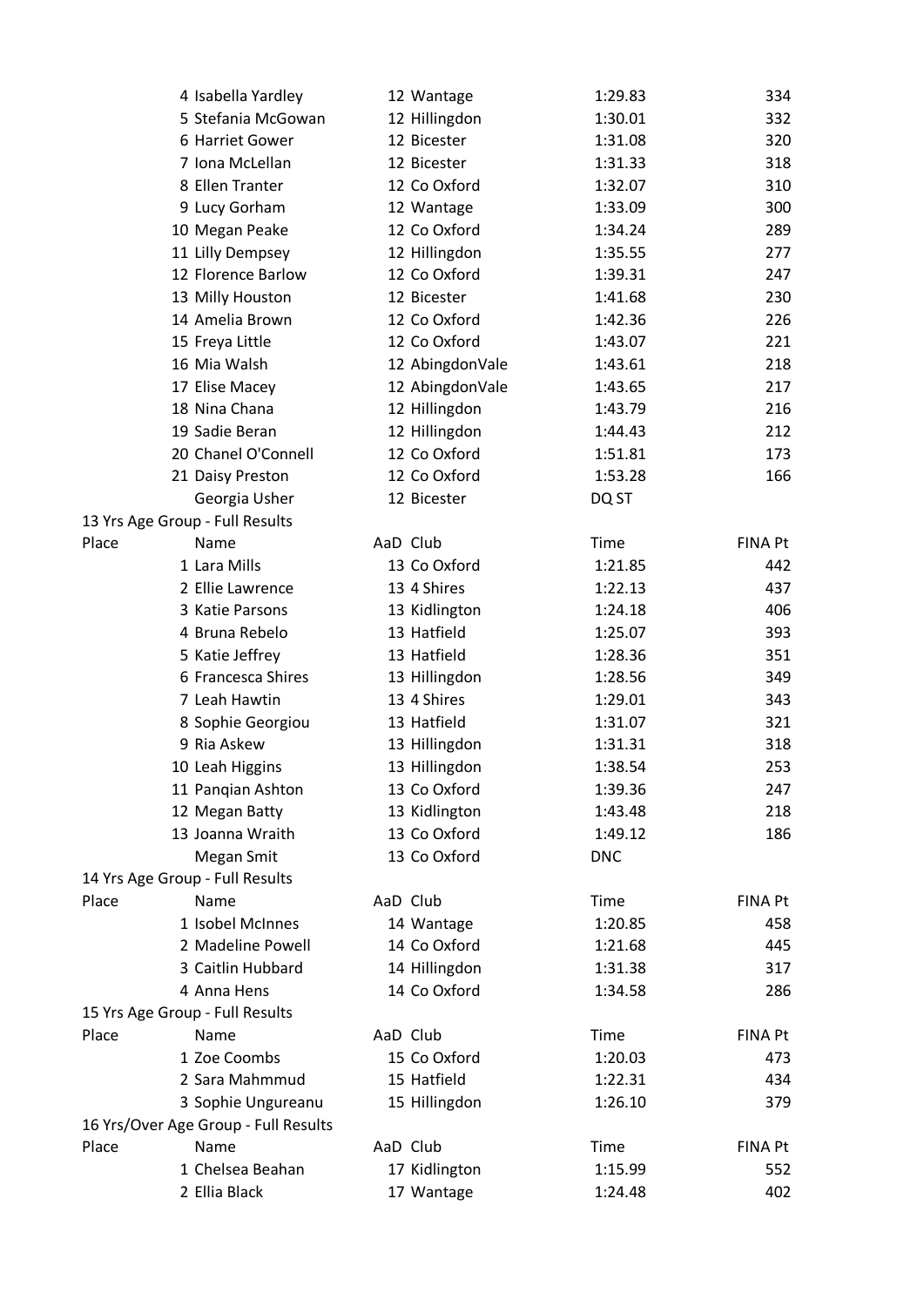| Place | Name | AaD | Club | Time | FINA Pt |
|---|---|---|---|---|---|
| 4 | Isabella Yardley | 12 | Wantage | 1:29.83 | 334 |
| 5 | Stefania McGowan | 12 | Hillingdon | 1:30.01 | 332 |
| 6 | Harriet Gower | 12 | Bicester | 1:31.08 | 320 |
| 7 | Iona McLellan | 12 | Bicester | 1:31.33 | 318 |
| 8 | Ellen Tranter | 12 | Co Oxford | 1:32.07 | 310 |
| 9 | Lucy Gorham | 12 | Wantage | 1:33.09 | 300 |
| 10 | Megan Peake | 12 | Co Oxford | 1:34.24 | 289 |
| 11 | Lilly Dempsey | 12 | Hillingdon | 1:35.55 | 277 |
| 12 | Florence Barlow | 12 | Co Oxford | 1:39.31 | 247 |
| 13 | Milly Houston | 12 | Bicester | 1:41.68 | 230 |
| 14 | Amelia Brown | 12 | Co Oxford | 1:42.36 | 226 |
| 15 | Freya Little | 12 | Co Oxford | 1:43.07 | 221 |
| 16 | Mia Walsh | 12 | AbingdonVale | 1:43.61 | 218 |
| 17 | Elise Macey | 12 | AbingdonVale | 1:43.65 | 217 |
| 18 | Nina Chana | 12 | Hillingdon | 1:43.79 | 216 |
| 19 | Sadie Beran | 12 | Hillingdon | 1:44.43 | 212 |
| 20 | Chanel O'Connell | 12 | Co Oxford | 1:51.81 | 173 |
| 21 | Daisy Preston | 12 | Co Oxford | 1:53.28 | 166 |
| | Georgia Usher | 12 | Bicester | DQ ST | |

13 Yrs Age Group - Full Results

| Place | Name | AaD | Club | Time | FINA Pt |
|---|---|---|---|---|---|
| 1 | Lara Mills | 13 | Co Oxford | 1:21.85 | 442 |
| 2 | Ellie Lawrence | 13 | 4 Shires | 1:22.13 | 437 |
| 3 | Katie Parsons | 13 | Kidlington | 1:24.18 | 406 |
| 4 | Bruna Rebelo | 13 | Hatfield | 1:25.07 | 393 |
| 5 | Katie Jeffrey | 13 | Hatfield | 1:28.36 | 351 |
| 6 | Francesca Shires | 13 | Hillingdon | 1:28.56 | 349 |
| 7 | Leah Hawtin | 13 | 4 Shires | 1:29.01 | 343 |
| 8 | Sophie Georgiou | 13 | Hatfield | 1:31.07 | 321 |
| 9 | Ria Askew | 13 | Hillingdon | 1:31.31 | 318 |
| 10 | Leah Higgins | 13 | Hillingdon | 1:38.54 | 253 |
| 11 | Panqian Ashton | 13 | Co Oxford | 1:39.36 | 247 |
| 12 | Megan Batty | 13 | Kidlington | 1:43.48 | 218 |
| 13 | Joanna Wraith | 13 | Co Oxford | 1:49.12 | 186 |
| | Megan Smit | 13 | Co Oxford | DNC | |

14 Yrs Age Group - Full Results

| Place | Name | AaD | Club | Time | FINA Pt |
|---|---|---|---|---|---|
| 1 | Isobel McInnes | 14 | Wantage | 1:20.85 | 458 |
| 2 | Madeline Powell | 14 | Co Oxford | 1:21.68 | 445 |
| 3 | Caitlin Hubbard | 14 | Hillingdon | 1:31.38 | 317 |
| 4 | Anna Hens | 14 | Co Oxford | 1:34.58 | 286 |

15 Yrs Age Group - Full Results

| Place | Name | AaD | Club | Time | FINA Pt |
|---|---|---|---|---|---|
| 1 | Zoe Coombs | 15 | Co Oxford | 1:20.03 | 473 |
| 2 | Sara Mahmmud | 15 | Hatfield | 1:22.31 | 434 |
| 3 | Sophie Ungureanu | 15 | Hillingdon | 1:26.10 | 379 |

16 Yrs/Over Age Group - Full Results

| Place | Name | AaD | Club | Time | FINA Pt |
|---|---|---|---|---|---|
| 1 | Chelsea Beahan | 17 | Kidlington | 1:15.99 | 552 |
| 2 | Ellia Black | 17 | Wantage | 1:24.48 | 402 |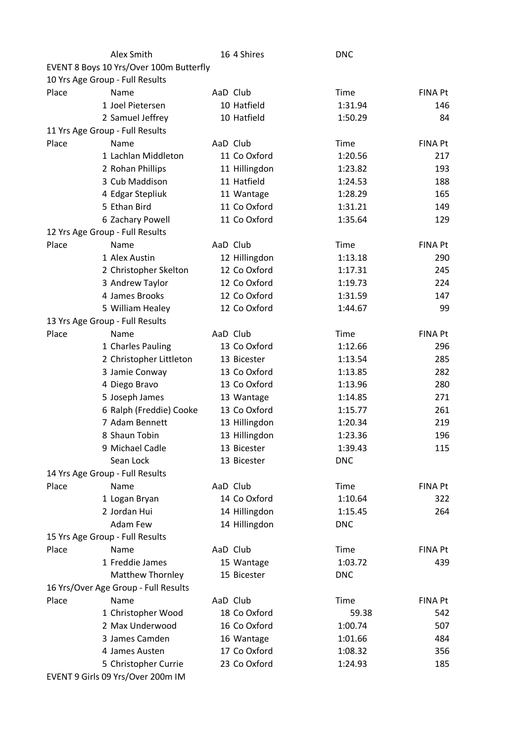| | | AaD | Club | Time | FINA Pt |
|---|---|---|---|---|---|
| | Alex Smith | 16 | 4 Shires | DNC | |

EVENT 8 Boys 10 Yrs/Over 100m Butterfly

10 Yrs Age Group - Full Results

| Place | Name | AaD | Club | Time | FINA Pt |
|---|---|---|---|---|---|
| 1 | Joel Pietersen | 10 | Hatfield | 1:31.94 | 146 |
| 2 | Samuel Jeffrey | 10 | Hatfield | 1:50.29 | 84 |

11 Yrs Age Group - Full Results

| Place | Name | AaD | Club | Time | FINA Pt |
|---|---|---|---|---|---|
| 1 | Lachlan Middleton | 11 | Co Oxford | 1:20.56 | 217 |
| 2 | Rohan Phillips | 11 | Hillingdon | 1:23.82 | 193 |
| 3 | Cub Maddison | 11 | Hatfield | 1:24.53 | 188 |
| 4 | Edgar Stepliuk | 11 | Wantage | 1:28.29 | 165 |
| 5 | Ethan Bird | 11 | Co Oxford | 1:31.21 | 149 |
| 6 | Zachary Powell | 11 | Co Oxford | 1:35.64 | 129 |

12 Yrs Age Group - Full Results

| Place | Name | AaD | Club | Time | FINA Pt |
|---|---|---|---|---|---|
| 1 | Alex Austin | 12 | Hillingdon | 1:13.18 | 290 |
| 2 | Christopher Skelton | 12 | Co Oxford | 1:17.31 | 245 |
| 3 | Andrew Taylor | 12 | Co Oxford | 1:19.73 | 224 |
| 4 | James Brooks | 12 | Co Oxford | 1:31.59 | 147 |
| 5 | William Healey | 12 | Co Oxford | 1:44.67 | 99 |

13 Yrs Age Group - Full Results

| Place | Name | AaD | Club | Time | FINA Pt |
|---|---|---|---|---|---|
| 1 | Charles Pauling | 13 | Co Oxford | 1:12.66 | 296 |
| 2 | Christopher Littleton | 13 | Bicester | 1:13.54 | 285 |
| 3 | Jamie Conway | 13 | Co Oxford | 1:13.85 | 282 |
| 4 | Diego Bravo | 13 | Co Oxford | 1:13.96 | 280 |
| 5 | Joseph James | 13 | Wantage | 1:14.85 | 271 |
| 6 | Ralph (Freddie) Cooke | 13 | Co Oxford | 1:15.77 | 261 |
| 7 | Adam Bennett | 13 | Hillingdon | 1:20.34 | 219 |
| 8 | Shaun Tobin | 13 | Hillingdon | 1:23.36 | 196 |
| 9 | Michael Cadle | 13 | Bicester | 1:39.43 | 115 |
| | Sean Lock | 13 | Bicester | DNC | |

14 Yrs Age Group - Full Results

| Place | Name | AaD | Club | Time | FINA Pt |
|---|---|---|---|---|---|
| 1 | Logan Bryan | 14 | Co Oxford | 1:10.64 | 322 |
| 2 | Jordan Hui | 14 | Hillingdon | 1:15.45 | 264 |
| | Adam Few | 14 | Hillingdon | DNC | |

15 Yrs Age Group - Full Results

| Place | Name | AaD | Club | Time | FINA Pt |
|---|---|---|---|---|---|
| 1 | Freddie James | 15 | Wantage | 1:03.72 | 439 |
| | Matthew Thornley | 15 | Bicester | DNC | |

16 Yrs/Over Age Group - Full Results

| Place | Name | AaD | Club | Time | FINA Pt |
|---|---|---|---|---|---|
| 1 | Christopher Wood | 18 | Co Oxford | 59.38 | 542 |
| 2 | Max Underwood | 16 | Co Oxford | 1:00.74 | 507 |
| 3 | James Camden | 16 | Wantage | 1:01.66 | 484 |
| 4 | James Austen | 17 | Co Oxford | 1:08.32 | 356 |
| 5 | Christopher Currie | 23 | Co Oxford | 1:24.93 | 185 |

EVENT 9 Girls 09 Yrs/Over 200m IM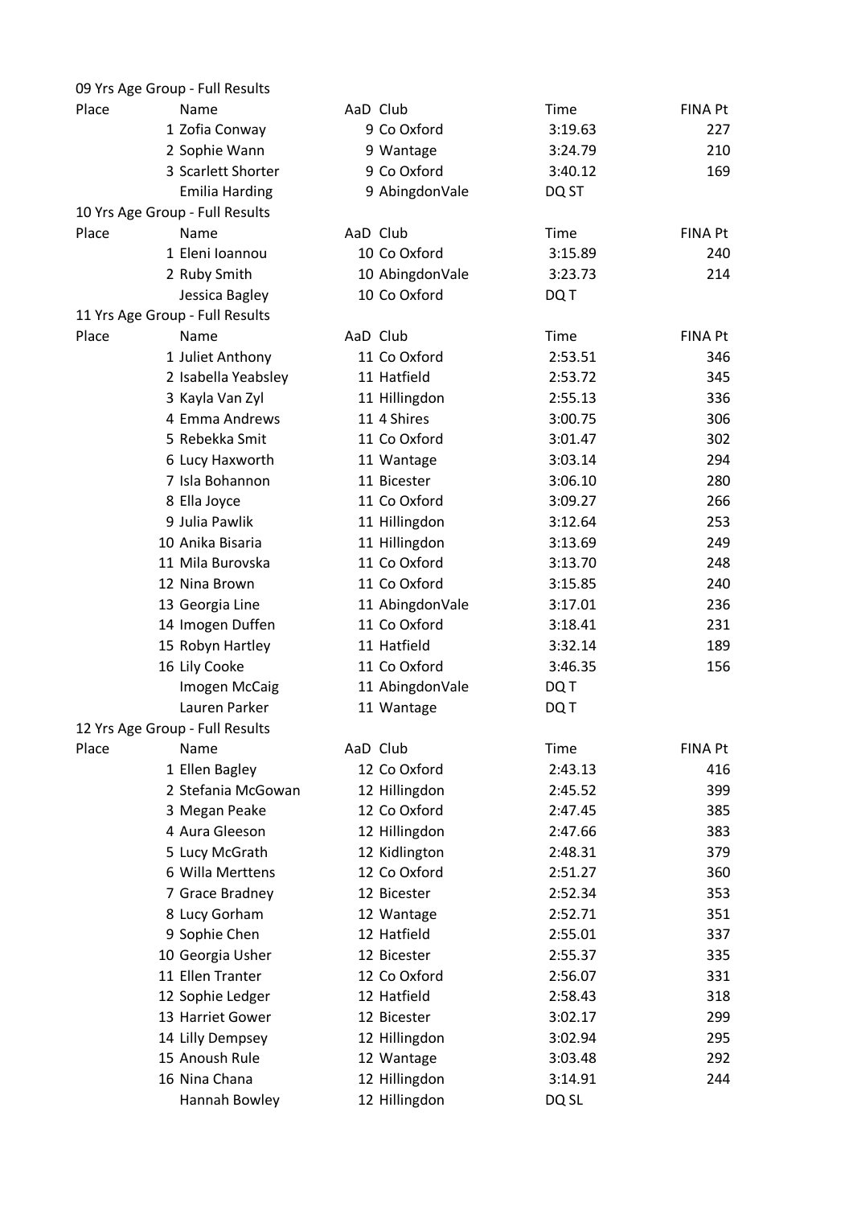09 Yrs Age Group - Full Results

| Place | Name | AaD | Club | Time | FINA Pt |
|---|---|---|---|---|---|
| 1 | Zofia Conway | 9 | Co Oxford | 3:19.63 | 227 |
| 2 | Sophie Wann | 9 | Wantage | 3:24.79 | 210 |
| 3 | Scarlett Shorter | 9 | Co Oxford | 3:40.12 | 169 |
| | Emilia Harding | 9 | AbingdonVale | DQ ST | |

10 Yrs Age Group - Full Results

| Place | Name | AaD | Club | Time | FINA Pt |
|---|---|---|---|---|---|
| 1 | Eleni Ioannou | 10 | Co Oxford | 3:15.89 | 240 |
| 2 | Ruby Smith | 10 | AbingdonVale | 3:23.73 | 214 |
| | Jessica Bagley | 10 | Co Oxford | DQ T | |

11 Yrs Age Group - Full Results

| Place | Name | AaD | Club | Time | FINA Pt |
|---|---|---|---|---|---|
| 1 | Juliet Anthony | 11 | Co Oxford | 2:53.51 | 346 |
| 2 | Isabella Yeabsley | 11 | Hatfield | 2:53.72 | 345 |
| 3 | Kayla Van Zyl | 11 | Hillingdon | 2:55.13 | 336 |
| 4 | Emma Andrews | 11 | 4 Shires | 3:00.75 | 306 |
| 5 | Rebekka Smit | 11 | Co Oxford | 3:01.47 | 302 |
| 6 | Lucy Haxworth | 11 | Wantage | 3:03.14 | 294 |
| 7 | Isla Bohannon | 11 | Bicester | 3:06.10 | 280 |
| 8 | Ella Joyce | 11 | Co Oxford | 3:09.27 | 266 |
| 9 | Julia Pawlik | 11 | Hillingdon | 3:12.64 | 253 |
| 10 | Anika Bisaria | 11 | Hillingdon | 3:13.69 | 249 |
| 11 | Mila Burovska | 11 | Co Oxford | 3:13.70 | 248 |
| 12 | Nina Brown | 11 | Co Oxford | 3:15.85 | 240 |
| 13 | Georgia Line | 11 | AbingdonVale | 3:17.01 | 236 |
| 14 | Imogen Duffen | 11 | Co Oxford | 3:18.41 | 231 |
| 15 | Robyn Hartley | 11 | Hatfield | 3:32.14 | 189 |
| 16 | Lily Cooke | 11 | Co Oxford | 3:46.35 | 156 |
| | Imogen McCaig | 11 | AbingdonVale | DQ T | |
| | Lauren Parker | 11 | Wantage | DQ T | |

12 Yrs Age Group - Full Results

| Place | Name | AaD | Club | Time | FINA Pt |
|---|---|---|---|---|---|
| 1 | Ellen Bagley | 12 | Co Oxford | 2:43.13 | 416 |
| 2 | Stefania McGowan | 12 | Hillingdon | 2:45.52 | 399 |
| 3 | Megan Peake | 12 | Co Oxford | 2:47.45 | 385 |
| 4 | Aura Gleeson | 12 | Hillingdon | 2:47.66 | 383 |
| 5 | Lucy McGrath | 12 | Kidlington | 2:48.31 | 379 |
| 6 | Willa Merttens | 12 | Co Oxford | 2:51.27 | 360 |
| 7 | Grace Bradney | 12 | Bicester | 2:52.34 | 353 |
| 8 | Lucy Gorham | 12 | Wantage | 2:52.71 | 351 |
| 9 | Sophie Chen | 12 | Hatfield | 2:55.01 | 337 |
| 10 | Georgia Usher | 12 | Bicester | 2:55.37 | 335 |
| 11 | Ellen Tranter | 12 | Co Oxford | 2:56.07 | 331 |
| 12 | Sophie Ledger | 12 | Hatfield | 2:58.43 | 318 |
| 13 | Harriet Gower | 12 | Bicester | 3:02.17 | 299 |
| 14 | Lilly Dempsey | 12 | Hillingdon | 3:02.94 | 295 |
| 15 | Anoush Rule | 12 | Wantage | 3:03.48 | 292 |
| 16 | Nina Chana | 12 | Hillingdon | 3:14.91 | 244 |
| | Hannah Bowley | 12 | Hillingdon | DQ SL | |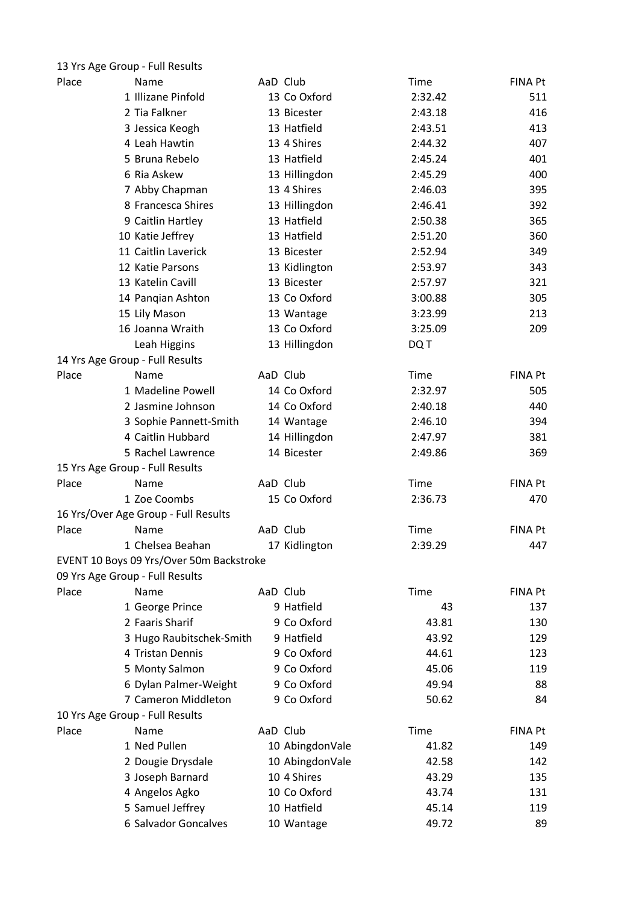13 Yrs Age Group - Full Results

| Place | Name | AaD | Club | Time | FINA Pt |
|---|---|---|---|---|---|
| 1 | Illizane Pinfold | 13 | Co Oxford | 2:32.42 | 511 |
| 2 | Tia Falkner | 13 | Bicester | 2:43.18 | 416 |
| 3 | Jessica Keogh | 13 | Hatfield | 2:43.51 | 413 |
| 4 | Leah Hawtin | 13 | 4 Shires | 2:44.32 | 407 |
| 5 | Bruna Rebelo | 13 | Hatfield | 2:45.24 | 401 |
| 6 | Ria Askew | 13 | Hillingdon | 2:45.29 | 400 |
| 7 | Abby Chapman | 13 | 4 Shires | 2:46.03 | 395 |
| 8 | Francesca Shires | 13 | Hillingdon | 2:46.41 | 392 |
| 9 | Caitlin Hartley | 13 | Hatfield | 2:50.38 | 365 |
| 10 | Katie Jeffrey | 13 | Hatfield | 2:51.20 | 360 |
| 11 | Caitlin Laverick | 13 | Bicester | 2:52.94 | 349 |
| 12 | Katie Parsons | 13 | Kidlington | 2:53.97 | 343 |
| 13 | Katelin Cavill | 13 | Bicester | 2:57.97 | 321 |
| 14 | Panqian Ashton | 13 | Co Oxford | 3:00.88 | 305 |
| 15 | Lily Mason | 13 | Wantage | 3:23.99 | 213 |
| 16 | Joanna Wraith | 13 | Co Oxford | 3:25.09 | 209 |
| | Leah Higgins | 13 | Hillingdon | DQ T | |

14 Yrs Age Group - Full Results

| Place | Name | AaD | Club | Time | FINA Pt |
|---|---|---|---|---|---|
| 1 | Madeline Powell | 14 | Co Oxford | 2:32.97 | 505 |
| 2 | Jasmine Johnson | 14 | Co Oxford | 2:40.18 | 440 |
| 3 | Sophie Pannett-Smith | 14 | Wantage | 2:46.10 | 394 |
| 4 | Caitlin Hubbard | 14 | Hillingdon | 2:47.97 | 381 |
| 5 | Rachel Lawrence | 14 | Bicester | 2:49.86 | 369 |

15 Yrs Age Group - Full Results

| Place | Name | AaD | Club | Time | FINA Pt |
|---|---|---|---|---|---|
| 1 | Zoe Coombs | 15 | Co Oxford | 2:36.73 | 470 |

16 Yrs/Over Age Group - Full Results

| Place | Name | AaD | Club | Time | FINA Pt |
|---|---|---|---|---|---|
| 1 | Chelsea Beahan | 17 | Kidlington | 2:39.29 | 447 |

EVENT 10 Boys 09 Yrs/Over 50m Backstroke

09 Yrs Age Group - Full Results

| Place | Name | AaD | Club | Time | FINA Pt |
|---|---|---|---|---|---|
| 1 | George Prince | 9 | Hatfield | 43 | 137 |
| 2 | Faaris Sharif | 9 | Co Oxford | 43.81 | 130 |
| 3 | Hugo Raubitschek-Smith | 9 | Hatfield | 43.92 | 129 |
| 4 | Tristan Dennis | 9 | Co Oxford | 44.61 | 123 |
| 5 | Monty Salmon | 9 | Co Oxford | 45.06 | 119 |
| 6 | Dylan Palmer-Weight | 9 | Co Oxford | 49.94 | 88 |
| 7 | Cameron Middleton | 9 | Co Oxford | 50.62 | 84 |

10 Yrs Age Group - Full Results

| Place | Name | AaD | Club | Time | FINA Pt |
|---|---|---|---|---|---|
| 1 | Ned Pullen | 10 | AbingdonVale | 41.82 | 149 |
| 2 | Dougie Drysdale | 10 | AbingdonVale | 42.58 | 142 |
| 3 | Joseph Barnard | 10 | 4 Shires | 43.29 | 135 |
| 4 | Angelos Agko | 10 | Co Oxford | 43.74 | 131 |
| 5 | Samuel Jeffrey | 10 | Hatfield | 45.14 | 119 |
| 6 | Salvador Goncalves | 10 | Wantage | 49.72 | 89 |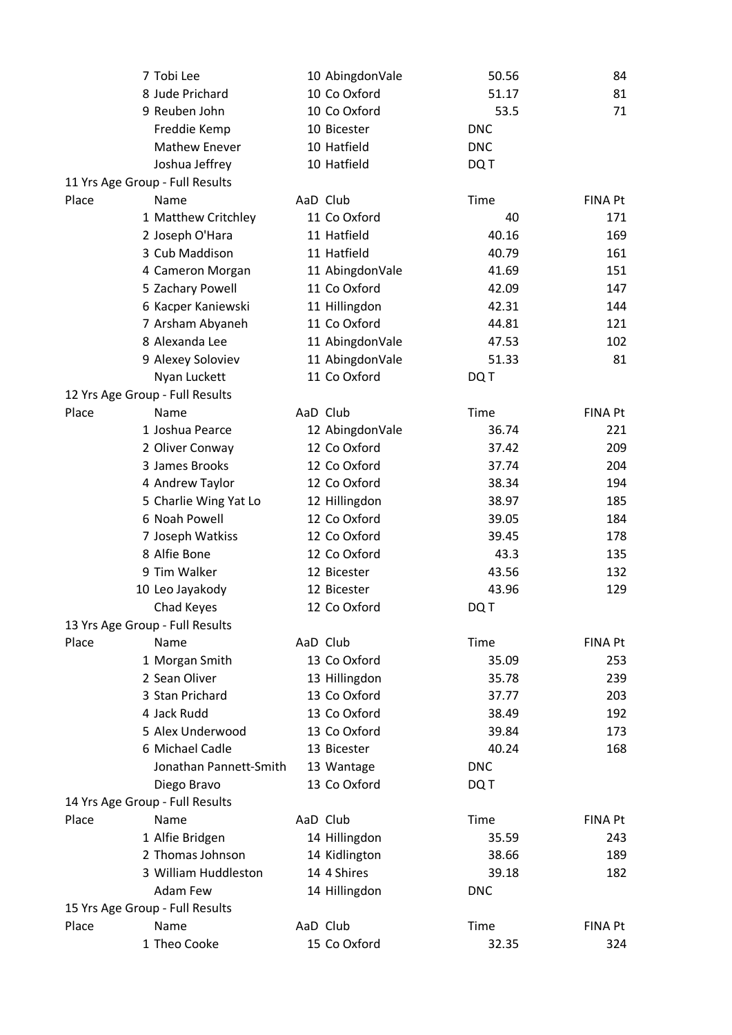| Place | Name | AaD | Club | Time | FINA Pt |
|---|---|---|---|---|---|
| 7 | Tobi Lee | 10 | AbingdonVale | 50.56 | 84 |
| 8 | Jude Prichard | 10 | Co Oxford | 51.17 | 81 |
| 9 | Reuben John | 10 | Co Oxford | 53.5 | 71 |
| | Freddie Kemp | 10 | Bicester | DNC | |
| | Mathew Enever | 10 | Hatfield | DNC | |
| | Joshua Jeffrey | 10 | Hatfield | DQ T | |

11 Yrs Age Group - Full Results

| Place | Name | AaD | Club | Time | FINA Pt |
|---|---|---|---|---|---|
| 1 | Matthew Critchley | 11 | Co Oxford | 40 | 171 |
| 2 | Joseph O'Hara | 11 | Hatfield | 40.16 | 169 |
| 3 | Cub Maddison | 11 | Hatfield | 40.79 | 161 |
| 4 | Cameron Morgan | 11 | AbingdonVale | 41.69 | 151 |
| 5 | Zachary Powell | 11 | Co Oxford | 42.09 | 147 |
| 6 | Kacper Kaniewski | 11 | Hillingdon | 42.31 | 144 |
| 7 | Arsham Abyaneh | 11 | Co Oxford | 44.81 | 121 |
| 8 | Alexanda Lee | 11 | AbingdonVale | 47.53 | 102 |
| 9 | Alexey Soloviev | 11 | AbingdonVale | 51.33 | 81 |
| | Nyan Luckett | 11 | Co Oxford | DQ T | |

12 Yrs Age Group - Full Results

| Place | Name | AaD | Club | Time | FINA Pt |
|---|---|---|---|---|---|
| 1 | Joshua Pearce | 12 | AbingdonVale | 36.74 | 221 |
| 2 | Oliver Conway | 12 | Co Oxford | 37.42 | 209 |
| 3 | James Brooks | 12 | Co Oxford | 37.74 | 204 |
| 4 | Andrew Taylor | 12 | Co Oxford | 38.34 | 194 |
| 5 | Charlie Wing Yat Lo | 12 | Hillingdon | 38.97 | 185 |
| 6 | Noah Powell | 12 | Co Oxford | 39.05 | 184 |
| 7 | Joseph Watkiss | 12 | Co Oxford | 39.45 | 178 |
| 8 | Alfie Bone | 12 | Co Oxford | 43.3 | 135 |
| 9 | Tim Walker | 12 | Bicester | 43.56 | 132 |
| 10 | Leo Jayakody | 12 | Bicester | 43.96 | 129 |
| | Chad Keyes | 12 | Co Oxford | DQ T | |

13 Yrs Age Group - Full Results

| Place | Name | AaD | Club | Time | FINA Pt |
|---|---|---|---|---|---|
| 1 | Morgan Smith | 13 | Co Oxford | 35.09 | 253 |
| 2 | Sean Oliver | 13 | Hillingdon | 35.78 | 239 |
| 3 | Stan Prichard | 13 | Co Oxford | 37.77 | 203 |
| 4 | Jack Rudd | 13 | Co Oxford | 38.49 | 192 |
| 5 | Alex Underwood | 13 | Co Oxford | 39.84 | 173 |
| 6 | Michael Cadle | 13 | Bicester | 40.24 | 168 |
| | Jonathan Pannett-Smith | 13 | Wantage | DNC | |
| | Diego Bravo | 13 | Co Oxford | DQ T | |

14 Yrs Age Group - Full Results

| Place | Name | AaD | Club | Time | FINA Pt |
|---|---|---|---|---|---|
| 1 | Alfie Bridgen | 14 | Hillingdon | 35.59 | 243 |
| 2 | Thomas Johnson | 14 | Kidlington | 38.66 | 189 |
| 3 | William Huddleston | 14 | 4 Shires | 39.18 | 182 |
| | Adam Few | 14 | Hillingdon | DNC | |

15 Yrs Age Group - Full Results

| Place | Name | AaD | Club | Time | FINA Pt |
|---|---|---|---|---|---|
| 1 | Theo Cooke | 15 | Co Oxford | 32.35 | 324 |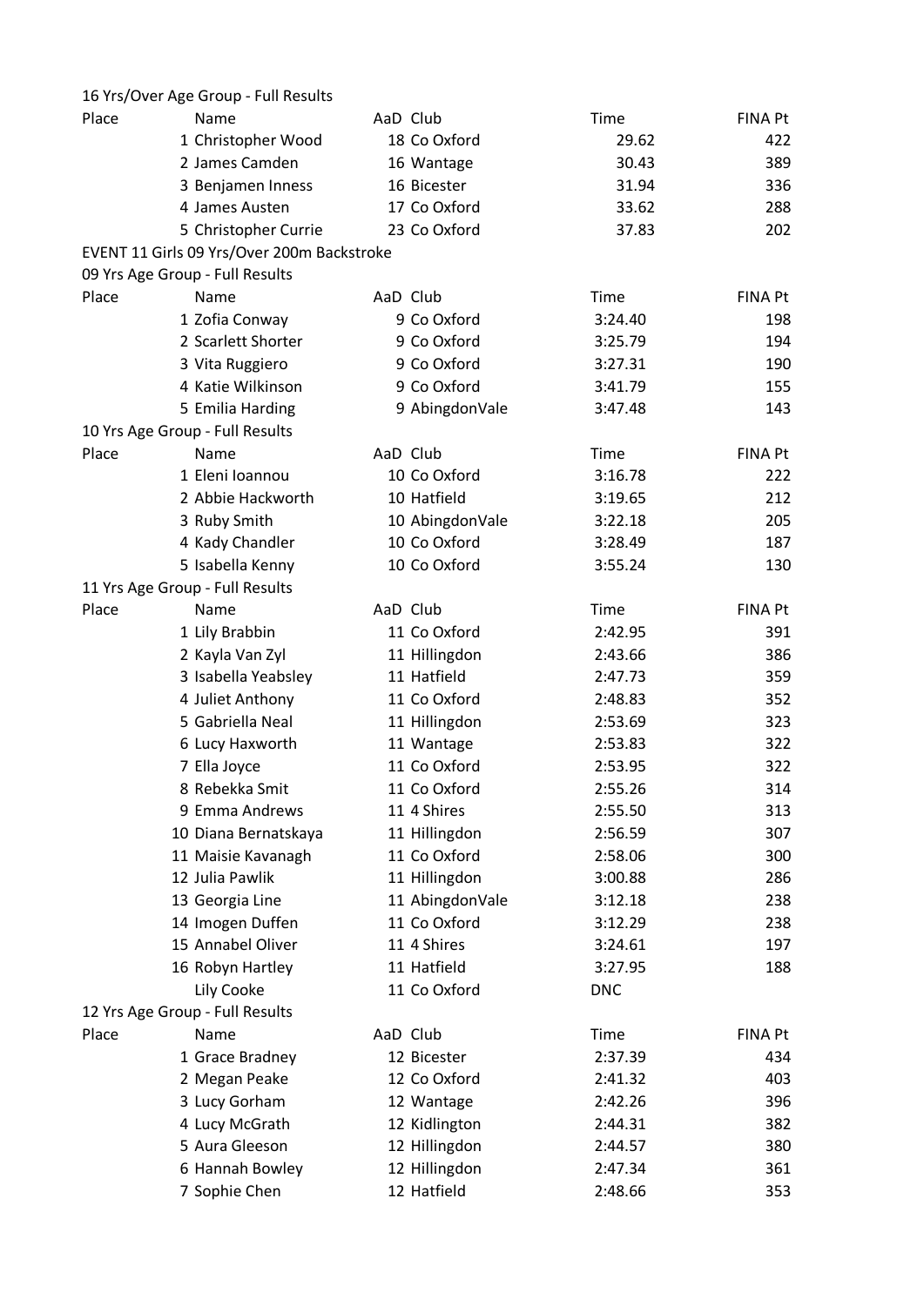16 Yrs/Over Age Group - Full Results

| Place | Name | AaD | Club | Time | FINA Pt |
|---|---|---|---|---|---|
| 1 | Christopher Wood | 18 | Co Oxford | 29.62 | 422 |
| 2 | James Camden | 16 | Wantage | 30.43 | 389 |
| 3 | Benjamen Inness | 16 | Bicester | 31.94 | 336 |
| 4 | James Austen | 17 | Co Oxford | 33.62 | 288 |
| 5 | Christopher Currie | 23 | Co Oxford | 37.83 | 202 |

EVENT 11 Girls 09 Yrs/Over 200m Backstroke

09 Yrs Age Group - Full Results

| Place | Name | AaD | Club | Time | FINA Pt |
|---|---|---|---|---|---|
| 1 | Zofia Conway | 9 | Co Oxford | 3:24.40 | 198 |
| 2 | Scarlett Shorter | 9 | Co Oxford | 3:25.79 | 194 |
| 3 | Vita Ruggiero | 9 | Co Oxford | 3:27.31 | 190 |
| 4 | Katie Wilkinson | 9 | Co Oxford | 3:41.79 | 155 |
| 5 | Emilia Harding | 9 | AbingdonVale | 3:47.48 | 143 |

10 Yrs Age Group - Full Results

| Place | Name | AaD | Club | Time | FINA Pt |
|---|---|---|---|---|---|
| 1 | Eleni Ioannou | 10 | Co Oxford | 3:16.78 | 222 |
| 2 | Abbie Hackworth | 10 | Hatfield | 3:19.65 | 212 |
| 3 | Ruby Smith | 10 | AbingdonVale | 3:22.18 | 205 |
| 4 | Kady Chandler | 10 | Co Oxford | 3:28.49 | 187 |
| 5 | Isabella Kenny | 10 | Co Oxford | 3:55.24 | 130 |

11 Yrs Age Group - Full Results

| Place | Name | AaD | Club | Time | FINA Pt |
|---|---|---|---|---|---|
| 1 | Lily Brabbin | 11 | Co Oxford | 2:42.95 | 391 |
| 2 | Kayla Van Zyl | 11 | Hillingdon | 2:43.66 | 386 |
| 3 | Isabella Yeabsley | 11 | Hatfield | 2:47.73 | 359 |
| 4 | Juliet Anthony | 11 | Co Oxford | 2:48.83 | 352 |
| 5 | Gabriella Neal | 11 | Hillingdon | 2:53.69 | 323 |
| 6 | Lucy Haxworth | 11 | Wantage | 2:53.83 | 322 |
| 7 | Ella Joyce | 11 | Co Oxford | 2:53.95 | 322 |
| 8 | Rebekka Smit | 11 | Co Oxford | 2:55.26 | 314 |
| 9 | Emma Andrews | 11 | 4 Shires | 2:55.50 | 313 |
| 10 | Diana Bernatskaya | 11 | Hillingdon | 2:56.59 | 307 |
| 11 | Maisie Kavanagh | 11 | Co Oxford | 2:58.06 | 300 |
| 12 | Julia Pawlik | 11 | Hillingdon | 3:00.88 | 286 |
| 13 | Georgia Line | 11 | AbingdonVale | 3:12.18 | 238 |
| 14 | Imogen Duffen | 11 | Co Oxford | 3:12.29 | 238 |
| 15 | Annabel Oliver | 11 | 4 Shires | 3:24.61 | 197 |
| 16 | Robyn Hartley | 11 | Hatfield | 3:27.95 | 188 |
| | Lily Cooke | 11 | Co Oxford | DNC | |

12 Yrs Age Group - Full Results

| Place | Name | AaD | Club | Time | FINA Pt |
|---|---|---|---|---|---|
| 1 | Grace Bradney | 12 | Bicester | 2:37.39 | 434 |
| 2 | Megan Peake | 12 | Co Oxford | 2:41.32 | 403 |
| 3 | Lucy Gorham | 12 | Wantage | 2:42.26 | 396 |
| 4 | Lucy McGrath | 12 | Kidlington | 2:44.31 | 382 |
| 5 | Aura Gleeson | 12 | Hillingdon | 2:44.57 | 380 |
| 6 | Hannah Bowley | 12 | Hillingdon | 2:47.34 | 361 |
| 7 | Sophie Chen | 12 | Hatfield | 2:48.66 | 353 |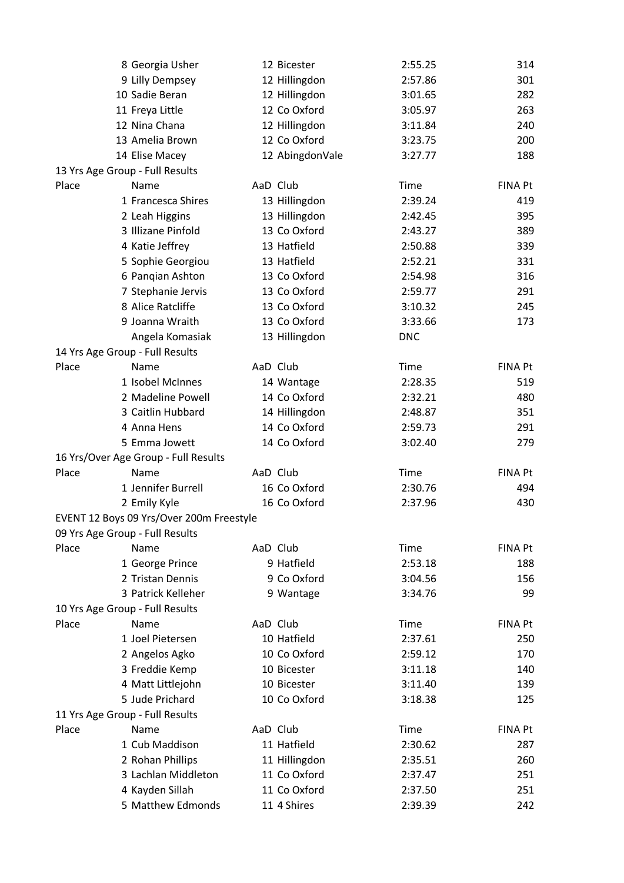| Place | Name | AaD | Club | Time | FINA Pt |
|---|---|---|---|---|---|
| 8 | Georgia Usher | 12 | Bicester | 2:55.25 | 314 |
| 9 | Lilly Dempsey | 12 | Hillingdon | 2:57.86 | 301 |
| 10 | Sadie Beran | 12 | Hillingdon | 3:01.65 | 282 |
| 11 | Freya Little | 12 | Co Oxford | 3:05.97 | 263 |
| 12 | Nina Chana | 12 | Hillingdon | 3:11.84 | 240 |
| 13 | Amelia Brown | 12 | Co Oxford | 3:23.75 | 200 |
| 14 | Elise Macey | 12 | AbingdonVale | 3:27.77 | 188 |

13 Yrs Age Group - Full Results

| Place | Name | AaD | Club | Time | FINA Pt |
|---|---|---|---|---|---|
| 1 | Francesca Shires | 13 | Hillingdon | 2:39.24 | 419 |
| 2 | Leah Higgins | 13 | Hillingdon | 2:42.45 | 395 |
| 3 | Illizane Pinfold | 13 | Co Oxford | 2:43.27 | 389 |
| 4 | Katie Jeffrey | 13 | Hatfield | 2:50.88 | 339 |
| 5 | Sophie Georgiou | 13 | Hatfield | 2:52.21 | 331 |
| 6 | Panqian Ashton | 13 | Co Oxford | 2:54.98 | 316 |
| 7 | Stephanie Jervis | 13 | Co Oxford | 2:59.77 | 291 |
| 8 | Alice Ratcliffe | 13 | Co Oxford | 3:10.32 | 245 |
| 9 | Joanna Wraith | 13 | Co Oxford | 3:33.66 | 173 |
| | Angela Komasiak | 13 | Hillingdon | DNC | |

14 Yrs Age Group - Full Results

| Place | Name | AaD | Club | Time | FINA Pt |
|---|---|---|---|---|---|
| 1 | Isobel McInnes | 14 | Wantage | 2:28.35 | 519 |
| 2 | Madeline Powell | 14 | Co Oxford | 2:32.21 | 480 |
| 3 | Caitlin Hubbard | 14 | Hillingdon | 2:48.87 | 351 |
| 4 | Anna Hens | 14 | Co Oxford | 2:59.73 | 291 |
| 5 | Emma Jowett | 14 | Co Oxford | 3:02.40 | 279 |

16 Yrs/Over Age Group - Full Results

| Place | Name | AaD | Club | Time | FINA Pt |
|---|---|---|---|---|---|
| 1 | Jennifer Burrell | 16 | Co Oxford | 2:30.76 | 494 |
| 2 | Emily Kyle | 16 | Co Oxford | 2:37.96 | 430 |

EVENT 12 Boys 09 Yrs/Over 200m Freestyle

09 Yrs Age Group - Full Results

| Place | Name | AaD | Club | Time | FINA Pt |
|---|---|---|---|---|---|
| 1 | George Prince | 9 | Hatfield | 2:53.18 | 188 |
| 2 | Tristan Dennis | 9 | Co Oxford | 3:04.56 | 156 |
| 3 | Patrick Kelleher | 9 | Wantage | 3:34.76 | 99 |

10 Yrs Age Group - Full Results

| Place | Name | AaD | Club | Time | FINA Pt |
|---|---|---|---|---|---|
| 1 | Joel Pietersen | 10 | Hatfield | 2:37.61 | 250 |
| 2 | Angelos Agko | 10 | Co Oxford | 2:59.12 | 170 |
| 3 | Freddie Kemp | 10 | Bicester | 3:11.18 | 140 |
| 4 | Matt Littlejohn | 10 | Bicester | 3:11.40 | 139 |
| 5 | Jude Prichard | 10 | Co Oxford | 3:18.38 | 125 |

11 Yrs Age Group - Full Results

| Place | Name | AaD | Club | Time | FINA Pt |
|---|---|---|---|---|---|
| 1 | Cub Maddison | 11 | Hatfield | 2:30.62 | 287 |
| 2 | Rohan Phillips | 11 | Hillingdon | 2:35.51 | 260 |
| 3 | Lachlan Middleton | 11 | Co Oxford | 2:37.47 | 251 |
| 4 | Kayden Sillah | 11 | Co Oxford | 2:37.50 | 251 |
| 5 | Matthew Edmonds | 11 | 4 Shires | 2:39.39 | 242 |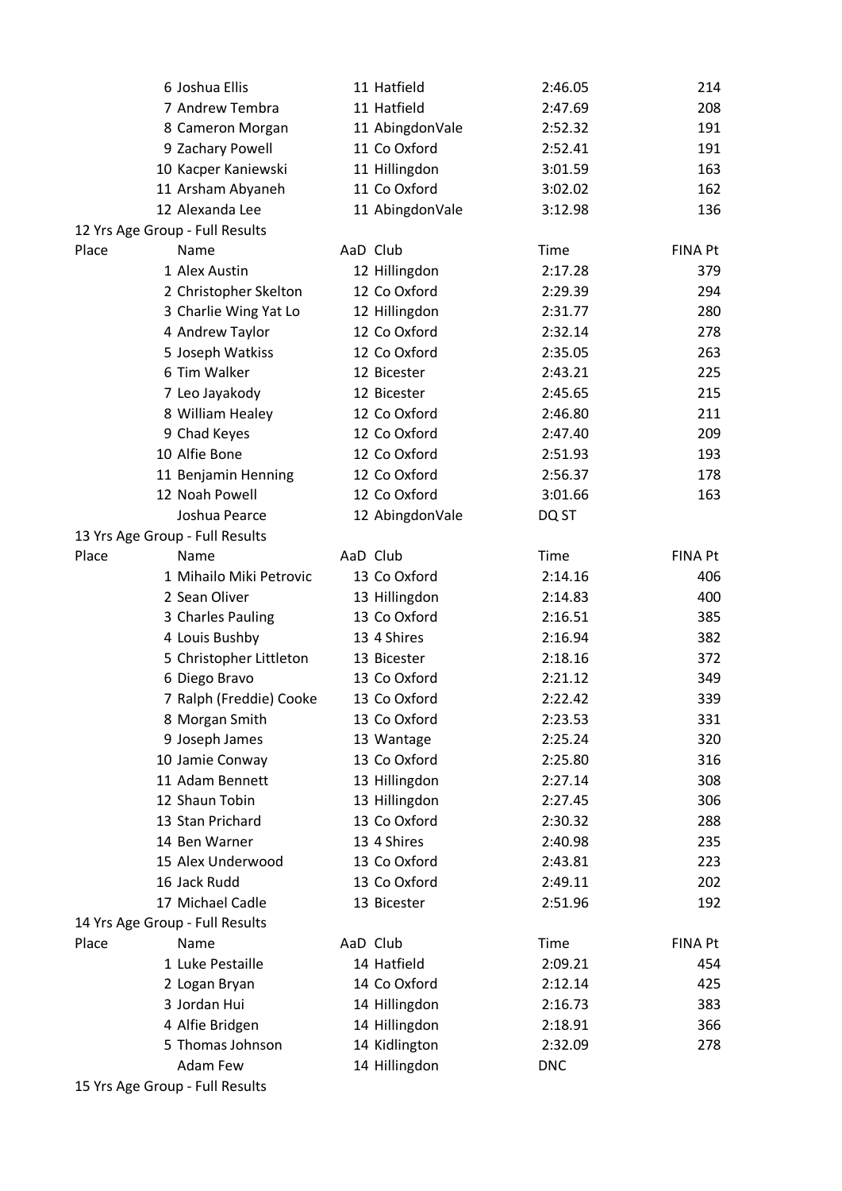| Place | Name | AaD | Club | Time | FINA Pt |
|---|---|---|---|---|---|
| 6 | Joshua Ellis | 11 | Hatfield | 2:46.05 | 214 |
| 7 | Andrew Tembra | 11 | Hatfield | 2:47.69 | 208 |
| 8 | Cameron Morgan | 11 | AbingdonVale | 2:52.32 | 191 |
| 9 | Zachary Powell | 11 | Co Oxford | 2:52.41 | 191 |
| 10 | Kacper Kaniewski | 11 | Hillingdon | 3:01.59 | 163 |
| 11 | Arsham Abyaneh | 11 | Co Oxford | 3:02.02 | 162 |
| 12 | Alexanda Lee | 11 | AbingdonVale | 3:12.98 | 136 |

12 Yrs Age Group - Full Results

| Place | Name | AaD | Club | Time | FINA Pt |
|---|---|---|---|---|---|
| 1 | Alex Austin | 12 | Hillingdon | 2:17.28 | 379 |
| 2 | Christopher Skelton | 12 | Co Oxford | 2:29.39 | 294 |
| 3 | Charlie Wing Yat Lo | 12 | Hillingdon | 2:31.77 | 280 |
| 4 | Andrew Taylor | 12 | Co Oxford | 2:32.14 | 278 |
| 5 | Joseph Watkiss | 12 | Co Oxford | 2:35.05 | 263 |
| 6 | Tim Walker | 12 | Bicester | 2:43.21 | 225 |
| 7 | Leo Jayakody | 12 | Bicester | 2:45.65 | 215 |
| 8 | William Healey | 12 | Co Oxford | 2:46.80 | 211 |
| 9 | Chad Keyes | 12 | Co Oxford | 2:47.40 | 209 |
| 10 | Alfie Bone | 12 | Co Oxford | 2:51.93 | 193 |
| 11 | Benjamin Henning | 12 | Co Oxford | 2:56.37 | 178 |
| 12 | Noah Powell | 12 | Co Oxford | 3:01.66 | 163 |
| | Joshua Pearce | 12 | AbingdonVale | DQ ST | |

13 Yrs Age Group - Full Results

| Place | Name | AaD | Club | Time | FINA Pt |
|---|---|---|---|---|---|
| 1 | Mihailo Miki Petrovic | 13 | Co Oxford | 2:14.16 | 406 |
| 2 | Sean Oliver | 13 | Hillingdon | 2:14.83 | 400 |
| 3 | Charles Pauling | 13 | Co Oxford | 2:16.51 | 385 |
| 4 | Louis Bushby | 13 | 4 Shires | 2:16.94 | 382 |
| 5 | Christopher Littleton | 13 | Bicester | 2:18.16 | 372 |
| 6 | Diego Bravo | 13 | Co Oxford | 2:21.12 | 349 |
| 7 | Ralph (Freddie) Cooke | 13 | Co Oxford | 2:22.42 | 339 |
| 8 | Morgan Smith | 13 | Co Oxford | 2:23.53 | 331 |
| 9 | Joseph James | 13 | Wantage | 2:25.24 | 320 |
| 10 | Jamie Conway | 13 | Co Oxford | 2:25.80 | 316 |
| 11 | Adam Bennett | 13 | Hillingdon | 2:27.14 | 308 |
| 12 | Shaun Tobin | 13 | Hillingdon | 2:27.45 | 306 |
| 13 | Stan Prichard | 13 | Co Oxford | 2:30.32 | 288 |
| 14 | Ben Warner | 13 | 4 Shires | 2:40.98 | 235 |
| 15 | Alex Underwood | 13 | Co Oxford | 2:43.81 | 223 |
| 16 | Jack Rudd | 13 | Co Oxford | 2:49.11 | 202 |
| 17 | Michael Cadle | 13 | Bicester | 2:51.96 | 192 |

14 Yrs Age Group - Full Results

| Place | Name | AaD | Club | Time | FINA Pt |
|---|---|---|---|---|---|
| 1 | Luke Pestaille | 14 | Hatfield | 2:09.21 | 454 |
| 2 | Logan Bryan | 14 | Co Oxford | 2:12.14 | 425 |
| 3 | Jordan Hui | 14 | Hillingdon | 2:16.73 | 383 |
| 4 | Alfie Bridgen | 14 | Hillingdon | 2:18.91 | 366 |
| 5 | Thomas Johnson | 14 | Kidlington | 2:32.09 | 278 |
| | Adam Few | 14 | Hillingdon | DNC | |

15 Yrs Age Group - Full Results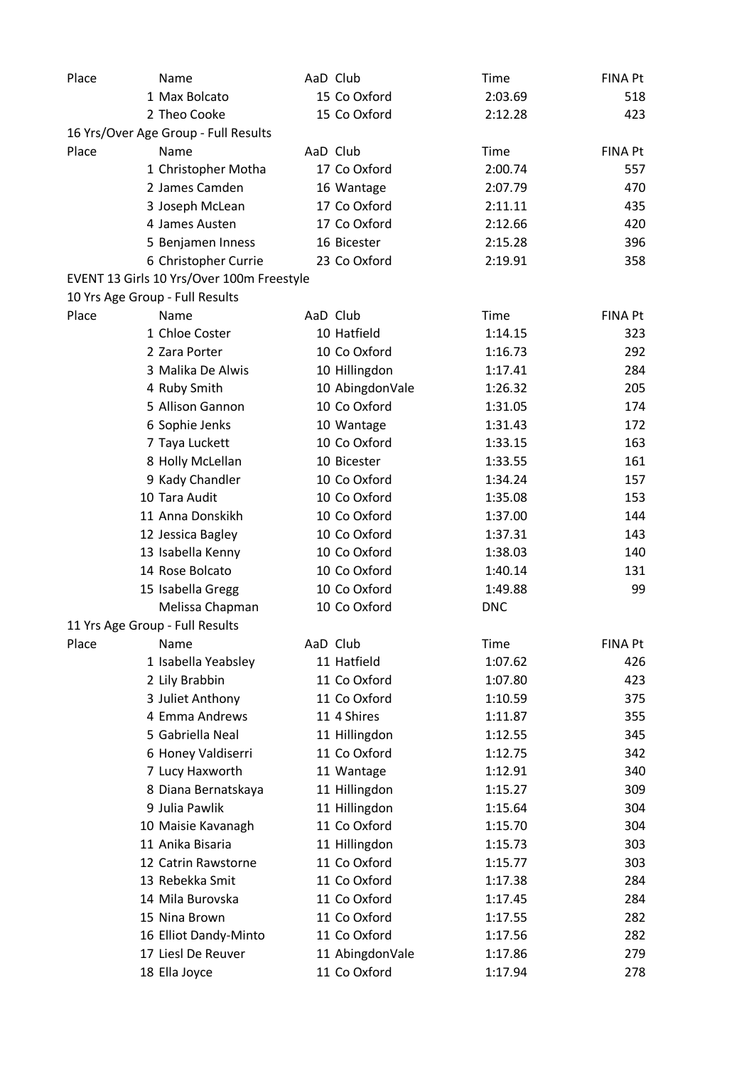| Place | Name | AaD | Club | Time | FINA Pt |
|---|---|---|---|---|---|
| 1 | Max Bolcato | 15 | Co Oxford | 2:03.69 | 518 |
| 2 | Theo Cooke | 15 | Co Oxford | 2:12.28 | 423 |

16 Yrs/Over Age Group - Full Results

| Place | Name | AaD | Club | Time | FINA Pt |
|---|---|---|---|---|---|
| 1 | Christopher Motha | 17 | Co Oxford | 2:00.74 | 557 |
| 2 | James Camden | 16 | Wantage | 2:07.79 | 470 |
| 3 | Joseph McLean | 17 | Co Oxford | 2:11.11 | 435 |
| 4 | James Austen | 17 | Co Oxford | 2:12.66 | 420 |
| 5 | Benjamen Inness | 16 | Bicester | 2:15.28 | 396 |
| 6 | Christopher Currie | 23 | Co Oxford | 2:19.91 | 358 |

EVENT 13 Girls 10 Yrs/Over 100m Freestyle

10 Yrs Age Group - Full Results

| Place | Name | AaD | Club | Time | FINA Pt |
|---|---|---|---|---|---|
| 1 | Chloe Coster | 10 | Hatfield | 1:14.15 | 323 |
| 2 | Zara Porter | 10 | Co Oxford | 1:16.73 | 292 |
| 3 | Malika De Alwis | 10 | Hillingdon | 1:17.41 | 284 |
| 4 | Ruby Smith | 10 | AbingdonVale | 1:26.32 | 205 |
| 5 | Allison Gannon | 10 | Co Oxford | 1:31.05 | 174 |
| 6 | Sophie Jenks | 10 | Wantage | 1:31.43 | 172 |
| 7 | Taya Luckett | 10 | Co Oxford | 1:33.15 | 163 |
| 8 | Holly McLellan | 10 | Bicester | 1:33.55 | 161 |
| 9 | Kady Chandler | 10 | Co Oxford | 1:34.24 | 157 |
| 10 | Tara Audit | 10 | Co Oxford | 1:35.08 | 153 |
| 11 | Anna Donskikh | 10 | Co Oxford | 1:37.00 | 144 |
| 12 | Jessica Bagley | 10 | Co Oxford | 1:37.31 | 143 |
| 13 | Isabella Kenny | 10 | Co Oxford | 1:38.03 | 140 |
| 14 | Rose Bolcato | 10 | Co Oxford | 1:40.14 | 131 |
| 15 | Isabella Gregg | 10 | Co Oxford | 1:49.88 | 99 |
| | Melissa Chapman | 10 | Co Oxford | DNC | |

11 Yrs Age Group - Full Results

| Place | Name | AaD | Club | Time | FINA Pt |
|---|---|---|---|---|---|
| 1 | Isabella Yeabsley | 11 | Hatfield | 1:07.62 | 426 |
| 2 | Lily Brabbin | 11 | Co Oxford | 1:07.80 | 423 |
| 3 | Juliet Anthony | 11 | Co Oxford | 1:10.59 | 375 |
| 4 | Emma Andrews | 11 | 4 Shires | 1:11.87 | 355 |
| 5 | Gabriella Neal | 11 | Hillingdon | 1:12.55 | 345 |
| 6 | Honey Valdiserri | 11 | Co Oxford | 1:12.75 | 342 |
| 7 | Lucy Haxworth | 11 | Wantage | 1:12.91 | 340 |
| 8 | Diana Bernatskaya | 11 | Hillingdon | 1:15.27 | 309 |
| 9 | Julia Pawlik | 11 | Hillingdon | 1:15.64 | 304 |
| 10 | Maisie Kavanagh | 11 | Co Oxford | 1:15.70 | 304 |
| 11 | Anika Bisaria | 11 | Hillingdon | 1:15.73 | 303 |
| 12 | Catrin Rawstorne | 11 | Co Oxford | 1:15.77 | 303 |
| 13 | Rebekka Smit | 11 | Co Oxford | 1:17.38 | 284 |
| 14 | Mila Burovska | 11 | Co Oxford | 1:17.45 | 284 |
| 15 | Nina Brown | 11 | Co Oxford | 1:17.55 | 282 |
| 16 | Elliot Dandy-Minto | 11 | Co Oxford | 1:17.56 | 282 |
| 17 | Liesl De Reuver | 11 | AbingdonVale | 1:17.86 | 279 |
| 18 | Ella Joyce | 11 | Co Oxford | 1:17.94 | 278 |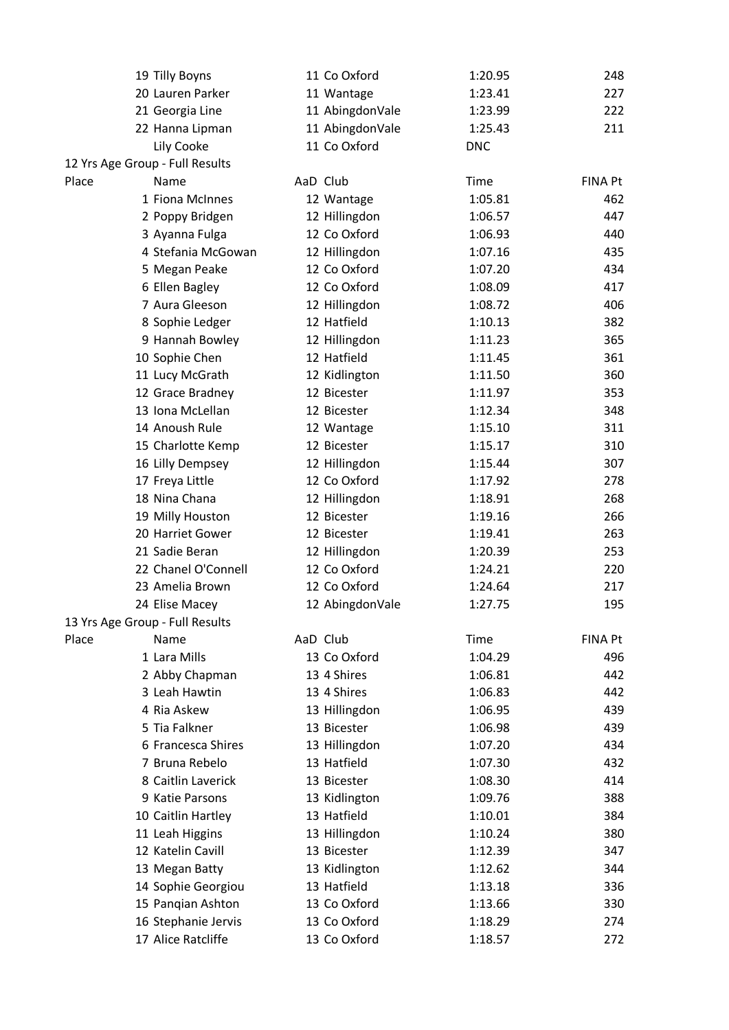| Place | Name | AaD | Club | Time | FINA Pt |
|---|---|---|---|---|---|
| 19 | Tilly Boyns | 11 | Co Oxford | 1:20.95 | 248 |
| 20 | Lauren Parker | 11 | Wantage | 1:23.41 | 227 |
| 21 | Georgia Line | 11 | AbingdonVale | 1:23.99 | 222 |
| 22 | Hanna Lipman | 11 | AbingdonVale | 1:25.43 | 211 |
| | Lily Cooke | 11 | Co Oxford | DNC | |

12 Yrs Age Group - Full Results

| Place | Name | AaD | Club | Time | FINA Pt |
|---|---|---|---|---|---|
| 1 | Fiona McInnes | 12 | Wantage | 1:05.81 | 462 |
| 2 | Poppy Bridgen | 12 | Hillingdon | 1:06.57 | 447 |
| 3 | Ayanna Fulga | 12 | Co Oxford | 1:06.93 | 440 |
| 4 | Stefania McGowan | 12 | Hillingdon | 1:07.16 | 435 |
| 5 | Megan Peake | 12 | Co Oxford | 1:07.20 | 434 |
| 6 | Ellen Bagley | 12 | Co Oxford | 1:08.09 | 417 |
| 7 | Aura Gleeson | 12 | Hillingdon | 1:08.72 | 406 |
| 8 | Sophie Ledger | 12 | Hatfield | 1:10.13 | 382 |
| 9 | Hannah Bowley | 12 | Hillingdon | 1:11.23 | 365 |
| 10 | Sophie Chen | 12 | Hatfield | 1:11.45 | 361 |
| 11 | Lucy McGrath | 12 | Kidlington | 1:11.50 | 360 |
| 12 | Grace Bradney | 12 | Bicester | 1:11.97 | 353 |
| 13 | Iona McLellan | 12 | Bicester | 1:12.34 | 348 |
| 14 | Anoush Rule | 12 | Wantage | 1:15.10 | 311 |
| 15 | Charlotte Kemp | 12 | Bicester | 1:15.17 | 310 |
| 16 | Lilly Dempsey | 12 | Hillingdon | 1:15.44 | 307 |
| 17 | Freya Little | 12 | Co Oxford | 1:17.92 | 278 |
| 18 | Nina Chana | 12 | Hillingdon | 1:18.91 | 268 |
| 19 | Milly Houston | 12 | Bicester | 1:19.16 | 266 |
| 20 | Harriet Gower | 12 | Bicester | 1:19.41 | 263 |
| 21 | Sadie Beran | 12 | Hillingdon | 1:20.39 | 253 |
| 22 | Chanel O'Connell | 12 | Co Oxford | 1:24.21 | 220 |
| 23 | Amelia Brown | 12 | Co Oxford | 1:24.64 | 217 |
| 24 | Elise Macey | 12 | AbingdonVale | 1:27.75 | 195 |

13 Yrs Age Group - Full Results

| Place | Name | AaD | Club | Time | FINA Pt |
|---|---|---|---|---|---|
| 1 | Lara Mills | 13 | Co Oxford | 1:04.29 | 496 |
| 2 | Abby Chapman | 13 | 4 Shires | 1:06.81 | 442 |
| 3 | Leah Hawtin | 13 | 4 Shires | 1:06.83 | 442 |
| 4 | Ria Askew | 13 | Hillingdon | 1:06.95 | 439 |
| 5 | Tia Falkner | 13 | Bicester | 1:06.98 | 439 |
| 6 | Francesca Shires | 13 | Hillingdon | 1:07.20 | 434 |
| 7 | Bruna Rebelo | 13 | Hatfield | 1:07.30 | 432 |
| 8 | Caitlin Laverick | 13 | Bicester | 1:08.30 | 414 |
| 9 | Katie Parsons | 13 | Kidlington | 1:09.76 | 388 |
| 10 | Caitlin Hartley | 13 | Hatfield | 1:10.01 | 384 |
| 11 | Leah Higgins | 13 | Hillingdon | 1:10.24 | 380 |
| 12 | Katelin Cavill | 13 | Bicester | 1:12.39 | 347 |
| 13 | Megan Batty | 13 | Kidlington | 1:12.62 | 344 |
| 14 | Sophie Georgiou | 13 | Hatfield | 1:13.18 | 336 |
| 15 | Panqian Ashton | 13 | Co Oxford | 1:13.66 | 330 |
| 16 | Stephanie Jervis | 13 | Co Oxford | 1:18.29 | 274 |
| 17 | Alice Ratcliffe | 13 | Co Oxford | 1:18.57 | 272 |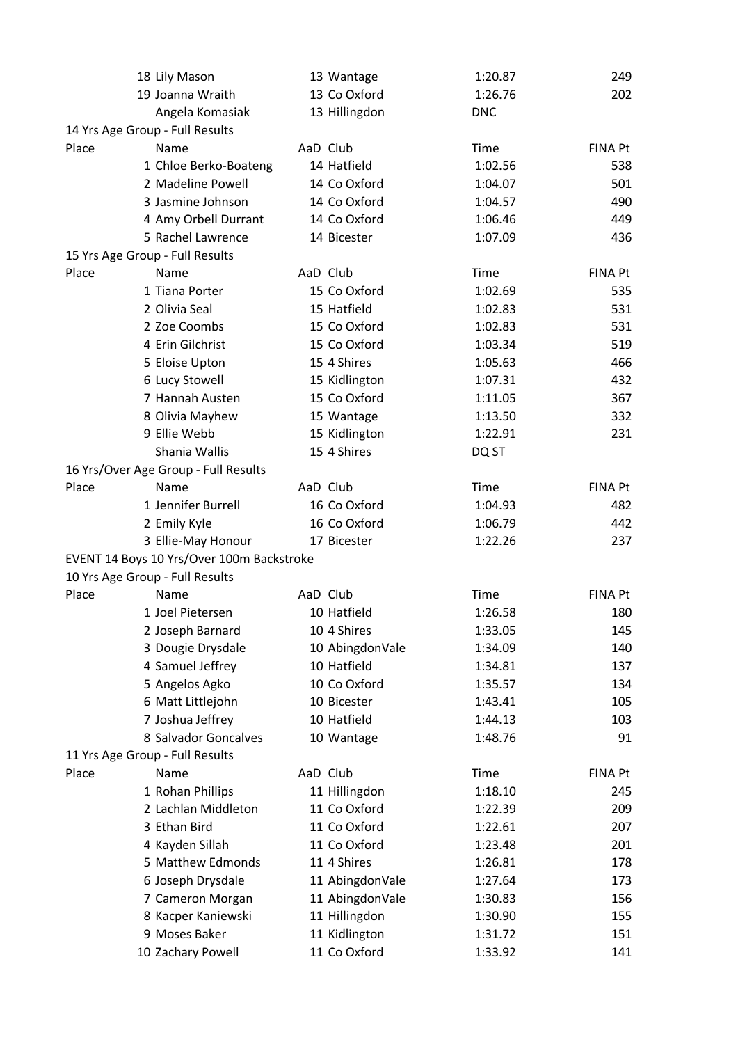| Place | Name | AaD | Club | Time | FINA Pt |
|---|---|---|---|---|---|
| 18 | Lily Mason | 13 | Wantage | 1:20.87 | 249 |
| 19 | Joanna Wraith | 13 | Co Oxford | 1:26.76 | 202 |
| | Angela Komasiak | 13 | Hillingdon | DNC | |

14 Yrs Age Group - Full Results

| Place | Name | AaD | Club | Time | FINA Pt |
|---|---|---|---|---|---|
| 1 | Chloe Berko-Boateng | 14 | Hatfield | 1:02.56 | 538 |
| 2 | Madeline Powell | 14 | Co Oxford | 1:04.07 | 501 |
| 3 | Jasmine Johnson | 14 | Co Oxford | 1:04.57 | 490 |
| 4 | Amy Orbell Durrant | 14 | Co Oxford | 1:06.46 | 449 |
| 5 | Rachel Lawrence | 14 | Bicester | 1:07.09 | 436 |

15 Yrs Age Group - Full Results

| Place | Name | AaD | Club | Time | FINA Pt |
|---|---|---|---|---|---|
| 1 | Tiana Porter | 15 | Co Oxford | 1:02.69 | 535 |
| 2 | Olivia Seal | 15 | Hatfield | 1:02.83 | 531 |
| 2 | Zoe Coombs | 15 | Co Oxford | 1:02.83 | 531 |
| 4 | Erin Gilchrist | 15 | Co Oxford | 1:03.34 | 519 |
| 5 | Eloise Upton | 15 | 4 Shires | 1:05.63 | 466 |
| 6 | Lucy Stowell | 15 | Kidlington | 1:07.31 | 432 |
| 7 | Hannah Austen | 15 | Co Oxford | 1:11.05 | 367 |
| 8 | Olivia Mayhew | 15 | Wantage | 1:13.50 | 332 |
| 9 | Ellie Webb | 15 | Kidlington | 1:22.91 | 231 |
| | Shania Wallis | 15 | 4 Shires | DQ ST | |

16 Yrs/Over Age Group - Full Results

| Place | Name | AaD | Club | Time | FINA Pt |
|---|---|---|---|---|---|
| 1 | Jennifer Burrell | 16 | Co Oxford | 1:04.93 | 482 |
| 2 | Emily Kyle | 16 | Co Oxford | 1:06.79 | 442 |
| 3 | Ellie-May Honour | 17 | Bicester | 1:22.26 | 237 |

EVENT 14 Boys 10 Yrs/Over 100m Backstroke

10 Yrs Age Group - Full Results

| Place | Name | AaD | Club | Time | FINA Pt |
|---|---|---|---|---|---|
| 1 | Joel Pietersen | 10 | Hatfield | 1:26.58 | 180 |
| 2 | Joseph Barnard | 10 | 4 Shires | 1:33.05 | 145 |
| 3 | Dougie Drysdale | 10 | AbingdonVale | 1:34.09 | 140 |
| 4 | Samuel Jeffrey | 10 | Hatfield | 1:34.81 | 137 |
| 5 | Angelos Agko | 10 | Co Oxford | 1:35.57 | 134 |
| 6 | Matt Littlejohn | 10 | Bicester | 1:43.41 | 105 |
| 7 | Joshua Jeffrey | 10 | Hatfield | 1:44.13 | 103 |
| 8 | Salvador Goncalves | 10 | Wantage | 1:48.76 | 91 |

11 Yrs Age Group - Full Results

| Place | Name | AaD | Club | Time | FINA Pt |
|---|---|---|---|---|---|
| 1 | Rohan Phillips | 11 | Hillingdon | 1:18.10 | 245 |
| 2 | Lachlan Middleton | 11 | Co Oxford | 1:22.39 | 209 |
| 3 | Ethan Bird | 11 | Co Oxford | 1:22.61 | 207 |
| 4 | Kayden Sillah | 11 | Co Oxford | 1:23.48 | 201 |
| 5 | Matthew Edmonds | 11 | 4 Shires | 1:26.81 | 178 |
| 6 | Joseph Drysdale | 11 | AbingdonVale | 1:27.64 | 173 |
| 7 | Cameron Morgan | 11 | AbingdonVale | 1:30.83 | 156 |
| 8 | Kacper Kaniewski | 11 | Hillingdon | 1:30.90 | 155 |
| 9 | Moses Baker | 11 | Kidlington | 1:31.72 | 151 |
| 10 | Zachary Powell | 11 | Co Oxford | 1:33.92 | 141 |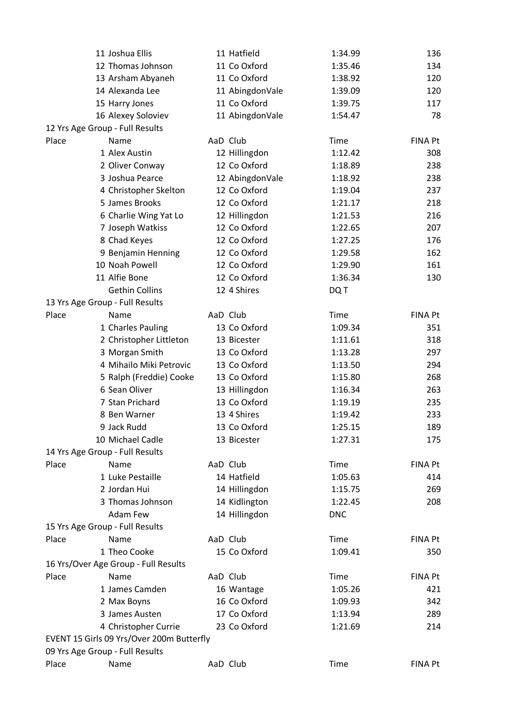| Place | Name | AaD | Club | Time | FINA Pt |
|---|---|---|---|---|---|
| 11 | Joshua Ellis | 11 | Hatfield | 1:34.99 | 136 |
| 12 | Thomas Johnson | 11 | Co Oxford | 1:35.46 | 134 |
| 13 | Arsham Abyaneh | 11 | Co Oxford | 1:38.92 | 120 |
| 14 | Alexanda Lee | 11 | AbingdonVale | 1:39.09 | 120 |
| 15 | Harry Jones | 11 | Co Oxford | 1:39.75 | 117 |
| 16 | Alexey Soloviev | 11 | AbingdonVale | 1:54.47 | 78 |

12 Yrs Age Group - Full Results

| Place | Name | AaD | Club | Time | FINA Pt |
|---|---|---|---|---|---|
| 1 | Alex Austin | 12 | Hillingdon | 1:12.42 | 308 |
| 2 | Oliver Conway | 12 | Co Oxford | 1:18.89 | 238 |
| 3 | Joshua Pearce | 12 | AbingdonVale | 1:18.92 | 238 |
| 4 | Christopher Skelton | 12 | Co Oxford | 1:19.04 | 237 |
| 5 | James Brooks | 12 | Co Oxford | 1:21.17 | 218 |
| 6 | Charlie Wing Yat Lo | 12 | Hillingdon | 1:21.53 | 216 |
| 7 | Joseph Watkiss | 12 | Co Oxford | 1:22.65 | 207 |
| 8 | Chad Keyes | 12 | Co Oxford | 1:27.25 | 176 |
| 9 | Benjamin Henning | 12 | Co Oxford | 1:29.58 | 162 |
| 10 | Noah Powell | 12 | Co Oxford | 1:29.90 | 161 |
| 11 | Alfie Bone | 12 | Co Oxford | 1:36.34 | 130 |
| | Gethin Collins | 12 | 4 Shires | DQ T | |

13 Yrs Age Group - Full Results

| Place | Name | AaD | Club | Time | FINA Pt |
|---|---|---|---|---|---|
| 1 | Charles Pauling | 13 | Co Oxford | 1:09.34 | 351 |
| 2 | Christopher Littleton | 13 | Bicester | 1:11.61 | 318 |
| 3 | Morgan Smith | 13 | Co Oxford | 1:13.28 | 297 |
| 4 | Mihailo Miki Petrovic | 13 | Co Oxford | 1:13.50 | 294 |
| 5 | Ralph (Freddie) Cooke | 13 | Co Oxford | 1:15.80 | 268 |
| 6 | Sean Oliver | 13 | Hillingdon | 1:16.34 | 263 |
| 7 | Stan Prichard | 13 | Co Oxford | 1:19.19 | 235 |
| 8 | Ben Warner | 13 | 4 Shires | 1:19.42 | 233 |
| 9 | Jack Rudd | 13 | Co Oxford | 1:25.15 | 189 |
| 10 | Michael Cadle | 13 | Bicester | 1:27.31 | 175 |

14 Yrs Age Group - Full Results

| Place | Name | AaD | Club | Time | FINA Pt |
|---|---|---|---|---|---|
| 1 | Luke Pestaille | 14 | Hatfield | 1:05.63 | 414 |
| 2 | Jordan Hui | 14 | Hillingdon | 1:15.75 | 269 |
| 3 | Thomas Johnson | 14 | Kidlington | 1:22.45 | 208 |
| | Adam Few | 14 | Hillingdon | DNC | |

15 Yrs Age Group - Full Results

| Place | Name | AaD | Club | Time | FINA Pt |
|---|---|---|---|---|---|
| 1 | Theo Cooke | 15 | Co Oxford | 1:09.41 | 350 |

16 Yrs/Over Age Group - Full Results

| Place | Name | AaD | Club | Time | FINA Pt |
|---|---|---|---|---|---|
| 1 | James Camden | 16 | Wantage | 1:05.26 | 421 |
| 2 | Max Boyns | 16 | Co Oxford | 1:09.93 | 342 |
| 3 | James Austen | 17 | Co Oxford | 1:13.94 | 289 |
| 4 | Christopher Currie | 23 | Co Oxford | 1:21.69 | 214 |

EVENT 15 Girls 09 Yrs/Over 200m Butterfly

09 Yrs Age Group - Full Results

| Place | Name | AaD | Club | Time | FINA Pt |
|---|---|---|---|---|---|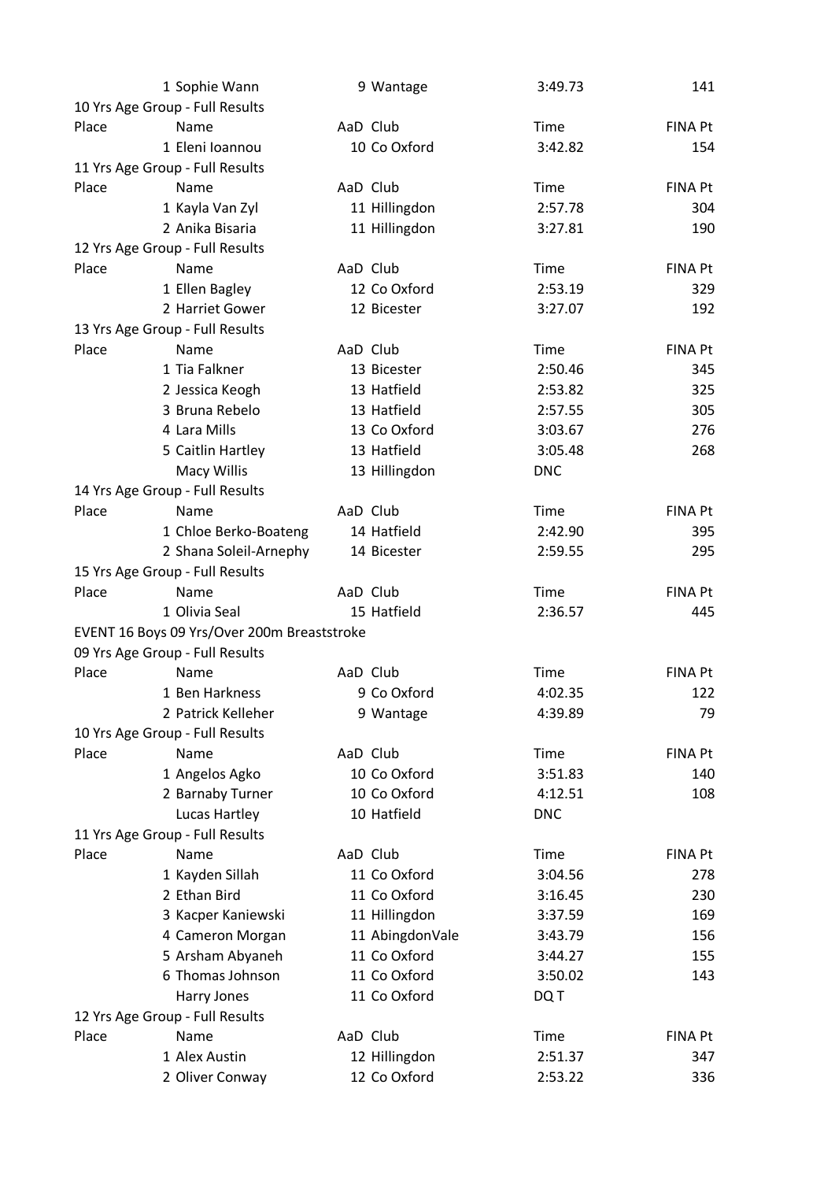| Place | Name | AaD | Club | Time | FINA Pt |
|---|---|---|---|---|---|
| 1 | Sophie Wann | 9 | Wantage | 3:49.73 | 141 |

10 Yrs Age Group - Full Results

| Place | Name | AaD | Club | Time | FINA Pt |
|---|---|---|---|---|---|
| 1 | Eleni Ioannou | 10 | Co Oxford | 3:42.82 | 154 |

11 Yrs Age Group - Full Results

| Place | Name | AaD | Club | Time | FINA Pt |
|---|---|---|---|---|---|
| 1 | Kayla Van Zyl | 11 | Hillingdon | 2:57.78 | 304 |
| 2 | Anika Bisaria | 11 | Hillingdon | 3:27.81 | 190 |

12 Yrs Age Group - Full Results

| Place | Name | AaD | Club | Time | FINA Pt |
|---|---|---|---|---|---|
| 1 | Ellen Bagley | 12 | Co Oxford | 2:53.19 | 329 |
| 2 | Harriet Gower | 12 | Bicester | 3:27.07 | 192 |

13 Yrs Age Group - Full Results

| Place | Name | AaD | Club | Time | FINA Pt |
|---|---|---|---|---|---|
| 1 | Tia Falkner | 13 | Bicester | 2:50.46 | 345 |
| 2 | Jessica Keogh | 13 | Hatfield | 2:53.82 | 325 |
| 3 | Bruna Rebelo | 13 | Hatfield | 2:57.55 | 305 |
| 4 | Lara Mills | 13 | Co Oxford | 3:03.67 | 276 |
| 5 | Caitlin Hartley | 13 | Hatfield | 3:05.48 | 268 |
| | Macy Willis | 13 | Hillingdon | DNC | |

14 Yrs Age Group - Full Results

| Place | Name | AaD | Club | Time | FINA Pt |
|---|---|---|---|---|---|
| 1 | Chloe Berko-Boateng | 14 | Hatfield | 2:42.90 | 395 |
| 2 | Shana Soleil-Arnephy | 14 | Bicester | 2:59.55 | 295 |

15 Yrs Age Group - Full Results

| Place | Name | AaD | Club | Time | FINA Pt |
|---|---|---|---|---|---|
| 1 | Olivia Seal | 15 | Hatfield | 2:36.57 | 445 |

EVENT 16 Boys 09 Yrs/Over 200m Breaststroke

09 Yrs Age Group - Full Results

| Place | Name | AaD | Club | Time | FINA Pt |
|---|---|---|---|---|---|
| 1 | Ben Harkness | 9 | Co Oxford | 4:02.35 | 122 |
| 2 | Patrick Kelleher | 9 | Wantage | 4:39.89 | 79 |

10 Yrs Age Group - Full Results

| Place | Name | AaD | Club | Time | FINA Pt |
|---|---|---|---|---|---|
| 1 | Angelos Agko | 10 | Co Oxford | 3:51.83 | 140 |
| 2 | Barnaby Turner | 10 | Co Oxford | 4:12.51 | 108 |
| | Lucas Hartley | 10 | Hatfield | DNC | |

11 Yrs Age Group - Full Results

| Place | Name | AaD | Club | Time | FINA Pt |
|---|---|---|---|---|---|
| 1 | Kayden Sillah | 11 | Co Oxford | 3:04.56 | 278 |
| 2 | Ethan Bird | 11 | Co Oxford | 3:16.45 | 230 |
| 3 | Kacper Kaniewski | 11 | Hillingdon | 3:37.59 | 169 |
| 4 | Cameron Morgan | 11 | AbingdonVale | 3:43.79 | 156 |
| 5 | Arsham Abyaneh | 11 | Co Oxford | 3:44.27 | 155 |
| 6 | Thomas Johnson | 11 | Co Oxford | 3:50.02 | 143 |
| | Harry Jones | 11 | Co Oxford | DQ T | |

12 Yrs Age Group - Full Results

| Place | Name | AaD | Club | Time | FINA Pt |
|---|---|---|---|---|---|
| 1 | Alex Austin | 12 | Hillingdon | 2:51.37 | 347 |
| 2 | Oliver Conway | 12 | Co Oxford | 2:53.22 | 336 |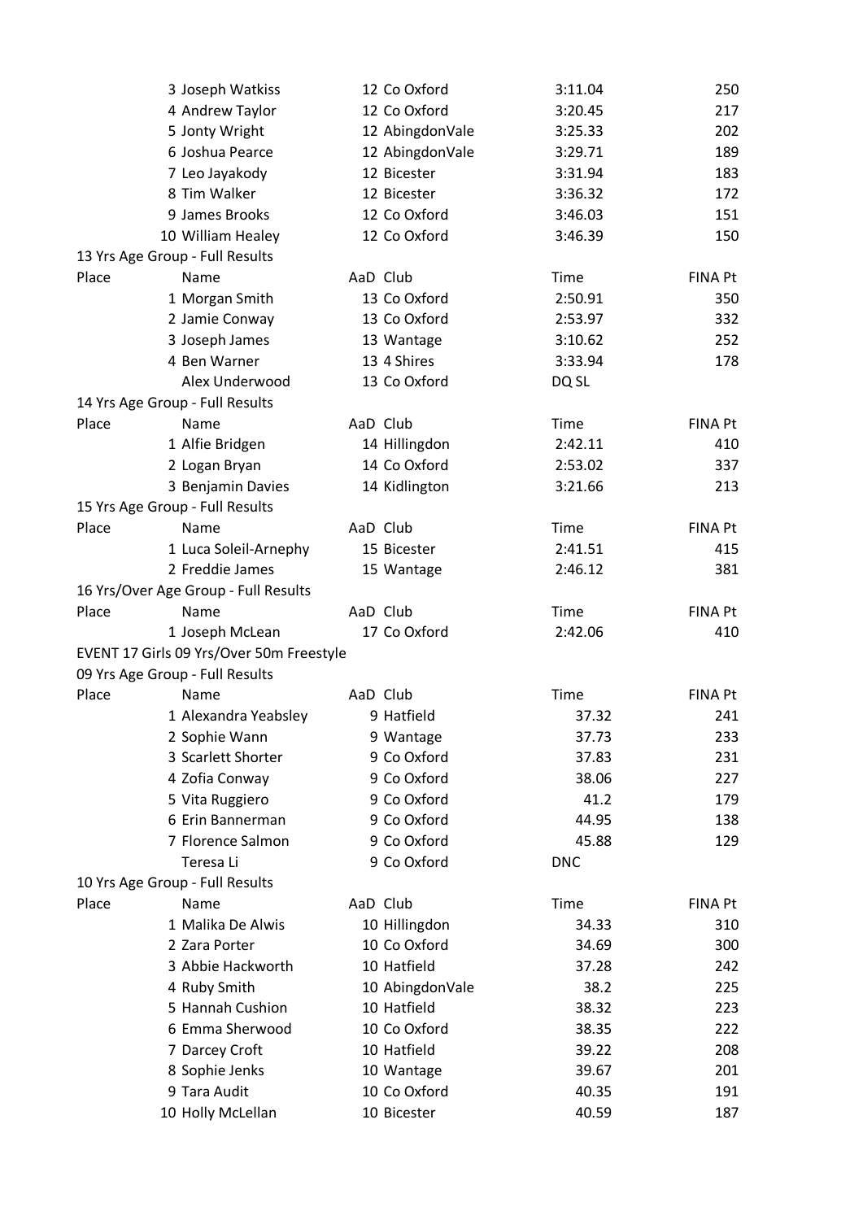| Place | Name | AaD | Club | Time | FINA Pt |
|---|---|---|---|---|---|
| 3 | Joseph Watkiss | 12 | Co Oxford | 3:11.04 | 250 |
| 4 | Andrew Taylor | 12 | Co Oxford | 3:20.45 | 217 |
| 5 | Jonty Wright | 12 | AbingdonVale | 3:25.33 | 202 |
| 6 | Joshua Pearce | 12 | AbingdonVale | 3:29.71 | 189 |
| 7 | Leo Jayakody | 12 | Bicester | 3:31.94 | 183 |
| 8 | Tim Walker | 12 | Bicester | 3:36.32 | 172 |
| 9 | James Brooks | 12 | Co Oxford | 3:46.03 | 151 |
| 10 | William Healey | 12 | Co Oxford | 3:46.39 | 150 |

13 Yrs Age Group - Full Results

| Place | Name | AaD | Club | Time | FINA Pt |
|---|---|---|---|---|---|
| 1 | Morgan Smith | 13 | Co Oxford | 2:50.91 | 350 |
| 2 | Jamie Conway | 13 | Co Oxford | 2:53.97 | 332 |
| 3 | Joseph James | 13 | Wantage | 3:10.62 | 252 |
| 4 | Ben Warner | 13 | 4 Shires | 3:33.94 | 178 |
| | Alex Underwood | 13 | Co Oxford | DQ SL | |

14 Yrs Age Group - Full Results

| Place | Name | AaD | Club | Time | FINA Pt |
|---|---|---|---|---|---|
| 1 | Alfie Bridgen | 14 | Hillingdon | 2:42.11 | 410 |
| 2 | Logan Bryan | 14 | Co Oxford | 2:53.02 | 337 |
| 3 | Benjamin Davies | 14 | Kidlington | 3:21.66 | 213 |

15 Yrs Age Group - Full Results

| Place | Name | AaD | Club | Time | FINA Pt |
|---|---|---|---|---|---|
| 1 | Luca Soleil-Arnephy | 15 | Bicester | 2:41.51 | 415 |
| 2 | Freddie James | 15 | Wantage | 2:46.12 | 381 |

16 Yrs/Over Age Group - Full Results

| Place | Name | AaD | Club | Time | FINA Pt |
|---|---|---|---|---|---|
| 1 | Joseph McLean | 17 | Co Oxford | 2:42.06 | 410 |

EVENT 17 Girls 09 Yrs/Over 50m Freestyle

09 Yrs Age Group - Full Results

| Place | Name | AaD | Club | Time | FINA Pt |
|---|---|---|---|---|---|
| 1 | Alexandra Yeabsley | 9 | Hatfield | 37.32 | 241 |
| 2 | Sophie Wann | 9 | Wantage | 37.73 | 233 |
| 3 | Scarlett Shorter | 9 | Co Oxford | 37.83 | 231 |
| 4 | Zofia Conway | 9 | Co Oxford | 38.06 | 227 |
| 5 | Vita Ruggiero | 9 | Co Oxford | 41.2 | 179 |
| 6 | Erin Bannerman | 9 | Co Oxford | 44.95 | 138 |
| 7 | Florence Salmon | 9 | Co Oxford | 45.88 | 129 |
| | Teresa Li | 9 | Co Oxford | DNC | |

10 Yrs Age Group - Full Results

| Place | Name | AaD | Club | Time | FINA Pt |
|---|---|---|---|---|---|
| 1 | Malika De Alwis | 10 | Hillingdon | 34.33 | 310 |
| 2 | Zara Porter | 10 | Co Oxford | 34.69 | 300 |
| 3 | Abbie Hackworth | 10 | Hatfield | 37.28 | 242 |
| 4 | Ruby Smith | 10 | AbingdonVale | 38.2 | 225 |
| 5 | Hannah Cushion | 10 | Hatfield | 38.32 | 223 |
| 6 | Emma Sherwood | 10 | Co Oxford | 38.35 | 222 |
| 7 | Darcey Croft | 10 | Hatfield | 39.22 | 208 |
| 8 | Sophie Jenks | 10 | Wantage | 39.67 | 201 |
| 9 | Tara Audit | 10 | Co Oxford | 40.35 | 191 |
| 10 | Holly McLellan | 10 | Bicester | 40.59 | 187 |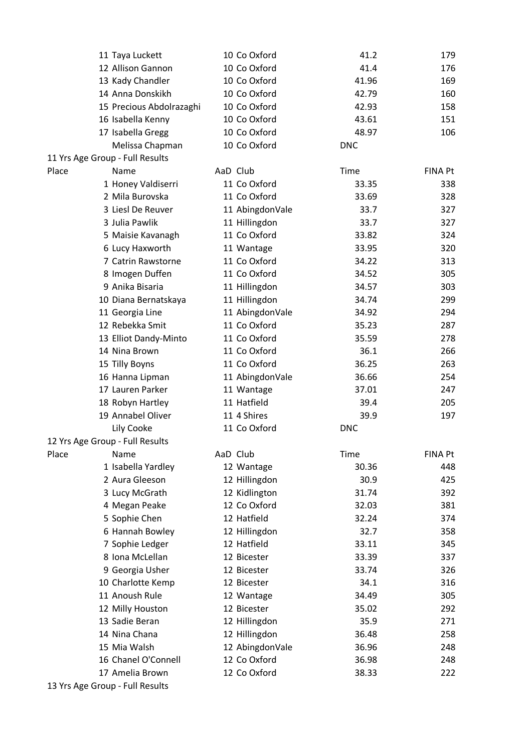| Place | Name | AaD | Club | Time | FINA Pt |
|---|---|---|---|---|---|
| 11 | Taya Luckett | 10 | Co Oxford | 41.2 | 179 |
| 12 | Allison Gannon | 10 | Co Oxford | 41.4 | 176 |
| 13 | Kady Chandler | 10 | Co Oxford | 41.96 | 169 |
| 14 | Anna Donskikh | 10 | Co Oxford | 42.79 | 160 |
| 15 | Precious Abdolrazaghi | 10 | Co Oxford | 42.93 | 158 |
| 16 | Isabella Kenny | 10 | Co Oxford | 43.61 | 151 |
| 17 | Isabella Gregg | 10 | Co Oxford | 48.97 | 106 |
| | Melissa Chapman | 10 | Co Oxford | DNC | |

11 Yrs Age Group - Full Results

| Place | Name | AaD | Club | Time | FINA Pt |
|---|---|---|---|---|---|
| 1 | Honey Valdiserri | 11 | Co Oxford | 33.35 | 338 |
| 2 | Mila Burovska | 11 | Co Oxford | 33.69 | 328 |
| 3 | Liesl De Reuver | 11 | AbingdonVale | 33.7 | 327 |
| 3 | Julia Pawlik | 11 | Hillingdon | 33.7 | 327 |
| 5 | Maisie Kavanagh | 11 | Co Oxford | 33.82 | 324 |
| 6 | Lucy Haxworth | 11 | Wantage | 33.95 | 320 |
| 7 | Catrin Rawstorne | 11 | Co Oxford | 34.22 | 313 |
| 8 | Imogen Duffen | 11 | Co Oxford | 34.52 | 305 |
| 9 | Anika Bisaria | 11 | Hillingdon | 34.57 | 303 |
| 10 | Diana Bernatskaya | 11 | Hillingdon | 34.74 | 299 |
| 11 | Georgia Line | 11 | AbingdonVale | 34.92 | 294 |
| 12 | Rebekka Smit | 11 | Co Oxford | 35.23 | 287 |
| 13 | Elliot Dandy-Minto | 11 | Co Oxford | 35.59 | 278 |
| 14 | Nina Brown | 11 | Co Oxford | 36.1 | 266 |
| 15 | Tilly Boyns | 11 | Co Oxford | 36.25 | 263 |
| 16 | Hanna Lipman | 11 | AbingdonVale | 36.66 | 254 |
| 17 | Lauren Parker | 11 | Wantage | 37.01 | 247 |
| 18 | Robyn Hartley | 11 | Hatfield | 39.4 | 205 |
| 19 | Annabel Oliver | 11 | 4 Shires | 39.9 | 197 |
| | Lily Cooke | 11 | Co Oxford | DNC | |

12 Yrs Age Group - Full Results

| Place | Name | AaD | Club | Time | FINA Pt |
|---|---|---|---|---|---|
| 1 | Isabella Yardley | 12 | Wantage | 30.36 | 448 |
| 2 | Aura Gleeson | 12 | Hillingdon | 30.9 | 425 |
| 3 | Lucy McGrath | 12 | Kidlington | 31.74 | 392 |
| 4 | Megan Peake | 12 | Co Oxford | 32.03 | 381 |
| 5 | Sophie Chen | 12 | Hatfield | 32.24 | 374 |
| 6 | Hannah Bowley | 12 | Hillingdon | 32.7 | 358 |
| 7 | Sophie Ledger | 12 | Hatfield | 33.11 | 345 |
| 8 | Iona McLellan | 12 | Bicester | 33.39 | 337 |
| 9 | Georgia Usher | 12 | Bicester | 33.74 | 326 |
| 10 | Charlotte Kemp | 12 | Bicester | 34.1 | 316 |
| 11 | Anoush Rule | 12 | Wantage | 34.49 | 305 |
| 12 | Milly Houston | 12 | Bicester | 35.02 | 292 |
| 13 | Sadie Beran | 12 | Hillingdon | 35.9 | 271 |
| 14 | Nina Chana | 12 | Hillingdon | 36.48 | 258 |
| 15 | Mia Walsh | 12 | AbingdonVale | 36.96 | 248 |
| 16 | Chanel O'Connell | 12 | Co Oxford | 36.98 | 248 |
| 17 | Amelia Brown | 12 | Co Oxford | 38.33 | 222 |

13 Yrs Age Group - Full Results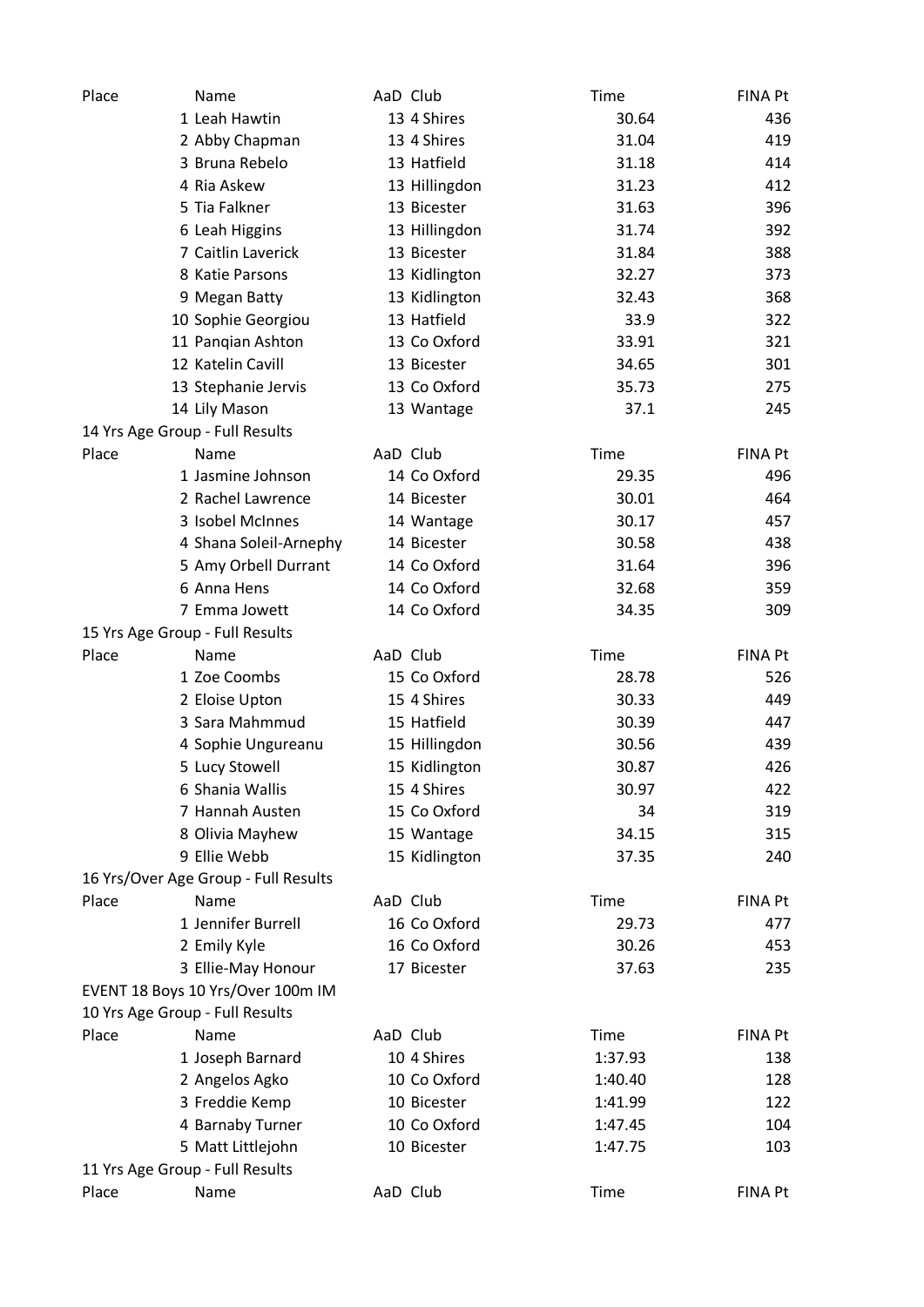| Place | Name | AaD | Club | Time | FINA Pt |
|---|---|---|---|---|---|
| 1 | Leah Hawtin | 13 | 4 Shires | 30.64 | 436 |
| 2 | Abby Chapman | 13 | 4 Shires | 31.04 | 419 |
| 3 | Bruna Rebelo | 13 | Hatfield | 31.18 | 414 |
| 4 | Ria Askew | 13 | Hillingdon | 31.23 | 412 |
| 5 | Tia Falkner | 13 | Bicester | 31.63 | 396 |
| 6 | Leah Higgins | 13 | Hillingdon | 31.74 | 392 |
| 7 | Caitlin Laverick | 13 | Bicester | 31.84 | 388 |
| 8 | Katie Parsons | 13 | Kidlington | 32.27 | 373 |
| 9 | Megan Batty | 13 | Kidlington | 32.43 | 368 |
| 10 | Sophie Georgiou | 13 | Hatfield | 33.9 | 322 |
| 11 | Panqian Ashton | 13 | Co Oxford | 33.91 | 321 |
| 12 | Katelin Cavill | 13 | Bicester | 34.65 | 301 |
| 13 | Stephanie Jervis | 13 | Co Oxford | 35.73 | 275 |
| 14 | Lily Mason | 13 | Wantage | 37.1 | 245 |

14 Yrs Age Group - Full Results

| Place | Name | AaD | Club | Time | FINA Pt |
|---|---|---|---|---|---|
| 1 | Jasmine Johnson | 14 | Co Oxford | 29.35 | 496 |
| 2 | Rachel Lawrence | 14 | Bicester | 30.01 | 464 |
| 3 | Isobel McInnes | 14 | Wantage | 30.17 | 457 |
| 4 | Shana Soleil-Arnephy | 14 | Bicester | 30.58 | 438 |
| 5 | Amy Orbell Durrant | 14 | Co Oxford | 31.64 | 396 |
| 6 | Anna Hens | 14 | Co Oxford | 32.68 | 359 |
| 7 | Emma Jowett | 14 | Co Oxford | 34.35 | 309 |

15 Yrs Age Group - Full Results

| Place | Name | AaD | Club | Time | FINA Pt |
|---|---|---|---|---|---|
| 1 | Zoe Coombs | 15 | Co Oxford | 28.78 | 526 |
| 2 | Eloise Upton | 15 | 4 Shires | 30.33 | 449 |
| 3 | Sara Mahmmud | 15 | Hatfield | 30.39 | 447 |
| 4 | Sophie Ungureanu | 15 | Hillingdon | 30.56 | 439 |
| 5 | Lucy Stowell | 15 | Kidlington | 30.87 | 426 |
| 6 | Shania Wallis | 15 | 4 Shires | 30.97 | 422 |
| 7 | Hannah Austen | 15 | Co Oxford | 34 | 319 |
| 8 | Olivia Mayhew | 15 | Wantage | 34.15 | 315 |
| 9 | Ellie Webb | 15 | Kidlington | 37.35 | 240 |

16 Yrs/Over Age Group - Full Results

| Place | Name | AaD | Club | Time | FINA Pt |
|---|---|---|---|---|---|
| 1 | Jennifer Burrell | 16 | Co Oxford | 29.73 | 477 |
| 2 | Emily Kyle | 16 | Co Oxford | 30.26 | 453 |
| 3 | Ellie-May Honour | 17 | Bicester | 37.63 | 235 |

EVENT 18 Boys 10 Yrs/Over 100m IM

10 Yrs Age Group - Full Results

| Place | Name | AaD | Club | Time | FINA Pt |
|---|---|---|---|---|---|
| 1 | Joseph Barnard | 10 | 4 Shires | 1:37.93 | 138 |
| 2 | Angelos Agko | 10 | Co Oxford | 1:40.40 | 128 |
| 3 | Freddie Kemp | 10 | Bicester | 1:41.99 | 122 |
| 4 | Barnaby Turner | 10 | Co Oxford | 1:47.45 | 104 |
| 5 | Matt Littlejohn | 10 | Bicester | 1:47.75 | 103 |

11 Yrs Age Group - Full Results

| Place | Name | AaD | Club | Time | FINA Pt |
|---|---|---|---|---|---|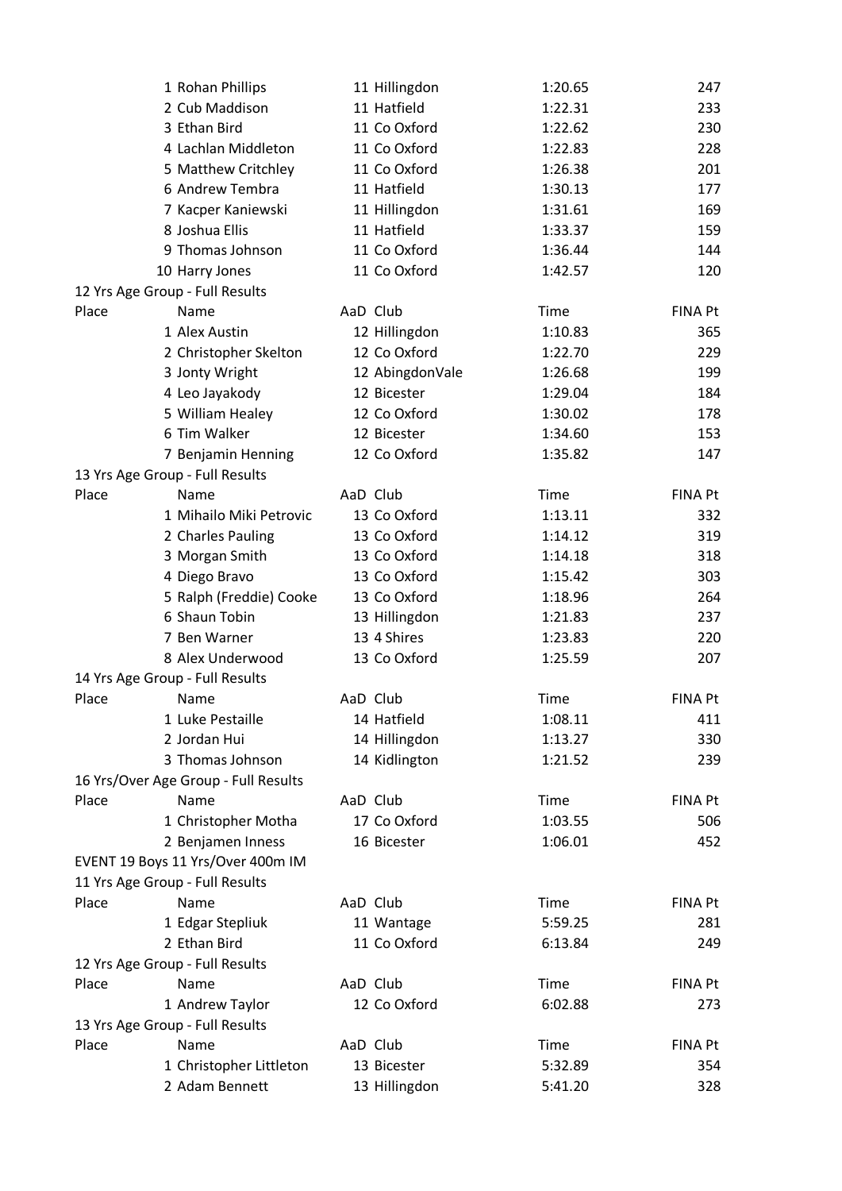| Place | Name | AaD | Club | Time | FINA Pt |
|---|---|---|---|---|---|
| 1 | Rohan Phillips | 11 | Hillingdon | 1:20.65 | 247 |
| 2 | Cub Maddison | 11 | Hatfield | 1:22.31 | 233 |
| 3 | Ethan Bird | 11 | Co Oxford | 1:22.62 | 230 |
| 4 | Lachlan Middleton | 11 | Co Oxford | 1:22.83 | 228 |
| 5 | Matthew Critchley | 11 | Co Oxford | 1:26.38 | 201 |
| 6 | Andrew Tembra | 11 | Hatfield | 1:30.13 | 177 |
| 7 | Kacper Kaniewski | 11 | Hillingdon | 1:31.61 | 169 |
| 8 | Joshua Ellis | 11 | Hatfield | 1:33.37 | 159 |
| 9 | Thomas Johnson | 11 | Co Oxford | 1:36.44 | 144 |
| 10 | Harry Jones | 11 | Co Oxford | 1:42.57 | 120 |

12 Yrs Age Group - Full Results

| Place | Name | AaD | Club | Time | FINA Pt |
|---|---|---|---|---|---|
| 1 | Alex Austin | 12 | Hillingdon | 1:10.83 | 365 |
| 2 | Christopher Skelton | 12 | Co Oxford | 1:22.70 | 229 |
| 3 | Jonty Wright | 12 | AbingdonVale | 1:26.68 | 199 |
| 4 | Leo Jayakody | 12 | Bicester | 1:29.04 | 184 |
| 5 | William Healey | 12 | Co Oxford | 1:30.02 | 178 |
| 6 | Tim Walker | 12 | Bicester | 1:34.60 | 153 |
| 7 | Benjamin Henning | 12 | Co Oxford | 1:35.82 | 147 |

13 Yrs Age Group - Full Results

| Place | Name | AaD | Club | Time | FINA Pt |
|---|---|---|---|---|---|
| 1 | Mihailo Miki Petrovic | 13 | Co Oxford | 1:13.11 | 332 |
| 2 | Charles Pauling | 13 | Co Oxford | 1:14.12 | 319 |
| 3 | Morgan Smith | 13 | Co Oxford | 1:14.18 | 318 |
| 4 | Diego Bravo | 13 | Co Oxford | 1:15.42 | 303 |
| 5 | Ralph (Freddie) Cooke | 13 | Co Oxford | 1:18.96 | 264 |
| 6 | Shaun Tobin | 13 | Hillingdon | 1:21.83 | 237 |
| 7 | Ben Warner | 13 | 4 Shires | 1:23.83 | 220 |
| 8 | Alex Underwood | 13 | Co Oxford | 1:25.59 | 207 |

14 Yrs Age Group - Full Results

| Place | Name | AaD | Club | Time | FINA Pt |
|---|---|---|---|---|---|
| 1 | Luke Pestaille | 14 | Hatfield | 1:08.11 | 411 |
| 2 | Jordan Hui | 14 | Hillingdon | 1:13.27 | 330 |
| 3 | Thomas Johnson | 14 | Kidlington | 1:21.52 | 239 |

16 Yrs/Over Age Group - Full Results

| Place | Name | AaD | Club | Time | FINA Pt |
|---|---|---|---|---|---|
| 1 | Christopher Motha | 17 | Co Oxford | 1:03.55 | 506 |
| 2 | Benjamen Inness | 16 | Bicester | 1:06.01 | 452 |

EVENT 19 Boys 11 Yrs/Over 400m IM

11 Yrs Age Group - Full Results

| Place | Name | AaD | Club | Time | FINA Pt |
|---|---|---|---|---|---|
| 1 | Edgar Stepliuk | 11 | Wantage | 5:59.25 | 281 |
| 2 | Ethan Bird | 11 | Co Oxford | 6:13.84 | 249 |

12 Yrs Age Group - Full Results

| Place | Name | AaD | Club | Time | FINA Pt |
|---|---|---|---|---|---|
| 1 | Andrew Taylor | 12 | Co Oxford | 6:02.88 | 273 |

13 Yrs Age Group - Full Results

| Place | Name | AaD | Club | Time | FINA Pt |
|---|---|---|---|---|---|
| 1 | Christopher Littleton | 13 | Bicester | 5:32.89 | 354 |
| 2 | Adam Bennett | 13 | Hillingdon | 5:41.20 | 328 |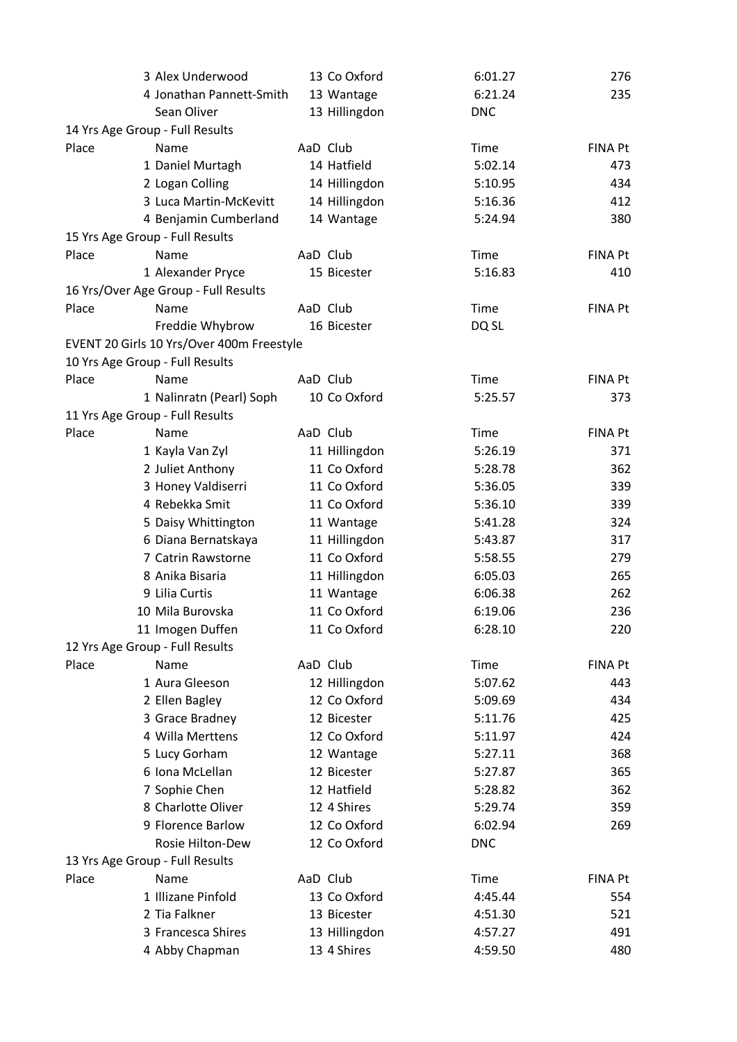| Place | Name | AaD | Club | Time | FINA Pt |
|---|---|---|---|---|---|
| 3 | Alex Underwood | 13 | Co Oxford | 6:01.27 | 276 |
| 4 | Jonathan Pannett-Smith | 13 | Wantage | 6:21.24 | 235 |
| | Sean Oliver | 13 | Hillingdon | DNC | |

14 Yrs Age Group - Full Results

| Place | Name | AaD | Club | Time | FINA Pt |
|---|---|---|---|---|---|
| 1 | Daniel Murtagh | 14 | Hatfield | 5:02.14 | 473 |
| 2 | Logan Colling | 14 | Hillingdon | 5:10.95 | 434 |
| 3 | Luca Martin-McKevitt | 14 | Hillingdon | 5:16.36 | 412 |
| 4 | Benjamin Cumberland | 14 | Wantage | 5:24.94 | 380 |

15 Yrs Age Group - Full Results

| Place | Name | AaD | Club | Time | FINA Pt |
|---|---|---|---|---|---|
| 1 | Alexander Pryce | 15 | Bicester | 5:16.83 | 410 |

16 Yrs/Over Age Group - Full Results

| Place | Name | AaD | Club | Time | FINA Pt |
|---|---|---|---|---|---|
| | Freddie Whybrow | 16 | Bicester | DQ SL | |

EVENT 20 Girls 10 Yrs/Over 400m Freestyle

10 Yrs Age Group - Full Results

| Place | Name | AaD | Club | Time | FINA Pt |
|---|---|---|---|---|---|
| 1 | Nalinratn (Pearl) Soph | 10 | Co Oxford | 5:25.57 | 373 |

11 Yrs Age Group - Full Results

| Place | Name | AaD | Club | Time | FINA Pt |
|---|---|---|---|---|---|
| 1 | Kayla Van Zyl | 11 | Hillingdon | 5:26.19 | 371 |
| 2 | Juliet Anthony | 11 | Co Oxford | 5:28.78 | 362 |
| 3 | Honey Valdiserri | 11 | Co Oxford | 5:36.05 | 339 |
| 4 | Rebekka Smit | 11 | Co Oxford | 5:36.10 | 339 |
| 5 | Daisy Whittington | 11 | Wantage | 5:41.28 | 324 |
| 6 | Diana Bernatskaya | 11 | Hillingdon | 5:43.87 | 317 |
| 7 | Catrin Rawstorne | 11 | Co Oxford | 5:58.55 | 279 |
| 8 | Anika Bisaria | 11 | Hillingdon | 6:05.03 | 265 |
| 9 | Lilia Curtis | 11 | Wantage | 6:06.38 | 262 |
| 10 | Mila Burovska | 11 | Co Oxford | 6:19.06 | 236 |
| 11 | Imogen Duffen | 11 | Co Oxford | 6:28.10 | 220 |

12 Yrs Age Group - Full Results

| Place | Name | AaD | Club | Time | FINA Pt |
|---|---|---|---|---|---|
| 1 | Aura Gleeson | 12 | Hillingdon | 5:07.62 | 443 |
| 2 | Ellen Bagley | 12 | Co Oxford | 5:09.69 | 434 |
| 3 | Grace Bradney | 12 | Bicester | 5:11.76 | 425 |
| 4 | Willa Merttens | 12 | Co Oxford | 5:11.97 | 424 |
| 5 | Lucy Gorham | 12 | Wantage | 5:27.11 | 368 |
| 6 | Iona McLellan | 12 | Bicester | 5:27.87 | 365 |
| 7 | Sophie Chen | 12 | Hatfield | 5:28.82 | 362 |
| 8 | Charlotte Oliver | 12 | 4 Shires | 5:29.74 | 359 |
| 9 | Florence Barlow | 12 | Co Oxford | 6:02.94 | 269 |
| | Rosie Hilton-Dew | 12 | Co Oxford | DNC | |

13 Yrs Age Group - Full Results

| Place | Name | AaD | Club | Time | FINA Pt |
|---|---|---|---|---|---|
| 1 | Illizane Pinfold | 13 | Co Oxford | 4:45.44 | 554 |
| 2 | Tia Falkner | 13 | Bicester | 4:51.30 | 521 |
| 3 | Francesca Shires | 13 | Hillingdon | 4:57.27 | 491 |
| 4 | Abby Chapman | 13 | 4 Shires | 4:59.50 | 480 |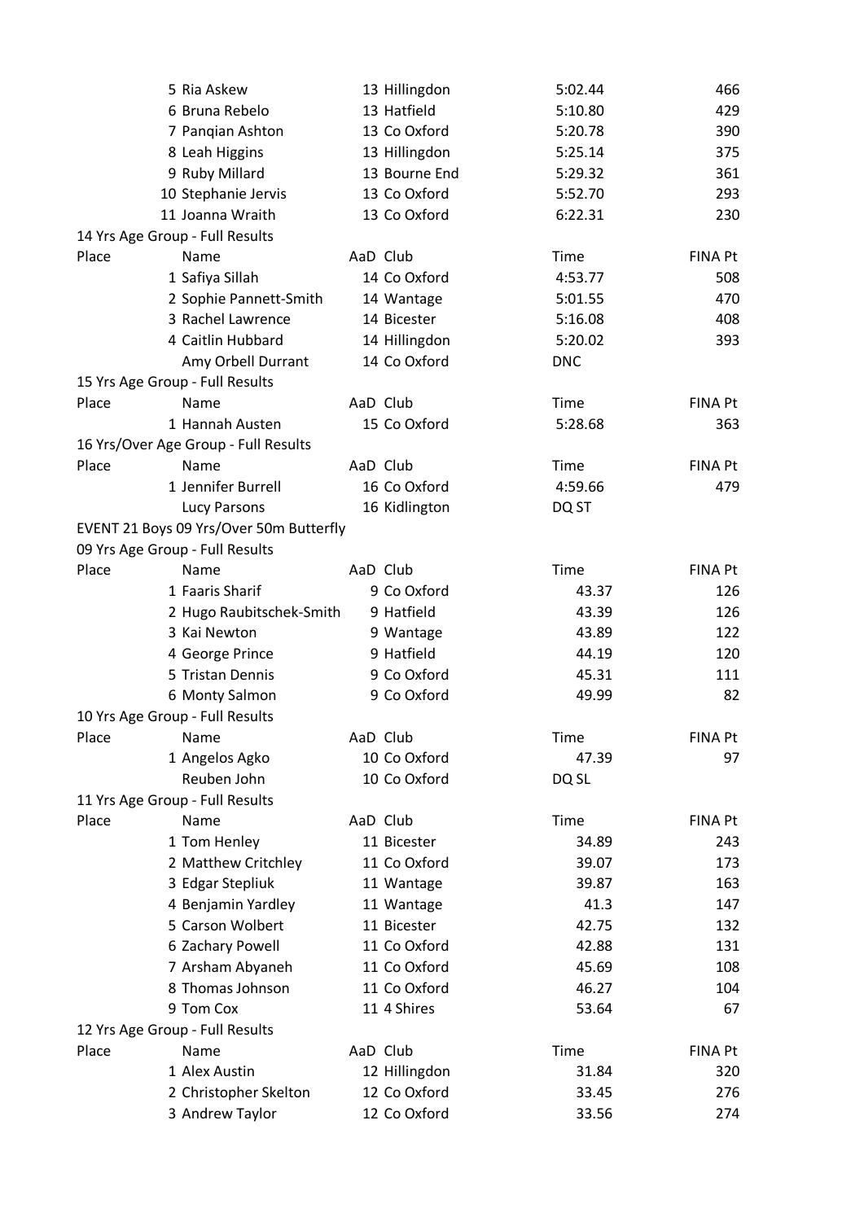| Place | Name | AaD | Club | Time | FINA Pt |
|---|---|---|---|---|---|
| 5 | Ria Askew | 13 | Hillingdon | 5:02.44 | 466 |
| 6 | Bruna Rebelo | 13 | Hatfield | 5:10.80 | 429 |
| 7 | Panqian Ashton | 13 | Co Oxford | 5:20.78 | 390 |
| 8 | Leah Higgins | 13 | Hillingdon | 5:25.14 | 375 |
| 9 | Ruby Millard | 13 | Bourne End | 5:29.32 | 361 |
| 10 | Stephanie Jervis | 13 | Co Oxford | 5:52.70 | 293 |
| 11 | Joanna Wraith | 13 | Co Oxford | 6:22.31 | 230 |

14 Yrs Age Group - Full Results

| Place | Name | AaD | Club | Time | FINA Pt |
|---|---|---|---|---|---|
| 1 | Safiya Sillah | 14 | Co Oxford | 4:53.77 | 508 |
| 2 | Sophie Pannett-Smith | 14 | Wantage | 5:01.55 | 470 |
| 3 | Rachel Lawrence | 14 | Bicester | 5:16.08 | 408 |
| 4 | Caitlin Hubbard | 14 | Hillingdon | 5:20.02 | 393 |
| | Amy Orbell Durrant | 14 | Co Oxford | DNC | |

15 Yrs Age Group - Full Results

| Place | Name | AaD | Club | Time | FINA Pt |
|---|---|---|---|---|---|
| 1 | Hannah Austen | 15 | Co Oxford | 5:28.68 | 363 |

16 Yrs/Over Age Group - Full Results

| Place | Name | AaD | Club | Time | FINA Pt |
|---|---|---|---|---|---|
| 1 | Jennifer Burrell | 16 | Co Oxford | 4:59.66 | 479 |
| | Lucy Parsons | 16 | Kidlington | DQ ST | |

EVENT 21 Boys 09 Yrs/Over 50m Butterfly

09 Yrs Age Group - Full Results

| Place | Name | AaD | Club | Time | FINA Pt |
|---|---|---|---|---|---|
| 1 | Faaris Sharif | 9 | Co Oxford | 43.37 | 126 |
| 2 | Hugo Raubitschek-Smith | 9 | Hatfield | 43.39 | 126 |
| 3 | Kai Newton | 9 | Wantage | 43.89 | 122 |
| 4 | George Prince | 9 | Hatfield | 44.19 | 120 |
| 5 | Tristan Dennis | 9 | Co Oxford | 45.31 | 111 |
| 6 | Monty Salmon | 9 | Co Oxford | 49.99 | 82 |

10 Yrs Age Group - Full Results

| Place | Name | AaD | Club | Time | FINA Pt |
|---|---|---|---|---|---|
| 1 | Angelos Agko | 10 | Co Oxford | 47.39 | 97 |
| | Reuben John | 10 | Co Oxford | DQ SL | |

11 Yrs Age Group - Full Results

| Place | Name | AaD | Club | Time | FINA Pt |
|---|---|---|---|---|---|
| 1 | Tom Henley | 11 | Bicester | 34.89 | 243 |
| 2 | Matthew Critchley | 11 | Co Oxford | 39.07 | 173 |
| 3 | Edgar Stepliuk | 11 | Wantage | 39.87 | 163 |
| 4 | Benjamin Yardley | 11 | Wantage | 41.3 | 147 |
| 5 | Carson Wolbert | 11 | Bicester | 42.75 | 132 |
| 6 | Zachary Powell | 11 | Co Oxford | 42.88 | 131 |
| 7 | Arsham Abyaneh | 11 | Co Oxford | 45.69 | 108 |
| 8 | Thomas Johnson | 11 | Co Oxford | 46.27 | 104 |
| 9 | Tom Cox | 11 | 4 Shires | 53.64 | 67 |

12 Yrs Age Group - Full Results

| Place | Name | AaD | Club | Time | FINA Pt |
|---|---|---|---|---|---|
| 1 | Alex Austin | 12 | Hillingdon | 31.84 | 320 |
| 2 | Christopher Skelton | 12 | Co Oxford | 33.45 | 276 |
| 3 | Andrew Taylor | 12 | Co Oxford | 33.56 | 274 |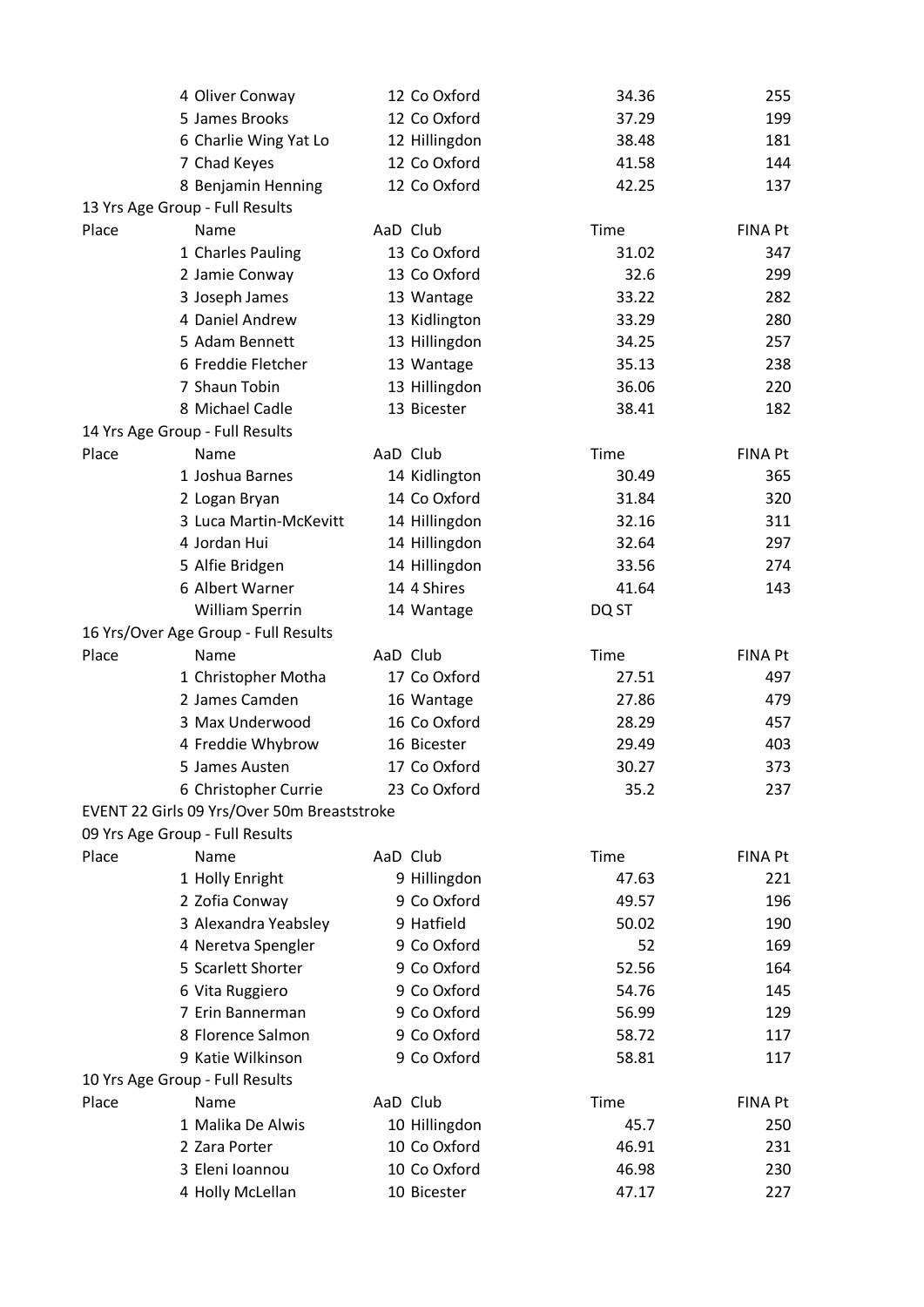| Place | Name | AaD | Club | Time | FINA Pt |
|---|---|---|---|---|---|
| 4 | Oliver Conway | 12 | Co Oxford | 34.36 | 255 |
| 5 | James Brooks | 12 | Co Oxford | 37.29 | 199 |
| 6 | Charlie Wing Yat Lo | 12 | Hillingdon | 38.48 | 181 |
| 7 | Chad Keyes | 12 | Co Oxford | 41.58 | 144 |
| 8 | Benjamin Henning | 12 | Co Oxford | 42.25 | 137 |

13 Yrs Age Group - Full Results

| Place | Name | AaD | Club | Time | FINA Pt |
|---|---|---|---|---|---|
| 1 | Charles Pauling | 13 | Co Oxford | 31.02 | 347 |
| 2 | Jamie Conway | 13 | Co Oxford | 32.6 | 299 |
| 3 | Joseph James | 13 | Wantage | 33.22 | 282 |
| 4 | Daniel Andrew | 13 | Kidlington | 33.29 | 280 |
| 5 | Adam Bennett | 13 | Hillingdon | 34.25 | 257 |
| 6 | Freddie Fletcher | 13 | Wantage | 35.13 | 238 |
| 7 | Shaun Tobin | 13 | Hillingdon | 36.06 | 220 |
| 8 | Michael Cadle | 13 | Bicester | 38.41 | 182 |

14 Yrs Age Group - Full Results

| Place | Name | AaD | Club | Time | FINA Pt |
|---|---|---|---|---|---|
| 1 | Joshua Barnes | 14 | Kidlington | 30.49 | 365 |
| 2 | Logan Bryan | 14 | Co Oxford | 31.84 | 320 |
| 3 | Luca Martin-McKevitt | 14 | Hillingdon | 32.16 | 311 |
| 4 | Jordan Hui | 14 | Hillingdon | 32.64 | 297 |
| 5 | Alfie Bridgen | 14 | Hillingdon | 33.56 | 274 |
| 6 | Albert Warner | 14 | 4 Shires | 41.64 | 143 |
| | William Sperrin | 14 | Wantage | DQ ST | |

16 Yrs/Over Age Group - Full Results

| Place | Name | AaD | Club | Time | FINA Pt |
|---|---|---|---|---|---|
| 1 | Christopher Motha | 17 | Co Oxford | 27.51 | 497 |
| 2 | James Camden | 16 | Wantage | 27.86 | 479 |
| 3 | Max Underwood | 16 | Co Oxford | 28.29 | 457 |
| 4 | Freddie Whybrow | 16 | Bicester | 29.49 | 403 |
| 5 | James Austen | 17 | Co Oxford | 30.27 | 373 |
| 6 | Christopher Currie | 23 | Co Oxford | 35.2 | 237 |

EVENT 22 Girls 09 Yrs/Over 50m Breaststroke

09 Yrs Age Group - Full Results

| Place | Name | AaD | Club | Time | FINA Pt |
|---|---|---|---|---|---|
| 1 | Holly Enright | 9 | Hillingdon | 47.63 | 221 |
| 2 | Zofia Conway | 9 | Co Oxford | 49.57 | 196 |
| 3 | Alexandra Yeabsley | 9 | Hatfield | 50.02 | 190 |
| 4 | Neretva Spengler | 9 | Co Oxford | 52 | 169 |
| 5 | Scarlett Shorter | 9 | Co Oxford | 52.56 | 164 |
| 6 | Vita Ruggiero | 9 | Co Oxford | 54.76 | 145 |
| 7 | Erin Bannerman | 9 | Co Oxford | 56.99 | 129 |
| 8 | Florence Salmon | 9 | Co Oxford | 58.72 | 117 |
| 9 | Katie Wilkinson | 9 | Co Oxford | 58.81 | 117 |

10 Yrs Age Group - Full Results

| Place | Name | AaD | Club | Time | FINA Pt |
|---|---|---|---|---|---|
| 1 | Malika De Alwis | 10 | Hillingdon | 45.7 | 250 |
| 2 | Zara Porter | 10 | Co Oxford | 46.91 | 231 |
| 3 | Eleni Ioannou | 10 | Co Oxford | 46.98 | 230 |
| 4 | Holly McLellan | 10 | Bicester | 47.17 | 227 |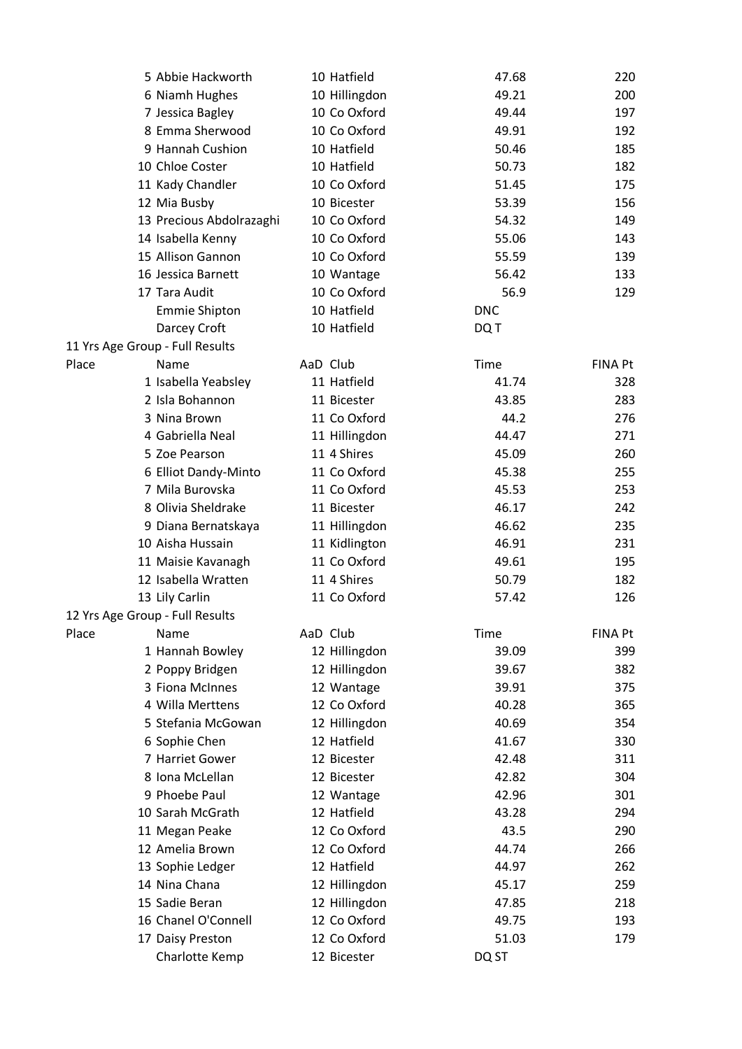| Place | Name | AaD | Club | Time | FINA Pt |
|---|---|---|---|---|---|
| 5 | Abbie Hackworth | 10 | Hatfield | 47.68 | 220 |
| 6 | Niamh Hughes | 10 | Hillingdon | 49.21 | 200 |
| 7 | Jessica Bagley | 10 | Co Oxford | 49.44 | 197 |
| 8 | Emma Sherwood | 10 | Co Oxford | 49.91 | 192 |
| 9 | Hannah Cushion | 10 | Hatfield | 50.46 | 185 |
| 10 | Chloe Coster | 10 | Hatfield | 50.73 | 182 |
| 11 | Kady Chandler | 10 | Co Oxford | 51.45 | 175 |
| 12 | Mia Busby | 10 | Bicester | 53.39 | 156 |
| 13 | Precious Abdolrazaghi | 10 | Co Oxford | 54.32 | 149 |
| 14 | Isabella Kenny | 10 | Co Oxford | 55.06 | 143 |
| 15 | Allison Gannon | 10 | Co Oxford | 55.59 | 139 |
| 16 | Jessica Barnett | 10 | Wantage | 56.42 | 133 |
| 17 | Tara Audit | 10 | Co Oxford | 56.9 | 129 |
| | Emmie Shipton | 10 | Hatfield | DNC | |
| | Darcey Croft | 10 | Hatfield | DQ T | |

11 Yrs Age Group - Full Results

| Place | Name | AaD | Club | Time | FINA Pt |
|---|---|---|---|---|---|
| 1 | Isabella Yeabsley | 11 | Hatfield | 41.74 | 328 |
| 2 | Isla Bohannon | 11 | Bicester | 43.85 | 283 |
| 3 | Nina Brown | 11 | Co Oxford | 44.2 | 276 |
| 4 | Gabriella Neal | 11 | Hillingdon | 44.47 | 271 |
| 5 | Zoe Pearson | 11 | 4 Shires | 45.09 | 260 |
| 6 | Elliot Dandy-Minto | 11 | Co Oxford | 45.38 | 255 |
| 7 | Mila Burovska | 11 | Co Oxford | 45.53 | 253 |
| 8 | Olivia Sheldrake | 11 | Bicester | 46.17 | 242 |
| 9 | Diana Bernatskaya | 11 | Hillingdon | 46.62 | 235 |
| 10 | Aisha Hussain | 11 | Kidlington | 46.91 | 231 |
| 11 | Maisie Kavanagh | 11 | Co Oxford | 49.61 | 195 |
| 12 | Isabella Wratten | 11 | 4 Shires | 50.79 | 182 |
| 13 | Lily Carlin | 11 | Co Oxford | 57.42 | 126 |

12 Yrs Age Group - Full Results

| Place | Name | AaD | Club | Time | FINA Pt |
|---|---|---|---|---|---|
| 1 | Hannah Bowley | 12 | Hillingdon | 39.09 | 399 |
| 2 | Poppy Bridgen | 12 | Hillingdon | 39.67 | 382 |
| 3 | Fiona McInnes | 12 | Wantage | 39.91 | 375 |
| 4 | Willa Merttens | 12 | Co Oxford | 40.28 | 365 |
| 5 | Stefania McGowan | 12 | Hillingdon | 40.69 | 354 |
| 6 | Sophie Chen | 12 | Hatfield | 41.67 | 330 |
| 7 | Harriet Gower | 12 | Bicester | 42.48 | 311 |
| 8 | Iona McLellan | 12 | Bicester | 42.82 | 304 |
| 9 | Phoebe Paul | 12 | Wantage | 42.96 | 301 |
| 10 | Sarah McGrath | 12 | Hatfield | 43.28 | 294 |
| 11 | Megan Peake | 12 | Co Oxford | 43.5 | 290 |
| 12 | Amelia Brown | 12 | Co Oxford | 44.74 | 266 |
| 13 | Sophie Ledger | 12 | Hatfield | 44.97 | 262 |
| 14 | Nina Chana | 12 | Hillingdon | 45.17 | 259 |
| 15 | Sadie Beran | 12 | Hillingdon | 47.85 | 218 |
| 16 | Chanel O'Connell | 12 | Co Oxford | 49.75 | 193 |
| 17 | Daisy Preston | 12 | Co Oxford | 51.03 | 179 |
| | Charlotte Kemp | 12 | Bicester | DQ ST | |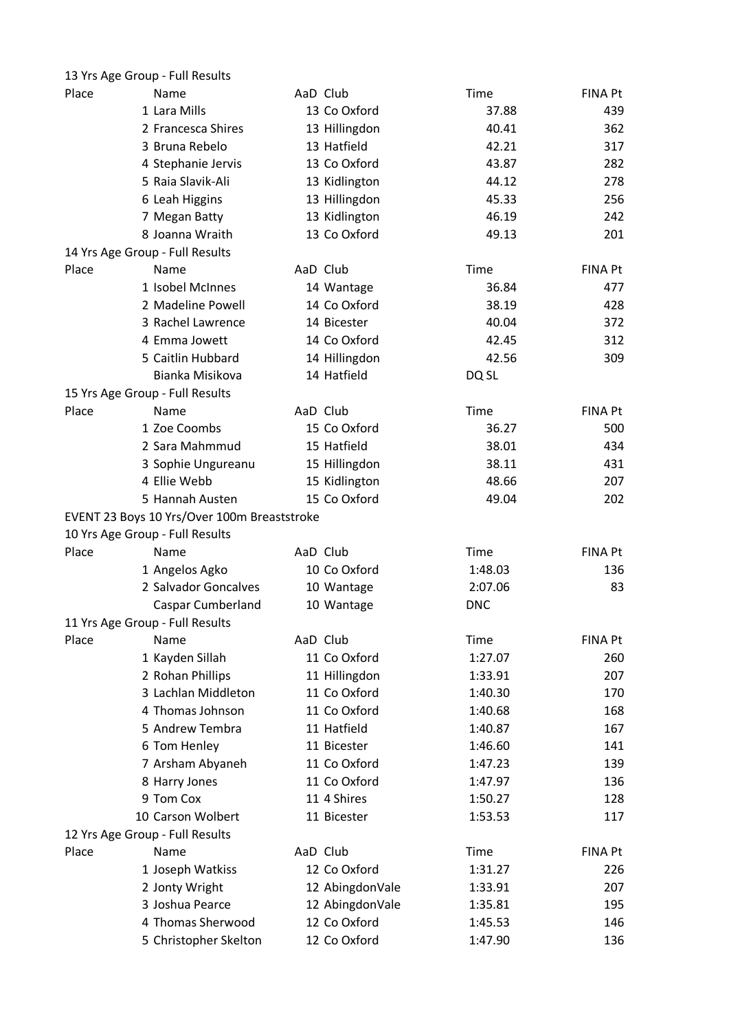13 Yrs Age Group - Full Results

| Place | Name | AaD | Club | Time | FINA Pt |
|---|---|---|---|---|---|
| 1 | Lara Mills | 13 | Co Oxford | 37.88 | 439 |
| 2 | Francesca Shires | 13 | Hillingdon | 40.41 | 362 |
| 3 | Bruna Rebelo | 13 | Hatfield | 42.21 | 317 |
| 4 | Stephanie Jervis | 13 | Co Oxford | 43.87 | 282 |
| 5 | Raia Slavik-Ali | 13 | Kidlington | 44.12 | 278 |
| 6 | Leah Higgins | 13 | Hillingdon | 45.33 | 256 |
| 7 | Megan Batty | 13 | Kidlington | 46.19 | 242 |
| 8 | Joanna Wraith | 13 | Co Oxford | 49.13 | 201 |

14 Yrs Age Group - Full Results

| Place | Name | AaD | Club | Time | FINA Pt |
|---|---|---|---|---|---|
| 1 | Isobel McInnes | 14 | Wantage | 36.84 | 477 |
| 2 | Madeline Powell | 14 | Co Oxford | 38.19 | 428 |
| 3 | Rachel Lawrence | 14 | Bicester | 40.04 | 372 |
| 4 | Emma Jowett | 14 | Co Oxford | 42.45 | 312 |
| 5 | Caitlin Hubbard | 14 | Hillingdon | 42.56 | 309 |
| | Bianka Misikova | 14 | Hatfield | DQ SL | |

15 Yrs Age Group - Full Results

| Place | Name | AaD | Club | Time | FINA Pt |
|---|---|---|---|---|---|
| 1 | Zoe Coombs | 15 | Co Oxford | 36.27 | 500 |
| 2 | Sara Mahmmud | 15 | Hatfield | 38.01 | 434 |
| 3 | Sophie Ungureanu | 15 | Hillingdon | 38.11 | 431 |
| 4 | Ellie Webb | 15 | Kidlington | 48.66 | 207 |
| 5 | Hannah Austen | 15 | Co Oxford | 49.04 | 202 |

EVENT 23 Boys 10 Yrs/Over 100m Breaststroke

10 Yrs Age Group - Full Results

| Place | Name | AaD | Club | Time | FINA Pt |
|---|---|---|---|---|---|
| 1 | Angelos Agko | 10 | Co Oxford | 1:48.03 | 136 |
| 2 | Salvador Goncalves | 10 | Wantage | 2:07.06 | 83 |
| | Caspar Cumberland | 10 | Wantage | DNC | |

11 Yrs Age Group - Full Results

| Place | Name | AaD | Club | Time | FINA Pt |
|---|---|---|---|---|---|
| 1 | Kayden Sillah | 11 | Co Oxford | 1:27.07 | 260 |
| 2 | Rohan Phillips | 11 | Hillingdon | 1:33.91 | 207 |
| 3 | Lachlan Middleton | 11 | Co Oxford | 1:40.30 | 170 |
| 4 | Thomas Johnson | 11 | Co Oxford | 1:40.68 | 168 |
| 5 | Andrew Tembra | 11 | Hatfield | 1:40.87 | 167 |
| 6 | Tom Henley | 11 | Bicester | 1:46.60 | 141 |
| 7 | Arsham Abyaneh | 11 | Co Oxford | 1:47.23 | 139 |
| 8 | Harry Jones | 11 | Co Oxford | 1:47.97 | 136 |
| 9 | Tom Cox | 11 | 4 Shires | 1:50.27 | 128 |
| 10 | Carson Wolbert | 11 | Bicester | 1:53.53 | 117 |

12 Yrs Age Group - Full Results

| Place | Name | AaD | Club | Time | FINA Pt |
|---|---|---|---|---|---|
| 1 | Joseph Watkiss | 12 | Co Oxford | 1:31.27 | 226 |
| 2 | Jonty Wright | 12 | AbingdonVale | 1:33.91 | 207 |
| 3 | Joshua Pearce | 12 | AbingdonVale | 1:35.81 | 195 |
| 4 | Thomas Sherwood | 12 | Co Oxford | 1:45.53 | 146 |
| 5 | Christopher Skelton | 12 | Co Oxford | 1:47.90 | 136 |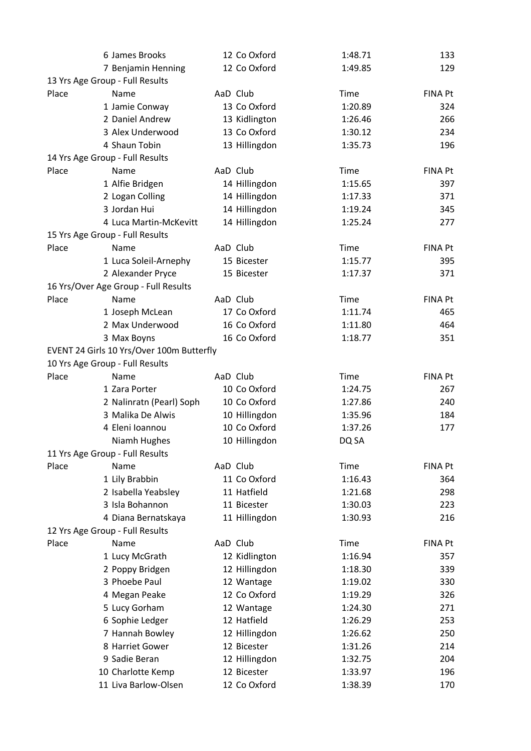| Place | Name | AaD | Club | Time | FINA Pt |
|---|---|---|---|---|---|
| 6 | James Brooks | 12 | Co Oxford | 1:48.71 | 133 |
| 7 | Benjamin Henning | 12 | Co Oxford | 1:49.85 | 129 |

13 Yrs Age Group - Full Results

| Place | Name | AaD | Club | Time | FINA Pt |
|---|---|---|---|---|---|
| 1 | Jamie Conway | 13 | Co Oxford | 1:20.89 | 324 |
| 2 | Daniel Andrew | 13 | Kidlington | 1:26.46 | 266 |
| 3 | Alex Underwood | 13 | Co Oxford | 1:30.12 | 234 |
| 4 | Shaun Tobin | 13 | Hillingdon | 1:35.73 | 196 |

14 Yrs Age Group - Full Results

| Place | Name | AaD | Club | Time | FINA Pt |
|---|---|---|---|---|---|
| 1 | Alfie Bridgen | 14 | Hillingdon | 1:15.65 | 397 |
| 2 | Logan Colling | 14 | Hillingdon | 1:17.33 | 371 |
| 3 | Jordan Hui | 14 | Hillingdon | 1:19.24 | 345 |
| 4 | Luca Martin-McKevitt | 14 | Hillingdon | 1:25.24 | 277 |

15 Yrs Age Group - Full Results

| Place | Name | AaD | Club | Time | FINA Pt |
|---|---|---|---|---|---|
| 1 | Luca Soleil-Arnephy | 15 | Bicester | 1:15.77 | 395 |
| 2 | Alexander Pryce | 15 | Bicester | 1:17.37 | 371 |

16 Yrs/Over Age Group - Full Results

| Place | Name | AaD | Club | Time | FINA Pt |
|---|---|---|---|---|---|
| 1 | Joseph McLean | 17 | Co Oxford | 1:11.74 | 465 |
| 2 | Max Underwood | 16 | Co Oxford | 1:11.80 | 464 |
| 3 | Max Boyns | 16 | Co Oxford | 1:18.77 | 351 |

EVENT 24 Girls 10 Yrs/Over 100m Butterfly

10 Yrs Age Group - Full Results

| Place | Name | AaD | Club | Time | FINA Pt |
|---|---|---|---|---|---|
| 1 | Zara Porter | 10 | Co Oxford | 1:24.75 | 267 |
| 2 | Nalinratn (Pearl) Soph | 10 | Co Oxford | 1:27.86 | 240 |
| 3 | Malika De Alwis | 10 | Hillingdon | 1:35.96 | 184 |
| 4 | Eleni Ioannou | 10 | Co Oxford | 1:37.26 | 177 |
| | Niamh Hughes | 10 | Hillingdon | DQ SA | |

11 Yrs Age Group - Full Results

| Place | Name | AaD | Club | Time | FINA Pt |
|---|---|---|---|---|---|
| 1 | Lily Brabbin | 11 | Co Oxford | 1:16.43 | 364 |
| 2 | Isabella Yeabsley | 11 | Hatfield | 1:21.68 | 298 |
| 3 | Isla Bohannon | 11 | Bicester | 1:30.03 | 223 |
| 4 | Diana Bernatskaya | 11 | Hillingdon | 1:30.93 | 216 |

12 Yrs Age Group - Full Results

| Place | Name | AaD | Club | Time | FINA Pt |
|---|---|---|---|---|---|
| 1 | Lucy McGrath | 12 | Kidlington | 1:16.94 | 357 |
| 2 | Poppy Bridgen | 12 | Hillingdon | 1:18.30 | 339 |
| 3 | Phoebe Paul | 12 | Wantage | 1:19.02 | 330 |
| 4 | Megan Peake | 12 | Co Oxford | 1:19.29 | 326 |
| 5 | Lucy Gorham | 12 | Wantage | 1:24.30 | 271 |
| 6 | Sophie Ledger | 12 | Hatfield | 1:26.29 | 253 |
| 7 | Hannah Bowley | 12 | Hillingdon | 1:26.62 | 250 |
| 8 | Harriet Gower | 12 | Bicester | 1:31.26 | 214 |
| 9 | Sadie Beran | 12 | Hillingdon | 1:32.75 | 204 |
| 10 | Charlotte Kemp | 12 | Bicester | 1:33.97 | 196 |
| 11 | Liva Barlow-Olsen | 12 | Co Oxford | 1:38.39 | 170 |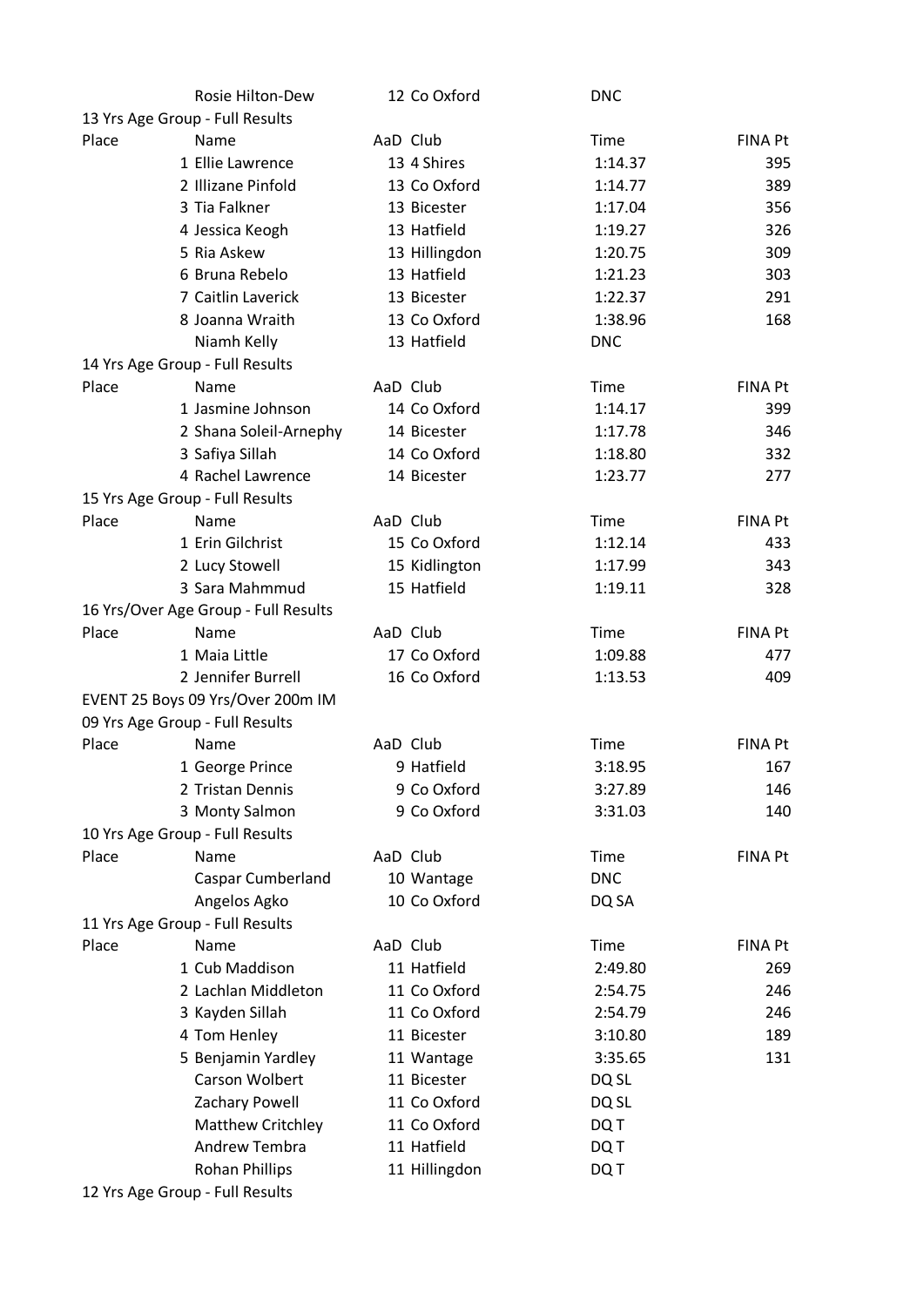| | Name | AaD | Club | Time | FINA Pt |
|---|---|---|---|---|---|
| | Rosie Hilton-Dew | 12 | Co Oxford | DNC | |

13 Yrs Age Group - Full Results

| Place | Name | AaD | Club | Time | FINA Pt |
|---|---|---|---|---|---|
| 1 | Ellie Lawrence | 13 | 4 Shires | 1:14.37 | 395 |
| 2 | Illizane Pinfold | 13 | Co Oxford | 1:14.77 | 389 |
| 3 | Tia Falkner | 13 | Bicester | 1:17.04 | 356 |
| 4 | Jessica Keogh | 13 | Hatfield | 1:19.27 | 326 |
| 5 | Ria Askew | 13 | Hillingdon | 1:20.75 | 309 |
| 6 | Bruna Rebelo | 13 | Hatfield | 1:21.23 | 303 |
| 7 | Caitlin Laverick | 13 | Bicester | 1:22.37 | 291 |
| 8 | Joanna Wraith | 13 | Co Oxford | 1:38.96 | 168 |
| | Niamh Kelly | 13 | Hatfield | DNC | |

14 Yrs Age Group - Full Results

| Place | Name | AaD | Club | Time | FINA Pt |
|---|---|---|---|---|---|
| 1 | Jasmine Johnson | 14 | Co Oxford | 1:14.17 | 399 |
| 2 | Shana Soleil-Arnephy | 14 | Bicester | 1:17.78 | 346 |
| 3 | Safiya Sillah | 14 | Co Oxford | 1:18.80 | 332 |
| 4 | Rachel Lawrence | 14 | Bicester | 1:23.77 | 277 |

15 Yrs Age Group - Full Results

| Place | Name | AaD | Club | Time | FINA Pt |
|---|---|---|---|---|---|
| 1 | Erin Gilchrist | 15 | Co Oxford | 1:12.14 | 433 |
| 2 | Lucy Stowell | 15 | Kidlington | 1:17.99 | 343 |
| 3 | Sara Mahmmud | 15 | Hatfield | 1:19.11 | 328 |

16 Yrs/Over Age Group - Full Results

| Place | Name | AaD | Club | Time | FINA Pt |
|---|---|---|---|---|---|
| 1 | Maia Little | 17 | Co Oxford | 1:09.88 | 477 |
| 2 | Jennifer Burrell | 16 | Co Oxford | 1:13.53 | 409 |

EVENT 25 Boys 09 Yrs/Over 200m IM

09 Yrs Age Group - Full Results

| Place | Name | AaD | Club | Time | FINA Pt |
|---|---|---|---|---|---|
| 1 | George Prince | 9 | Hatfield | 3:18.95 | 167 |
| 2 | Tristan Dennis | 9 | Co Oxford | 3:27.89 | 146 |
| 3 | Monty Salmon | 9 | Co Oxford | 3:31.03 | 140 |

10 Yrs Age Group - Full Results

| Place | Name | AaD | Club | Time | FINA Pt |
|---|---|---|---|---|---|
| | Caspar Cumberland | 10 | Wantage | DNC | |
| | Angelos Agko | 10 | Co Oxford | DQ SA | |

11 Yrs Age Group - Full Results

| Place | Name | AaD | Club | Time | FINA Pt |
|---|---|---|---|---|---|
| 1 | Cub Maddison | 11 | Hatfield | 2:49.80 | 269 |
| 2 | Lachlan Middleton | 11 | Co Oxford | 2:54.75 | 246 |
| 3 | Kayden Sillah | 11 | Co Oxford | 2:54.79 | 246 |
| 4 | Tom Henley | 11 | Bicester | 3:10.80 | 189 |
| 5 | Benjamin Yardley | 11 | Wantage | 3:35.65 | 131 |
| | Carson Wolbert | 11 | Bicester | DQ SL | |
| | Zachary Powell | 11 | Co Oxford | DQ SL | |
| | Matthew Critchley | 11 | Co Oxford | DQ T | |
| | Andrew Tembra | 11 | Hatfield | DQ T | |
| | Rohan Phillips | 11 | Hillingdon | DQ T | |

12 Yrs Age Group - Full Results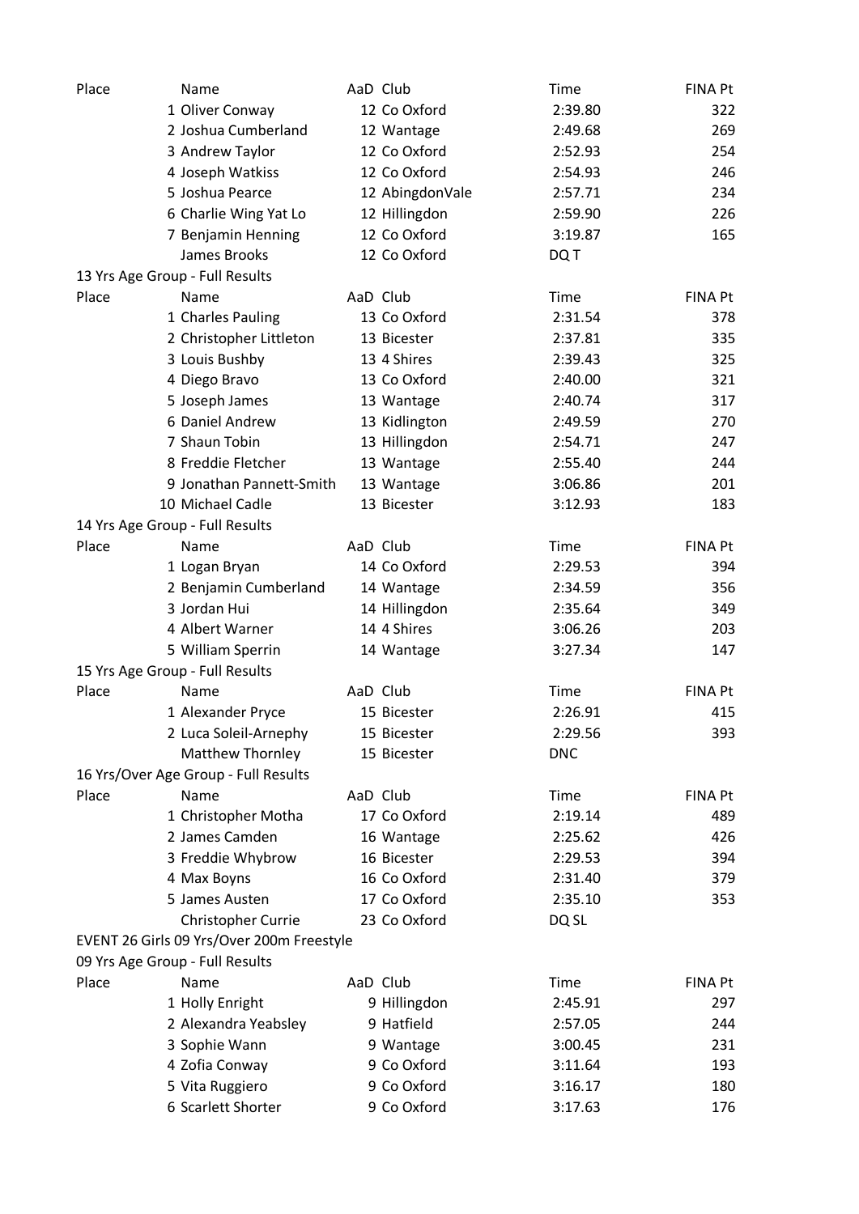| Place | Name | AaD | Club | Time | FINA Pt |
|---|---|---|---|---|---|
| 1 | Oliver Conway | 12 | Co Oxford | 2:39.80 | 322 |
| 2 | Joshua Cumberland | 12 | Wantage | 2:49.68 | 269 |
| 3 | Andrew Taylor | 12 | Co Oxford | 2:52.93 | 254 |
| 4 | Joseph Watkiss | 12 | Co Oxford | 2:54.93 | 246 |
| 5 | Joshua Pearce | 12 | AbingdonVale | 2:57.71 | 234 |
| 6 | Charlie Wing Yat Lo | 12 | Hillingdon | 2:59.90 | 226 |
| 7 | Benjamin Henning | 12 | Co Oxford | 3:19.87 | 165 |
| | James Brooks | 12 | Co Oxford | DQ T | |

13 Yrs Age Group - Full Results

| Place | Name | AaD | Club | Time | FINA Pt |
|---|---|---|---|---|---|
| 1 | Charles Pauling | 13 | Co Oxford | 2:31.54 | 378 |
| 2 | Christopher Littleton | 13 | Bicester | 2:37.81 | 335 |
| 3 | Louis Bushby | 13 | 4 Shires | 2:39.43 | 325 |
| 4 | Diego Bravo | 13 | Co Oxford | 2:40.00 | 321 |
| 5 | Joseph James | 13 | Wantage | 2:40.74 | 317 |
| 6 | Daniel Andrew | 13 | Kidlington | 2:49.59 | 270 |
| 7 | Shaun Tobin | 13 | Hillingdon | 2:54.71 | 247 |
| 8 | Freddie Fletcher | 13 | Wantage | 2:55.40 | 244 |
| 9 | Jonathan Pannett-Smith | 13 | Wantage | 3:06.86 | 201 |
| 10 | Michael Cadle | 13 | Bicester | 3:12.93 | 183 |

14 Yrs Age Group - Full Results

| Place | Name | AaD | Club | Time | FINA Pt |
|---|---|---|---|---|---|
| 1 | Logan Bryan | 14 | Co Oxford | 2:29.53 | 394 |
| 2 | Benjamin Cumberland | 14 | Wantage | 2:34.59 | 356 |
| 3 | Jordan Hui | 14 | Hillingdon | 2:35.64 | 349 |
| 4 | Albert Warner | 14 | 4 Shires | 3:06.26 | 203 |
| 5 | William Sperrin | 14 | Wantage | 3:27.34 | 147 |

15 Yrs Age Group - Full Results

| Place | Name | AaD | Club | Time | FINA Pt |
|---|---|---|---|---|---|
| 1 | Alexander Pryce | 15 | Bicester | 2:26.91 | 415 |
| 2 | Luca Soleil-Arnephy | 15 | Bicester | 2:29.56 | 393 |
| | Matthew Thornley | 15 | Bicester | DNC | |

16 Yrs/Over Age Group - Full Results

| Place | Name | AaD | Club | Time | FINA Pt |
|---|---|---|---|---|---|
| 1 | Christopher Motha | 17 | Co Oxford | 2:19.14 | 489 |
| 2 | James Camden | 16 | Wantage | 2:25.62 | 426 |
| 3 | Freddie Whybrow | 16 | Bicester | 2:29.53 | 394 |
| 4 | Max Boyns | 16 | Co Oxford | 2:31.40 | 379 |
| 5 | James Austen | 17 | Co Oxford | 2:35.10 | 353 |
| | Christopher Currie | 23 | Co Oxford | DQ SL | |

EVENT 26 Girls 09 Yrs/Over 200m Freestyle

09 Yrs Age Group - Full Results

| Place | Name | AaD | Club | Time | FINA Pt |
|---|---|---|---|---|---|
| 1 | Holly Enright | 9 | Hillingdon | 2:45.91 | 297 |
| 2 | Alexandra Yeabsley | 9 | Hatfield | 2:57.05 | 244 |
| 3 | Sophie Wann | 9 | Wantage | 3:00.45 | 231 |
| 4 | Zofia Conway | 9 | Co Oxford | 3:11.64 | 193 |
| 5 | Vita Ruggiero | 9 | Co Oxford | 3:16.17 | 180 |
| 6 | Scarlett Shorter | 9 | Co Oxford | 3:17.63 | 176 |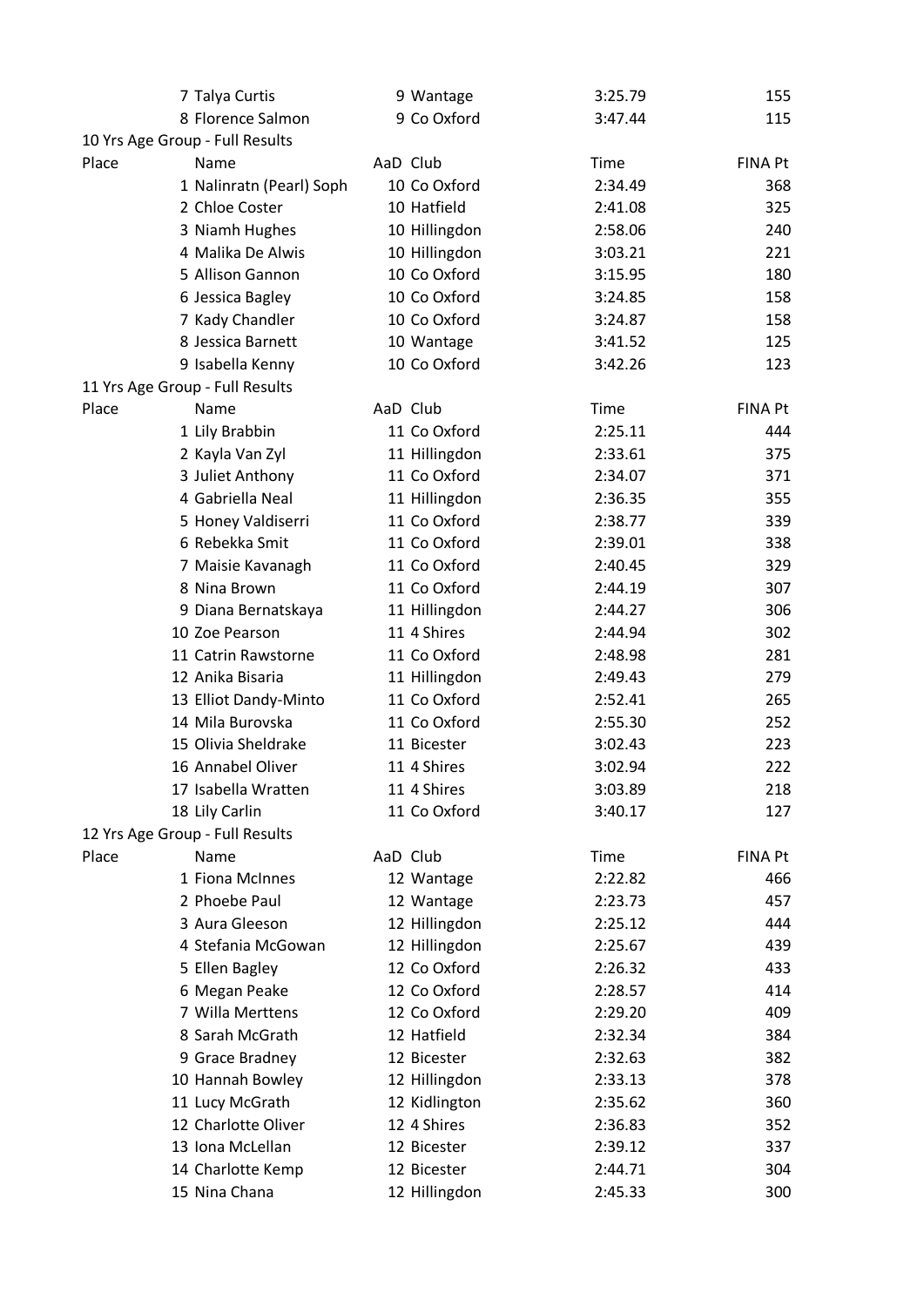| Place | Name | AaD | Club | Time | FINA Pt |
|---|---|---|---|---|---|
| 7 | Talya Curtis | 9 | Wantage | 3:25.79 | 155 |
| 8 | Florence Salmon | 9 | Co Oxford | 3:47.44 | 115 |

10 Yrs Age Group - Full Results

| Place | Name | AaD | Club | Time | FINA Pt |
|---|---|---|---|---|---|
| 1 | Nalinratn (Pearl) Soph | 10 | Co Oxford | 2:34.49 | 368 |
| 2 | Chloe Coster | 10 | Hatfield | 2:41.08 | 325 |
| 3 | Niamh Hughes | 10 | Hillingdon | 2:58.06 | 240 |
| 4 | Malika De Alwis | 10 | Hillingdon | 3:03.21 | 221 |
| 5 | Allison Gannon | 10 | Co Oxford | 3:15.95 | 180 |
| 6 | Jessica Bagley | 10 | Co Oxford | 3:24.85 | 158 |
| 7 | Kady Chandler | 10 | Co Oxford | 3:24.87 | 158 |
| 8 | Jessica Barnett | 10 | Wantage | 3:41.52 | 125 |
| 9 | Isabella Kenny | 10 | Co Oxford | 3:42.26 | 123 |

11 Yrs Age Group - Full Results

| Place | Name | AaD | Club | Time | FINA Pt |
|---|---|---|---|---|---|
| 1 | Lily Brabbin | 11 | Co Oxford | 2:25.11 | 444 |
| 2 | Kayla Van Zyl | 11 | Hillingdon | 2:33.61 | 375 |
| 3 | Juliet Anthony | 11 | Co Oxford | 2:34.07 | 371 |
| 4 | Gabriella Neal | 11 | Hillingdon | 2:36.35 | 355 |
| 5 | Honey Valdiserri | 11 | Co Oxford | 2:38.77 | 339 |
| 6 | Rebekka Smit | 11 | Co Oxford | 2:39.01 | 338 |
| 7 | Maisie Kavanagh | 11 | Co Oxford | 2:40.45 | 329 |
| 8 | Nina Brown | 11 | Co Oxford | 2:44.19 | 307 |
| 9 | Diana Bernatskaya | 11 | Hillingdon | 2:44.27 | 306 |
| 10 | Zoe Pearson | 11 | 4 Shires | 2:44.94 | 302 |
| 11 | Catrin Rawstorne | 11 | Co Oxford | 2:48.98 | 281 |
| 12 | Anika Bisaria | 11 | Hillingdon | 2:49.43 | 279 |
| 13 | Elliot Dandy-Minto | 11 | Co Oxford | 2:52.41 | 265 |
| 14 | Mila Burovska | 11 | Co Oxford | 2:55.30 | 252 |
| 15 | Olivia Sheldrake | 11 | Bicester | 3:02.43 | 223 |
| 16 | Annabel Oliver | 11 | 4 Shires | 3:02.94 | 222 |
| 17 | Isabella Wratten | 11 | 4 Shires | 3:03.89 | 218 |
| 18 | Lily Carlin | 11 | Co Oxford | 3:40.17 | 127 |

12 Yrs Age Group - Full Results

| Place | Name | AaD | Club | Time | FINA Pt |
|---|---|---|---|---|---|
| 1 | Fiona McInnes | 12 | Wantage | 2:22.82 | 466 |
| 2 | Phoebe Paul | 12 | Wantage | 2:23.73 | 457 |
| 3 | Aura Gleeson | 12 | Hillingdon | 2:25.12 | 444 |
| 4 | Stefania McGowan | 12 | Hillingdon | 2:25.67 | 439 |
| 5 | Ellen Bagley | 12 | Co Oxford | 2:26.32 | 433 |
| 6 | Megan Peake | 12 | Co Oxford | 2:28.57 | 414 |
| 7 | Willa Merttens | 12 | Co Oxford | 2:29.20 | 409 |
| 8 | Sarah McGrath | 12 | Hatfield | 2:32.34 | 384 |
| 9 | Grace Bradney | 12 | Bicester | 2:32.63 | 382 |
| 10 | Hannah Bowley | 12 | Hillingdon | 2:33.13 | 378 |
| 11 | Lucy McGrath | 12 | Kidlington | 2:35.62 | 360 |
| 12 | Charlotte Oliver | 12 | 4 Shires | 2:36.83 | 352 |
| 13 | Iona McLellan | 12 | Bicester | 2:39.12 | 337 |
| 14 | Charlotte Kemp | 12 | Bicester | 2:44.71 | 304 |
| 15 | Nina Chana | 12 | Hillingdon | 2:45.33 | 300 |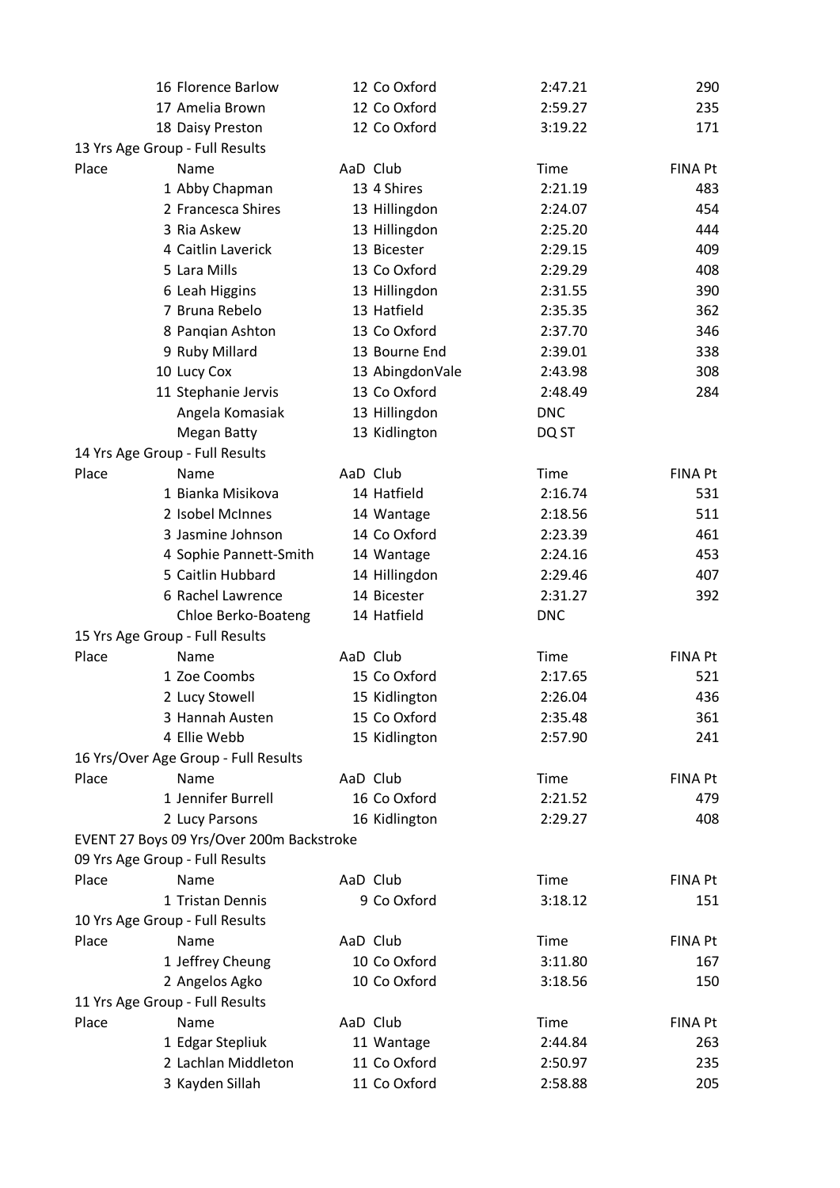| Place | Name | AaD | Club | Time | FINA Pt |
|---|---|---|---|---|---|
| 16 | Florence Barlow | 12 | Co Oxford | 2:47.21 | 290 |
| 17 | Amelia Brown | 12 | Co Oxford | 2:59.27 | 235 |
| 18 | Daisy Preston | 12 | Co Oxford | 3:19.22 | 171 |

13 Yrs Age Group - Full Results

| Place | Name | AaD | Club | Time | FINA Pt |
|---|---|---|---|---|---|
| 1 | Abby Chapman | 13 | 4 Shires | 2:21.19 | 483 |
| 2 | Francesca Shires | 13 | Hillingdon | 2:24.07 | 454 |
| 3 | Ria Askew | 13 | Hillingdon | 2:25.20 | 444 |
| 4 | Caitlin Laverick | 13 | Bicester | 2:29.15 | 409 |
| 5 | Lara Mills | 13 | Co Oxford | 2:29.29 | 408 |
| 6 | Leah Higgins | 13 | Hillingdon | 2:31.55 | 390 |
| 7 | Bruna Rebelo | 13 | Hatfield | 2:35.35 | 362 |
| 8 | Panqian Ashton | 13 | Co Oxford | 2:37.70 | 346 |
| 9 | Ruby Millard | 13 | Bourne End | 2:39.01 | 338 |
| 10 | Lucy Cox | 13 | AbingdonVale | 2:43.98 | 308 |
| 11 | Stephanie Jervis | 13 | Co Oxford | 2:48.49 | 284 |
| | Angela Komasiak | 13 | Hillingdon | DNC | |
| | Megan Batty | 13 | Kidlington | DQ ST | |

14 Yrs Age Group - Full Results

| Place | Name | AaD | Club | Time | FINA Pt |
|---|---|---|---|---|---|
| 1 | Bianka Misikova | 14 | Hatfield | 2:16.74 | 531 |
| 2 | Isobel McInnes | 14 | Wantage | 2:18.56 | 511 |
| 3 | Jasmine Johnson | 14 | Co Oxford | 2:23.39 | 461 |
| 4 | Sophie Pannett-Smith | 14 | Wantage | 2:24.16 | 453 |
| 5 | Caitlin Hubbard | 14 | Hillingdon | 2:29.46 | 407 |
| 6 | Rachel Lawrence | 14 | Bicester | 2:31.27 | 392 |
| | Chloe Berko-Boateng | 14 | Hatfield | DNC | |

15 Yrs Age Group - Full Results

| Place | Name | AaD | Club | Time | FINA Pt |
|---|---|---|---|---|---|
| 1 | Zoe Coombs | 15 | Co Oxford | 2:17.65 | 521 |
| 2 | Lucy Stowell | 15 | Kidlington | 2:26.04 | 436 |
| 3 | Hannah Austen | 15 | Co Oxford | 2:35.48 | 361 |
| 4 | Ellie Webb | 15 | Kidlington | 2:57.90 | 241 |

16 Yrs/Over Age Group - Full Results

| Place | Name | AaD | Club | Time | FINA Pt |
|---|---|---|---|---|---|
| 1 | Jennifer Burrell | 16 | Co Oxford | 2:21.52 | 479 |
| 2 | Lucy Parsons | 16 | Kidlington | 2:29.27 | 408 |

EVENT 27 Boys 09 Yrs/Over 200m Backstroke

09 Yrs Age Group - Full Results

| Place | Name | AaD | Club | Time | FINA Pt |
|---|---|---|---|---|---|
| 1 | Tristan Dennis | 9 | Co Oxford | 3:18.12 | 151 |

10 Yrs Age Group - Full Results

| Place | Name | AaD | Club | Time | FINA Pt |
|---|---|---|---|---|---|
| 1 | Jeffrey Cheung | 10 | Co Oxford | 3:11.80 | 167 |
| 2 | Angelos Agko | 10 | Co Oxford | 3:18.56 | 150 |

11 Yrs Age Group - Full Results

| Place | Name | AaD | Club | Time | FINA Pt |
|---|---|---|---|---|---|
| 1 | Edgar Stepliuk | 11 | Wantage | 2:44.84 | 263 |
| 2 | Lachlan Middleton | 11 | Co Oxford | 2:50.97 | 235 |
| 3 | Kayden Sillah | 11 | Co Oxford | 2:58.88 | 205 |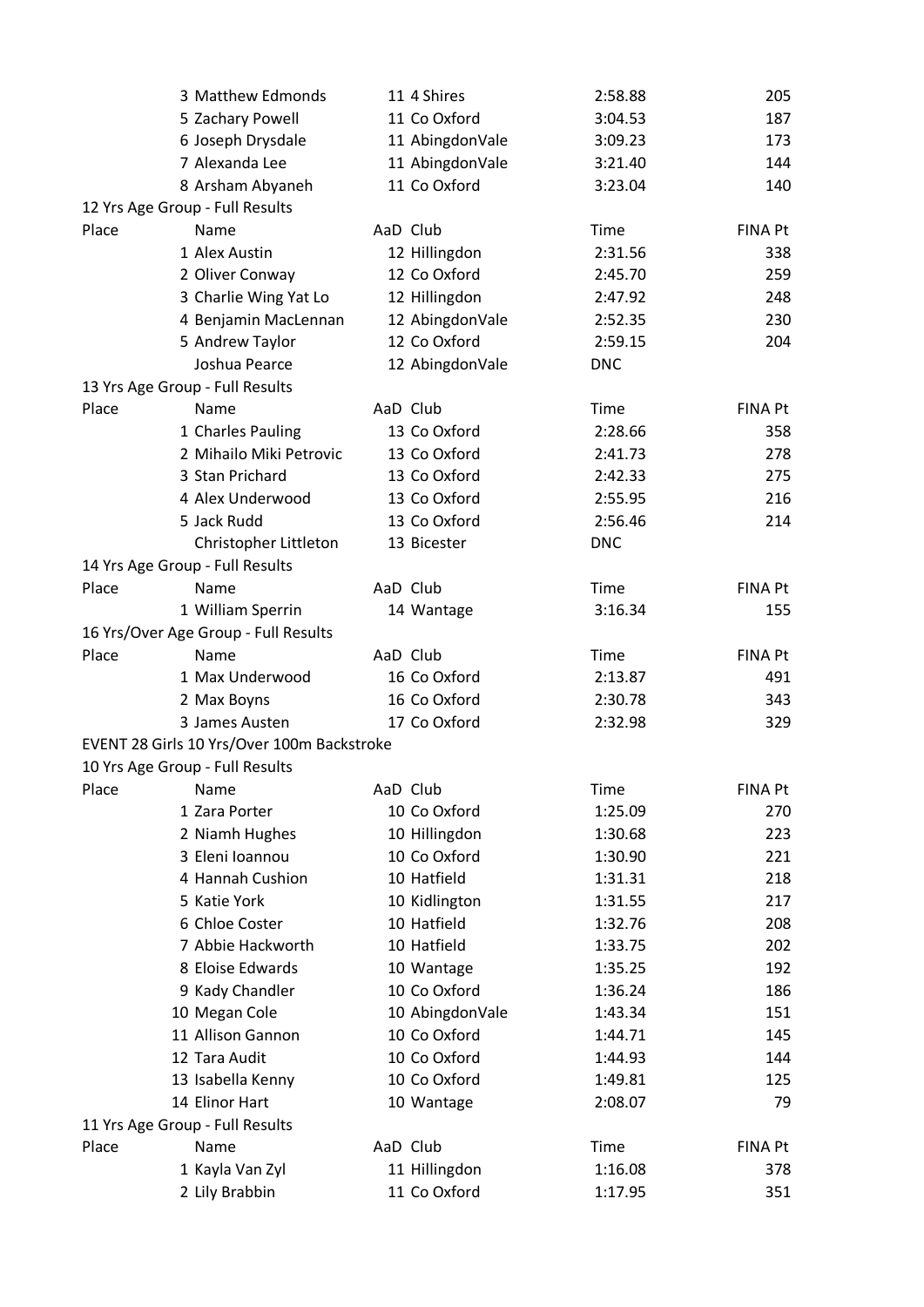| Place | Name | AaD | Club | Time | FINA Pt |
|---|---|---|---|---|---|
| 3 | Matthew Edmonds | 11 | 4 Shires | 2:58.88 | 205 |
| 5 | Zachary Powell | 11 | Co Oxford | 3:04.53 | 187 |
| 6 | Joseph Drysdale | 11 | AbingdonVale | 3:09.23 | 173 |
| 7 | Alexanda Lee | 11 | AbingdonVale | 3:21.40 | 144 |
| 8 | Arsham Abyaneh | 11 | Co Oxford | 3:23.04 | 140 |

12 Yrs Age Group - Full Results

| Place | Name | AaD | Club | Time | FINA Pt |
|---|---|---|---|---|---|
| 1 | Alex Austin | 12 | Hillingdon | 2:31.56 | 338 |
| 2 | Oliver Conway | 12 | Co Oxford | 2:45.70 | 259 |
| 3 | Charlie Wing Yat Lo | 12 | Hillingdon | 2:47.92 | 248 |
| 4 | Benjamin MacLennan | 12 | AbingdonVale | 2:52.35 | 230 |
| 5 | Andrew Taylor | 12 | Co Oxford | 2:59.15 | 204 |
| | Joshua Pearce | 12 | AbingdonVale | DNC | |

13 Yrs Age Group - Full Results

| Place | Name | AaD | Club | Time | FINA Pt |
|---|---|---|---|---|---|
| 1 | Charles Pauling | 13 | Co Oxford | 2:28.66 | 358 |
| 2 | Mihailo Miki Petrovic | 13 | Co Oxford | 2:41.73 | 278 |
| 3 | Stan Prichard | 13 | Co Oxford | 2:42.33 | 275 |
| 4 | Alex Underwood | 13 | Co Oxford | 2:55.95 | 216 |
| 5 | Jack Rudd | 13 | Co Oxford | 2:56.46 | 214 |
| | Christopher Littleton | 13 | Bicester | DNC | |

14 Yrs Age Group - Full Results

| Place | Name | AaD | Club | Time | FINA Pt |
|---|---|---|---|---|---|
| 1 | William Sperrin | 14 | Wantage | 3:16.34 | 155 |

16 Yrs/Over Age Group - Full Results

| Place | Name | AaD | Club | Time | FINA Pt |
|---|---|---|---|---|---|
| 1 | Max Underwood | 16 | Co Oxford | 2:13.87 | 491 |
| 2 | Max Boyns | 16 | Co Oxford | 2:30.78 | 343 |
| 3 | James Austen | 17 | Co Oxford | 2:32.98 | 329 |

EVENT 28 Girls 10 Yrs/Over 100m Backstroke

10 Yrs Age Group - Full Results

| Place | Name | AaD | Club | Time | FINA Pt |
|---|---|---|---|---|---|
| 1 | Zara Porter | 10 | Co Oxford | 1:25.09 | 270 |
| 2 | Niamh Hughes | 10 | Hillingdon | 1:30.68 | 223 |
| 3 | Eleni Ioannou | 10 | Co Oxford | 1:30.90 | 221 |
| 4 | Hannah Cushion | 10 | Hatfield | 1:31.31 | 218 |
| 5 | Katie York | 10 | Kidlington | 1:31.55 | 217 |
| 6 | Chloe Coster | 10 | Hatfield | 1:32.76 | 208 |
| 7 | Abbie Hackworth | 10 | Hatfield | 1:33.75 | 202 |
| 8 | Eloise Edwards | 10 | Wantage | 1:35.25 | 192 |
| 9 | Kady Chandler | 10 | Co Oxford | 1:36.24 | 186 |
| 10 | Megan Cole | 10 | AbingdonVale | 1:43.34 | 151 |
| 11 | Allison Gannon | 10 | Co Oxford | 1:44.71 | 145 |
| 12 | Tara Audit | 10 | Co Oxford | 1:44.93 | 144 |
| 13 | Isabella Kenny | 10 | Co Oxford | 1:49.81 | 125 |
| 14 | Elinor Hart | 10 | Wantage | 2:08.07 | 79 |

11 Yrs Age Group - Full Results

| Place | Name | AaD | Club | Time | FINA Pt |
|---|---|---|---|---|---|
| 1 | Kayla Van Zyl | 11 | Hillingdon | 1:16.08 | 378 |
| 2 | Lily Brabbin | 11 | Co Oxford | 1:17.95 | 351 |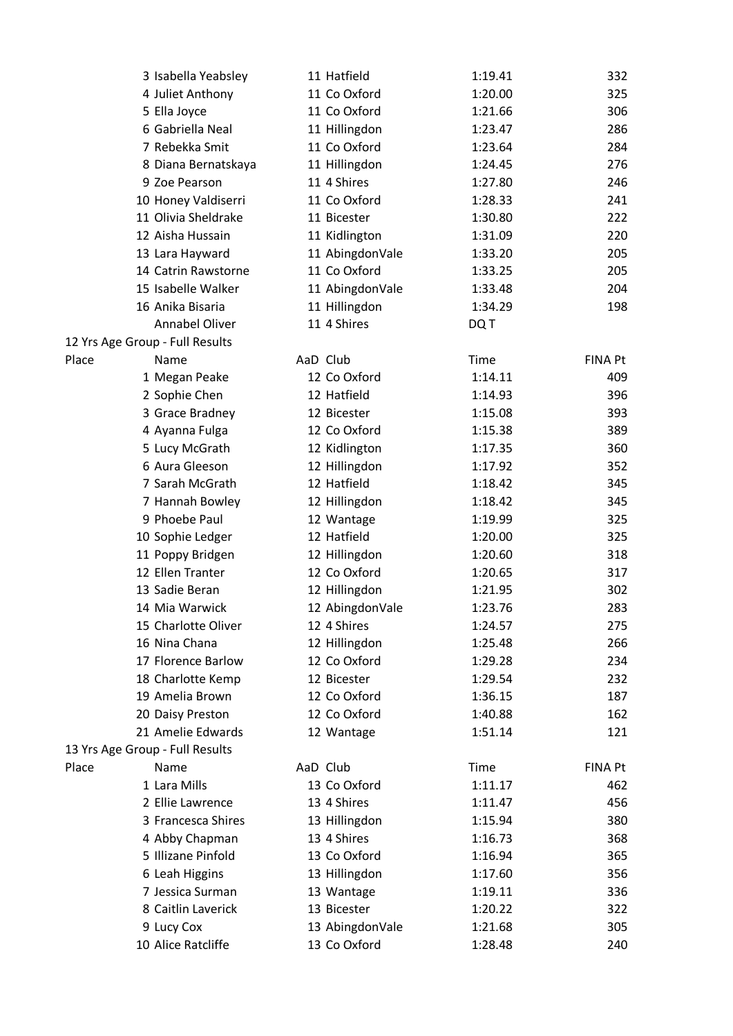| Place | Name | AaD | Club | Time | FINA Pt |
|---|---|---|---|---|---|
| 3 | Isabella Yeabsley | 11 | Hatfield | 1:19.41 | 332 |
| 4 | Juliet Anthony | 11 | Co Oxford | 1:20.00 | 325 |
| 5 | Ella Joyce | 11 | Co Oxford | 1:21.66 | 306 |
| 6 | Gabriella Neal | 11 | Hillingdon | 1:23.47 | 286 |
| 7 | Rebekka Smit | 11 | Co Oxford | 1:23.64 | 284 |
| 8 | Diana Bernatskaya | 11 | Hillingdon | 1:24.45 | 276 |
| 9 | Zoe Pearson | 11 | 4 Shires | 1:27.80 | 246 |
| 10 | Honey Valdiserri | 11 | Co Oxford | 1:28.33 | 241 |
| 11 | Olivia Sheldrake | 11 | Bicester | 1:30.80 | 222 |
| 12 | Aisha Hussain | 11 | Kidlington | 1:31.09 | 220 |
| 13 | Lara Hayward | 11 | AbingdonVale | 1:33.20 | 205 |
| 14 | Catrin Rawstorne | 11 | Co Oxford | 1:33.25 | 205 |
| 15 | Isabelle Walker | 11 | AbingdonVale | 1:33.48 | 204 |
| 16 | Anika Bisaria | 11 | Hillingdon | 1:34.29 | 198 |
| | Annabel Oliver | 11 | 4 Shires | DQ T | |

12 Yrs Age Group - Full Results

| Place | Name | AaD | Club | Time | FINA Pt |
|---|---|---|---|---|---|
| 1 | Megan Peake | 12 | Co Oxford | 1:14.11 | 409 |
| 2 | Sophie Chen | 12 | Hatfield | 1:14.93 | 396 |
| 3 | Grace Bradney | 12 | Bicester | 1:15.08 | 393 |
| 4 | Ayanna Fulga | 12 | Co Oxford | 1:15.38 | 389 |
| 5 | Lucy McGrath | 12 | Kidlington | 1:17.35 | 360 |
| 6 | Aura Gleeson | 12 | Hillingdon | 1:17.92 | 352 |
| 7 | Sarah McGrath | 12 | Hatfield | 1:18.42 | 345 |
| 7 | Hannah Bowley | 12 | Hillingdon | 1:18.42 | 345 |
| 9 | Phoebe Paul | 12 | Wantage | 1:19.99 | 325 |
| 10 | Sophie Ledger | 12 | Hatfield | 1:20.00 | 325 |
| 11 | Poppy Bridgen | 12 | Hillingdon | 1:20.60 | 318 |
| 12 | Ellen Tranter | 12 | Co Oxford | 1:20.65 | 317 |
| 13 | Sadie Beran | 12 | Hillingdon | 1:21.95 | 302 |
| 14 | Mia Warwick | 12 | AbingdonVale | 1:23.76 | 283 |
| 15 | Charlotte Oliver | 12 | 4 Shires | 1:24.57 | 275 |
| 16 | Nina Chana | 12 | Hillingdon | 1:25.48 | 266 |
| 17 | Florence Barlow | 12 | Co Oxford | 1:29.28 | 234 |
| 18 | Charlotte Kemp | 12 | Bicester | 1:29.54 | 232 |
| 19 | Amelia Brown | 12 | Co Oxford | 1:36.15 | 187 |
| 20 | Daisy Preston | 12 | Co Oxford | 1:40.88 | 162 |
| 21 | Amelie Edwards | 12 | Wantage | 1:51.14 | 121 |

13 Yrs Age Group - Full Results

| Place | Name | AaD | Club | Time | FINA Pt |
|---|---|---|---|---|---|
| 1 | Lara Mills | 13 | Co Oxford | 1:11.17 | 462 |
| 2 | Ellie Lawrence | 13 | 4 Shires | 1:11.47 | 456 |
| 3 | Francesca Shires | 13 | Hillingdon | 1:15.94 | 380 |
| 4 | Abby Chapman | 13 | 4 Shires | 1:16.73 | 368 |
| 5 | Illizane Pinfold | 13 | Co Oxford | 1:16.94 | 365 |
| 6 | Leah Higgins | 13 | Hillingdon | 1:17.60 | 356 |
| 7 | Jessica Surman | 13 | Wantage | 1:19.11 | 336 |
| 8 | Caitlin Laverick | 13 | Bicester | 1:20.22 | 322 |
| 9 | Lucy Cox | 13 | AbingdonVale | 1:21.68 | 305 |
| 10 | Alice Ratcliffe | 13 | Co Oxford | 1:28.48 | 240 |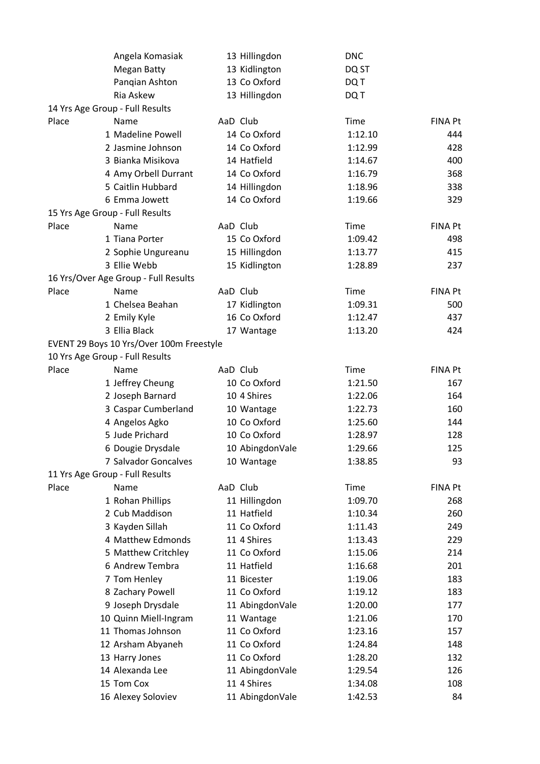| Place | Name | AaD | Club | Time | FINA Pt |
|---|---|---|---|---|---|
| | Angela Komasiak | 13 | Hillingdon | DNC | |
| | Megan Batty | 13 | Kidlington | DQ ST | |
| | Panqian Ashton | 13 | Co Oxford | DQ T | |
| | Ria Askew | 13 | Hillingdon | DQ T | |

14 Yrs Age Group - Full Results

| Place | Name | AaD | Club | Time | FINA Pt |
|---|---|---|---|---|---|
| 1 | Madeline Powell | 14 | Co Oxford | 1:12.10 | 444 |
| 2 | Jasmine Johnson | 14 | Co Oxford | 1:12.99 | 428 |
| 3 | Bianka Misikova | 14 | Hatfield | 1:14.67 | 400 |
| 4 | Amy Orbell Durrant | 14 | Co Oxford | 1:16.79 | 368 |
| 5 | Caitlin Hubbard | 14 | Hillingdon | 1:18.96 | 338 |
| 6 | Emma Jowett | 14 | Co Oxford | 1:19.66 | 329 |

15 Yrs Age Group - Full Results

| Place | Name | AaD | Club | Time | FINA Pt |
|---|---|---|---|---|---|
| 1 | Tiana Porter | 15 | Co Oxford | 1:09.42 | 498 |
| 2 | Sophie Ungureanu | 15 | Hillingdon | 1:13.77 | 415 |
| 3 | Ellie Webb | 15 | Kidlington | 1:28.89 | 237 |

16 Yrs/Over Age Group - Full Results

| Place | Name | AaD | Club | Time | FINA Pt |
|---|---|---|---|---|---|
| 1 | Chelsea Beahan | 17 | Kidlington | 1:09.31 | 500 |
| 2 | Emily Kyle | 16 | Co Oxford | 1:12.47 | 437 |
| 3 | Ellia Black | 17 | Wantage | 1:13.20 | 424 |

EVENT 29 Boys 10 Yrs/Over 100m Freestyle

10 Yrs Age Group - Full Results

| Place | Name | AaD | Club | Time | FINA Pt |
|---|---|---|---|---|---|
| 1 | Jeffrey Cheung | 10 | Co Oxford | 1:21.50 | 167 |
| 2 | Joseph Barnard | 10 | 4 Shires | 1:22.06 | 164 |
| 3 | Caspar Cumberland | 10 | Wantage | 1:22.73 | 160 |
| 4 | Angelos Agko | 10 | Co Oxford | 1:25.60 | 144 |
| 5 | Jude Prichard | 10 | Co Oxford | 1:28.97 | 128 |
| 6 | Dougie Drysdale | 10 | AbingdonVale | 1:29.66 | 125 |
| 7 | Salvador Goncalves | 10 | Wantage | 1:38.85 | 93 |

11 Yrs Age Group - Full Results

| Place | Name | AaD | Club | Time | FINA Pt |
|---|---|---|---|---|---|
| 1 | Rohan Phillips | 11 | Hillingdon | 1:09.70 | 268 |
| 2 | Cub Maddison | 11 | Hatfield | 1:10.34 | 260 |
| 3 | Kayden Sillah | 11 | Co Oxford | 1:11.43 | 249 |
| 4 | Matthew Edmonds | 11 | 4 Shires | 1:13.43 | 229 |
| 5 | Matthew Critchley | 11 | Co Oxford | 1:15.06 | 214 |
| 6 | Andrew Tembra | 11 | Hatfield | 1:16.68 | 201 |
| 7 | Tom Henley | 11 | Bicester | 1:19.06 | 183 |
| 8 | Zachary Powell | 11 | Co Oxford | 1:19.12 | 183 |
| 9 | Joseph Drysdale | 11 | AbingdonVale | 1:20.00 | 177 |
| 10 | Quinn Miell-Ingram | 11 | Wantage | 1:21.06 | 170 |
| 11 | Thomas Johnson | 11 | Co Oxford | 1:23.16 | 157 |
| 12 | Arsham Abyaneh | 11 | Co Oxford | 1:24.84 | 148 |
| 13 | Harry Jones | 11 | Co Oxford | 1:28.20 | 132 |
| 14 | Alexanda Lee | 11 | AbingdonVale | 1:29.54 | 126 |
| 15 | Tom Cox | 11 | 4 Shires | 1:34.08 | 108 |
| 16 | Alexey Soloviev | 11 | AbingdonVale | 1:42.53 | 84 |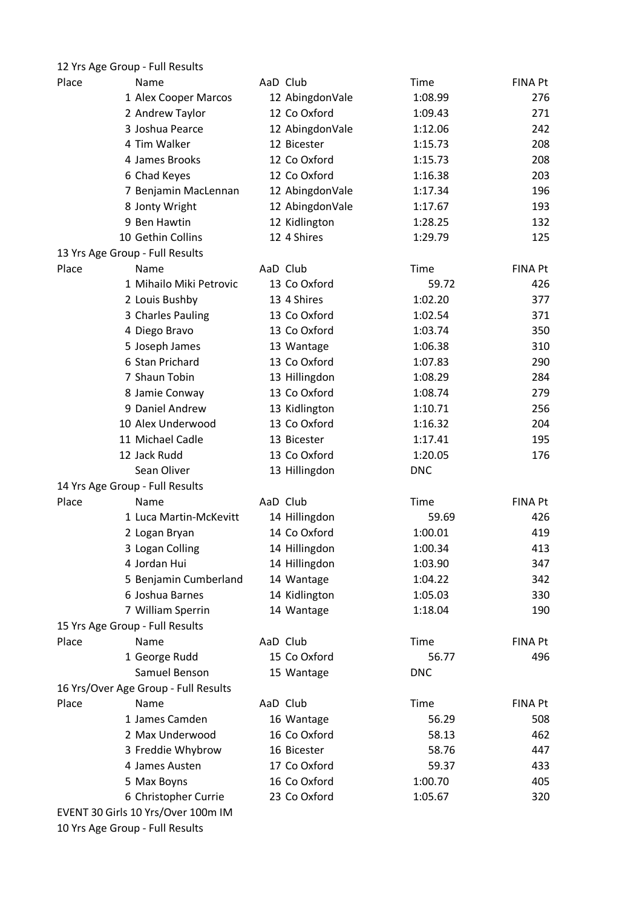12 Yrs Age Group - Full Results

| Place | Name | AaD | Club | Time | FINA Pt |
|---|---|---|---|---|---|
| 1 | Alex Cooper Marcos | 12 | AbingdonVale | 1:08.99 | 276 |
| 2 | Andrew Taylor | 12 | Co Oxford | 1:09.43 | 271 |
| 3 | Joshua Pearce | 12 | AbingdonVale | 1:12.06 | 242 |
| 4 | Tim Walker | 12 | Bicester | 1:15.73 | 208 |
| 4 | James Brooks | 12 | Co Oxford | 1:15.73 | 208 |
| 6 | Chad Keyes | 12 | Co Oxford | 1:16.38 | 203 |
| 7 | Benjamin MacLennan | 12 | AbingdonVale | 1:17.34 | 196 |
| 8 | Jonty Wright | 12 | AbingdonVale | 1:17.67 | 193 |
| 9 | Ben Hawtin | 12 | Kidlington | 1:28.25 | 132 |
| 10 | Gethin Collins | 12 | 4 Shires | 1:29.79 | 125 |

13 Yrs Age Group - Full Results

| Place | Name | AaD | Club | Time | FINA Pt |
|---|---|---|---|---|---|
| 1 | Mihailo Miki Petrovic | 13 | Co Oxford | 59.72 | 426 |
| 2 | Louis Bushby | 13 | 4 Shires | 1:02.20 | 377 |
| 3 | Charles Pauling | 13 | Co Oxford | 1:02.54 | 371 |
| 4 | Diego Bravo | 13 | Co Oxford | 1:03.74 | 350 |
| 5 | Joseph James | 13 | Wantage | 1:06.38 | 310 |
| 6 | Stan Prichard | 13 | Co Oxford | 1:07.83 | 290 |
| 7 | Shaun Tobin | 13 | Hillingdon | 1:08.29 | 284 |
| 8 | Jamie Conway | 13 | Co Oxford | 1:08.74 | 279 |
| 9 | Daniel Andrew | 13 | Kidlington | 1:10.71 | 256 |
| 10 | Alex Underwood | 13 | Co Oxford | 1:16.32 | 204 |
| 11 | Michael Cadle | 13 | Bicester | 1:17.41 | 195 |
| 12 | Jack Rudd | 13 | Co Oxford | 1:20.05 | 176 |
| | Sean Oliver | 13 | Hillingdon | DNC | |

14 Yrs Age Group - Full Results

| Place | Name | AaD | Club | Time | FINA Pt |
|---|---|---|---|---|---|
| 1 | Luca Martin-McKevitt | 14 | Hillingdon | 59.69 | 426 |
| 2 | Logan Bryan | 14 | Co Oxford | 1:00.01 | 419 |
| 3 | Logan Colling | 14 | Hillingdon | 1:00.34 | 413 |
| 4 | Jordan Hui | 14 | Hillingdon | 1:03.90 | 347 |
| 5 | Benjamin Cumberland | 14 | Wantage | 1:04.22 | 342 |
| 6 | Joshua Barnes | 14 | Kidlington | 1:05.03 | 330 |
| 7 | William Sperrin | 14 | Wantage | 1:18.04 | 190 |

15 Yrs Age Group - Full Results

| Place | Name | AaD | Club | Time | FINA Pt |
|---|---|---|---|---|---|
| 1 | George Rudd | 15 | Co Oxford | 56.77 | 496 |
| | Samuel Benson | 15 | Wantage | DNC | |

16 Yrs/Over Age Group - Full Results

| Place | Name | AaD | Club | Time | FINA Pt |
|---|---|---|---|---|---|
| 1 | James Camden | 16 | Wantage | 56.29 | 508 |
| 2 | Max Underwood | 16 | Co Oxford | 58.13 | 462 |
| 3 | Freddie Whybrow | 16 | Bicester | 58.76 | 447 |
| 4 | James Austen | 17 | Co Oxford | 59.37 | 433 |
| 5 | Max Boyns | 16 | Co Oxford | 1:00.70 | 405 |
| 6 | Christopher Currie | 23 | Co Oxford | 1:05.67 | 320 |

EVENT 30 Girls 10 Yrs/Over 100m IM

10 Yrs Age Group - Full Results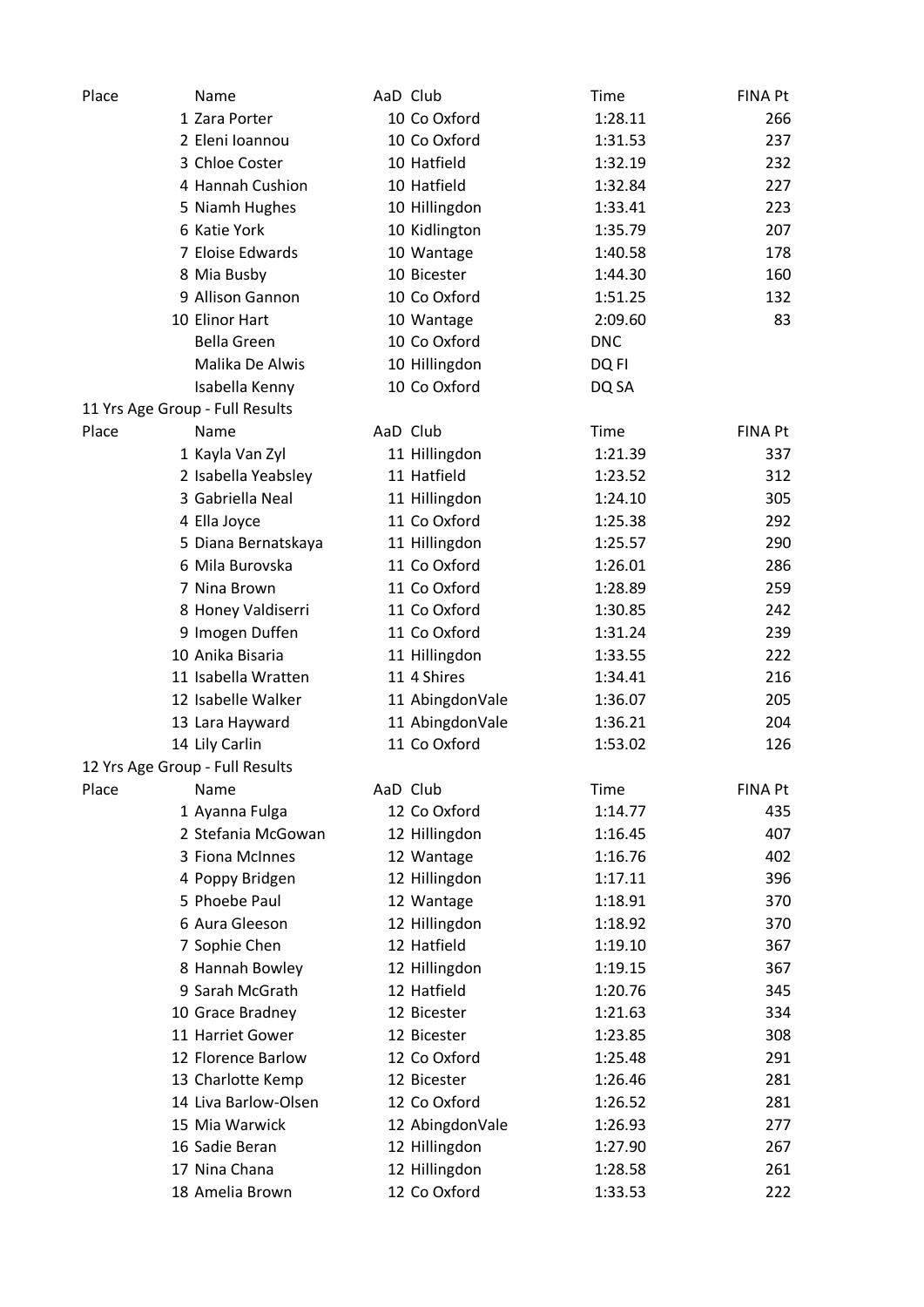| Place | Name | AaD | Club | Time | FINA Pt |
|---|---|---|---|---|---|
| 1 | Zara Porter | 10 | Co Oxford | 1:28.11 | 266 |
| 2 | Eleni Ioannou | 10 | Co Oxford | 1:31.53 | 237 |
| 3 | Chloe Coster | 10 | Hatfield | 1:32.19 | 232 |
| 4 | Hannah Cushion | 10 | Hatfield | 1:32.84 | 227 |
| 5 | Niamh Hughes | 10 | Hillingdon | 1:33.41 | 223 |
| 6 | Katie York | 10 | Kidlington | 1:35.79 | 207 |
| 7 | Eloise Edwards | 10 | Wantage | 1:40.58 | 178 |
| 8 | Mia Busby | 10 | Bicester | 1:44.30 | 160 |
| 9 | Allison Gannon | 10 | Co Oxford | 1:51.25 | 132 |
| 10 | Elinor Hart | 10 | Wantage | 2:09.60 | 83 |
| | Bella Green | 10 | Co Oxford | DNC | |
| | Malika De Alwis | 10 | Hillingdon | DQ FI | |
| | Isabella Kenny | 10 | Co Oxford | DQ SA | |

11 Yrs Age Group - Full Results

| Place | Name | AaD | Club | Time | FINA Pt |
|---|---|---|---|---|---|
| 1 | Kayla Van Zyl | 11 | Hillingdon | 1:21.39 | 337 |
| 2 | Isabella Yeabsley | 11 | Hatfield | 1:23.52 | 312 |
| 3 | Gabriella Neal | 11 | Hillingdon | 1:24.10 | 305 |
| 4 | Ella Joyce | 11 | Co Oxford | 1:25.38 | 292 |
| 5 | Diana Bernatskaya | 11 | Hillingdon | 1:25.57 | 290 |
| 6 | Mila Burovska | 11 | Co Oxford | 1:26.01 | 286 |
| 7 | Nina Brown | 11 | Co Oxford | 1:28.89 | 259 |
| 8 | Honey Valdiserri | 11 | Co Oxford | 1:30.85 | 242 |
| 9 | Imogen Duffen | 11 | Co Oxford | 1:31.24 | 239 |
| 10 | Anika Bisaria | 11 | Hillingdon | 1:33.55 | 222 |
| 11 | Isabella Wratten | 11 | 4 Shires | 1:34.41 | 216 |
| 12 | Isabelle Walker | 11 | AbingdonVale | 1:36.07 | 205 |
| 13 | Lara Hayward | 11 | AbingdonVale | 1:36.21 | 204 |
| 14 | Lily Carlin | 11 | Co Oxford | 1:53.02 | 126 |

12 Yrs Age Group - Full Results

| Place | Name | AaD | Club | Time | FINA Pt |
|---|---|---|---|---|---|
| 1 | Ayanna Fulga | 12 | Co Oxford | 1:14.77 | 435 |
| 2 | Stefania McGowan | 12 | Hillingdon | 1:16.45 | 407 |
| 3 | Fiona McInnes | 12 | Wantage | 1:16.76 | 402 |
| 4 | Poppy Bridgen | 12 | Hillingdon | 1:17.11 | 396 |
| 5 | Phoebe Paul | 12 | Wantage | 1:18.91 | 370 |
| 6 | Aura Gleeson | 12 | Hillingdon | 1:18.92 | 370 |
| 7 | Sophie Chen | 12 | Hatfield | 1:19.10 | 367 |
| 8 | Hannah Bowley | 12 | Hillingdon | 1:19.15 | 367 |
| 9 | Sarah McGrath | 12 | Hatfield | 1:20.76 | 345 |
| 10 | Grace Bradney | 12 | Bicester | 1:21.63 | 334 |
| 11 | Harriet Gower | 12 | Bicester | 1:23.85 | 308 |
| 12 | Florence Barlow | 12 | Co Oxford | 1:25.48 | 291 |
| 13 | Charlotte Kemp | 12 | Bicester | 1:26.46 | 281 |
| 14 | Liva Barlow-Olsen | 12 | Co Oxford | 1:26.52 | 281 |
| 15 | Mia Warwick | 12 | AbingdonVale | 1:26.93 | 277 |
| 16 | Sadie Beran | 12 | Hillingdon | 1:27.90 | 267 |
| 17 | Nina Chana | 12 | Hillingdon | 1:28.58 | 261 |
| 18 | Amelia Brown | 12 | Co Oxford | 1:33.53 | 222 |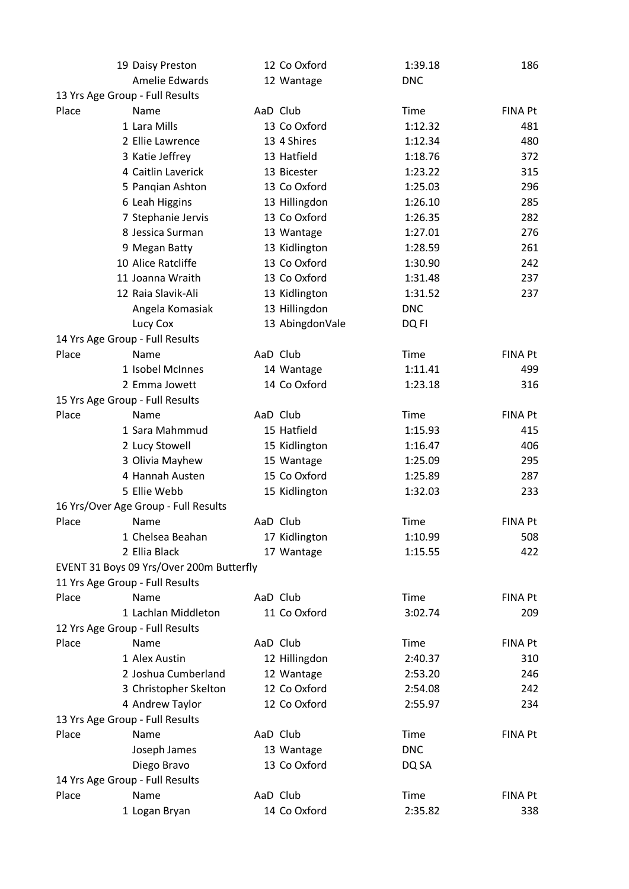| Place | Name | AaD | Club | Time | FINA Pt |
|---|---|---|---|---|---|
| 19 | Daisy Preston | 12 | Co Oxford | 1:39.18 | 186 |
| | Amelie Edwards | 12 | Wantage | DNC | |

13 Yrs Age Group - Full Results

| Place | Name | AaD | Club | Time | FINA Pt |
|---|---|---|---|---|---|
| 1 | Lara Mills | 13 | Co Oxford | 1:12.32 | 481 |
| 2 | Ellie Lawrence | 13 | 4 Shires | 1:12.34 | 480 |
| 3 | Katie Jeffrey | 13 | Hatfield | 1:18.76 | 372 |
| 4 | Caitlin Laverick | 13 | Bicester | 1:23.22 | 315 |
| 5 | Panqian Ashton | 13 | Co Oxford | 1:25.03 | 296 |
| 6 | Leah Higgins | 13 | Hillingdon | 1:26.10 | 285 |
| 7 | Stephanie Jervis | 13 | Co Oxford | 1:26.35 | 282 |
| 8 | Jessica Surman | 13 | Wantage | 1:27.01 | 276 |
| 9 | Megan Batty | 13 | Kidlington | 1:28.59 | 261 |
| 10 | Alice Ratcliffe | 13 | Co Oxford | 1:30.90 | 242 |
| 11 | Joanna Wraith | 13 | Co Oxford | 1:31.48 | 237 |
| 12 | Raia Slavik-Ali | 13 | Kidlington | 1:31.52 | 237 |
| | Angela Komasiak | 13 | Hillingdon | DNC | |
| | Lucy Cox | 13 | AbingdonVale | DQ FI | |

14 Yrs Age Group - Full Results

| Place | Name | AaD | Club | Time | FINA Pt |
|---|---|---|---|---|---|
| 1 | Isobel McInnes | 14 | Wantage | 1:11.41 | 499 |
| 2 | Emma Jowett | 14 | Co Oxford | 1:23.18 | 316 |

15 Yrs Age Group - Full Results

| Place | Name | AaD | Club | Time | FINA Pt |
|---|---|---|---|---|---|
| 1 | Sara Mahmmud | 15 | Hatfield | 1:15.93 | 415 |
| 2 | Lucy Stowell | 15 | Kidlington | 1:16.47 | 406 |
| 3 | Olivia Mayhew | 15 | Wantage | 1:25.09 | 295 |
| 4 | Hannah Austen | 15 | Co Oxford | 1:25.89 | 287 |
| 5 | Ellie Webb | 15 | Kidlington | 1:32.03 | 233 |

16 Yrs/Over Age Group - Full Results

| Place | Name | AaD | Club | Time | FINA Pt |
|---|---|---|---|---|---|
| 1 | Chelsea Beahan | 17 | Kidlington | 1:10.99 | 508 |
| 2 | Ellia Black | 17 | Wantage | 1:15.55 | 422 |

EVENT 31 Boys 09 Yrs/Over 200m Butterfly

11 Yrs Age Group - Full Results

| Place | Name | AaD | Club | Time | FINA Pt |
|---|---|---|---|---|---|
| 1 | Lachlan Middleton | 11 | Co Oxford | 3:02.74 | 209 |

12 Yrs Age Group - Full Results

| Place | Name | AaD | Club | Time | FINA Pt |
|---|---|---|---|---|---|
| 1 | Alex Austin | 12 | Hillingdon | 2:40.37 | 310 |
| 2 | Joshua Cumberland | 12 | Wantage | 2:53.20 | 246 |
| 3 | Christopher Skelton | 12 | Co Oxford | 2:54.08 | 242 |
| 4 | Andrew Taylor | 12 | Co Oxford | 2:55.97 | 234 |

13 Yrs Age Group - Full Results

| Place | Name | AaD | Club | Time | FINA Pt |
|---|---|---|---|---|---|
| | Joseph James | 13 | Wantage | DNC | |
| | Diego Bravo | 13 | Co Oxford | DQ SA | |

14 Yrs Age Group - Full Results

| Place | Name | AaD | Club | Time | FINA Pt |
|---|---|---|---|---|---|
| 1 | Logan Bryan | 14 | Co Oxford | 2:35.82 | 338 |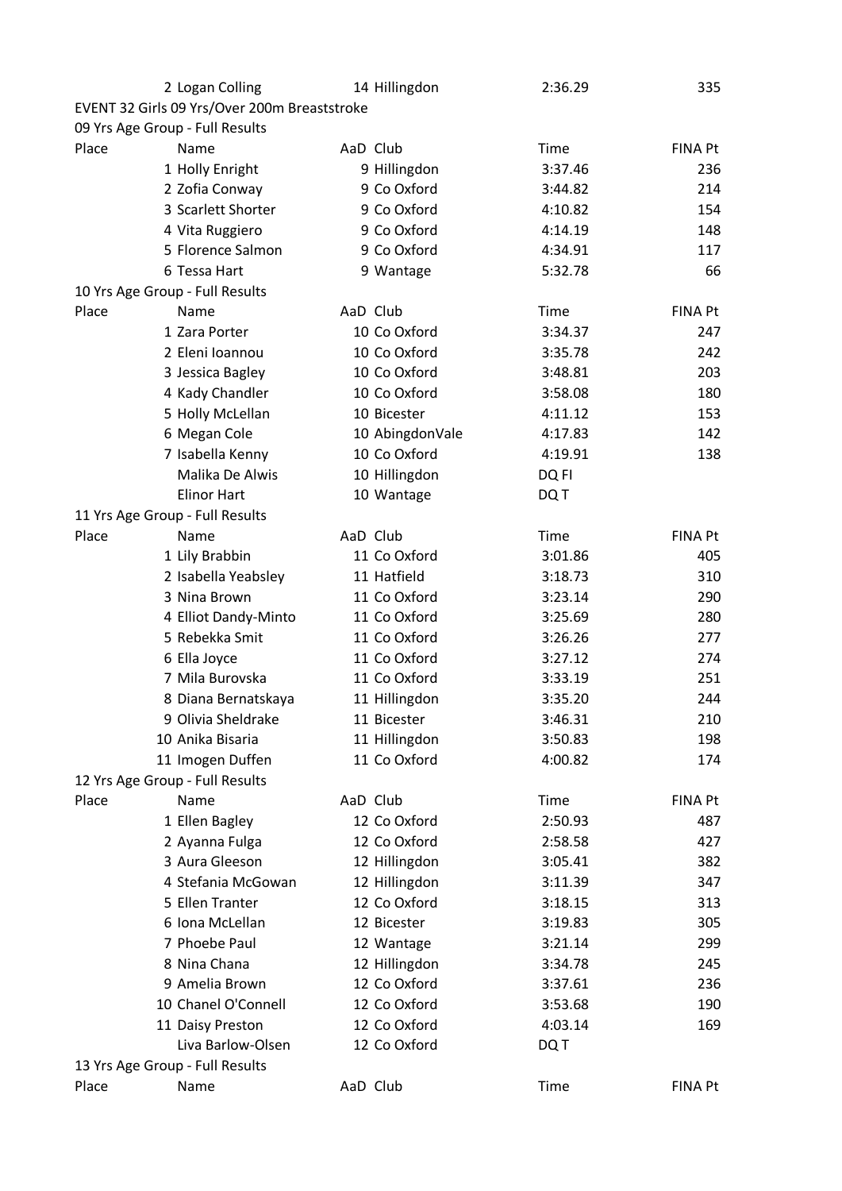| | Name | AaD | Club | Time | FINA Pt |
|---|---|---|---|---|---|
| 2 | Logan Colling | 14 | Hillingdon | 2:36.29 | 335 |

EVENT 32 Girls 09 Yrs/Over 200m Breaststroke

09 Yrs Age Group - Full Results

| Place | Name | AaD | Club | Time | FINA Pt |
|---|---|---|---|---|---|
| 1 | Holly Enright | 9 | Hillingdon | 3:37.46 | 236 |
| 2 | Zofia Conway | 9 | Co Oxford | 3:44.82 | 214 |
| 3 | Scarlett Shorter | 9 | Co Oxford | 4:10.82 | 154 |
| 4 | Vita Ruggiero | 9 | Co Oxford | 4:14.19 | 148 |
| 5 | Florence Salmon | 9 | Co Oxford | 4:34.91 | 117 |
| 6 | Tessa Hart | 9 | Wantage | 5:32.78 | 66 |

10 Yrs Age Group - Full Results

| Place | Name | AaD | Club | Time | FINA Pt |
|---|---|---|---|---|---|
| 1 | Zara Porter | 10 | Co Oxford | 3:34.37 | 247 |
| 2 | Eleni Ioannou | 10 | Co Oxford | 3:35.78 | 242 |
| 3 | Jessica Bagley | 10 | Co Oxford | 3:48.81 | 203 |
| 4 | Kady Chandler | 10 | Co Oxford | 3:58.08 | 180 |
| 5 | Holly McLellan | 10 | Bicester | 4:11.12 | 153 |
| 6 | Megan Cole | 10 | AbingdonVale | 4:17.83 | 142 |
| 7 | Isabella Kenny | 10 | Co Oxford | 4:19.91 | 138 |
| | Malika De Alwis | 10 | Hillingdon | DQ FI | |
| | Elinor Hart | 10 | Wantage | DQ T | |

11 Yrs Age Group - Full Results

| Place | Name | AaD | Club | Time | FINA Pt |
|---|---|---|---|---|---|
| 1 | Lily Brabbin | 11 | Co Oxford | 3:01.86 | 405 |
| 2 | Isabella Yeabsley | 11 | Hatfield | 3:18.73 | 310 |
| 3 | Nina Brown | 11 | Co Oxford | 3:23.14 | 290 |
| 4 | Elliot Dandy-Minto | 11 | Co Oxford | 3:25.69 | 280 |
| 5 | Rebekka Smit | 11 | Co Oxford | 3:26.26 | 277 |
| 6 | Ella Joyce | 11 | Co Oxford | 3:27.12 | 274 |
| 7 | Mila Burovska | 11 | Co Oxford | 3:33.19 | 251 |
| 8 | Diana Bernatskaya | 11 | Hillingdon | 3:35.20 | 244 |
| 9 | Olivia Sheldrake | 11 | Bicester | 3:46.31 | 210 |
| 10 | Anika Bisaria | 11 | Hillingdon | 3:50.83 | 198 |
| 11 | Imogen Duffen | 11 | Co Oxford | 4:00.82 | 174 |

12 Yrs Age Group - Full Results

| Place | Name | AaD | Club | Time | FINA Pt |
|---|---|---|---|---|---|
| 1 | Ellen Bagley | 12 | Co Oxford | 2:50.93 | 487 |
| 2 | Ayanna Fulga | 12 | Co Oxford | 2:58.58 | 427 |
| 3 | Aura Gleeson | 12 | Hillingdon | 3:05.41 | 382 |
| 4 | Stefania McGowan | 12 | Hillingdon | 3:11.39 | 347 |
| 5 | Ellen Tranter | 12 | Co Oxford | 3:18.15 | 313 |
| 6 | Iona McLellan | 12 | Bicester | 3:19.83 | 305 |
| 7 | Phoebe Paul | 12 | Wantage | 3:21.14 | 299 |
| 8 | Nina Chana | 12 | Hillingdon | 3:34.78 | 245 |
| 9 | Amelia Brown | 12 | Co Oxford | 3:37.61 | 236 |
| 10 | Chanel O'Connell | 12 | Co Oxford | 3:53.68 | 190 |
| 11 | Daisy Preston | 12 | Co Oxford | 4:03.14 | 169 |
| | Liva Barlow-Olsen | 12 | Co Oxford | DQ T | |

13 Yrs Age Group - Full Results

| Place | Name | AaD | Club | Time | FINA Pt |
|---|---|---|---|---|---|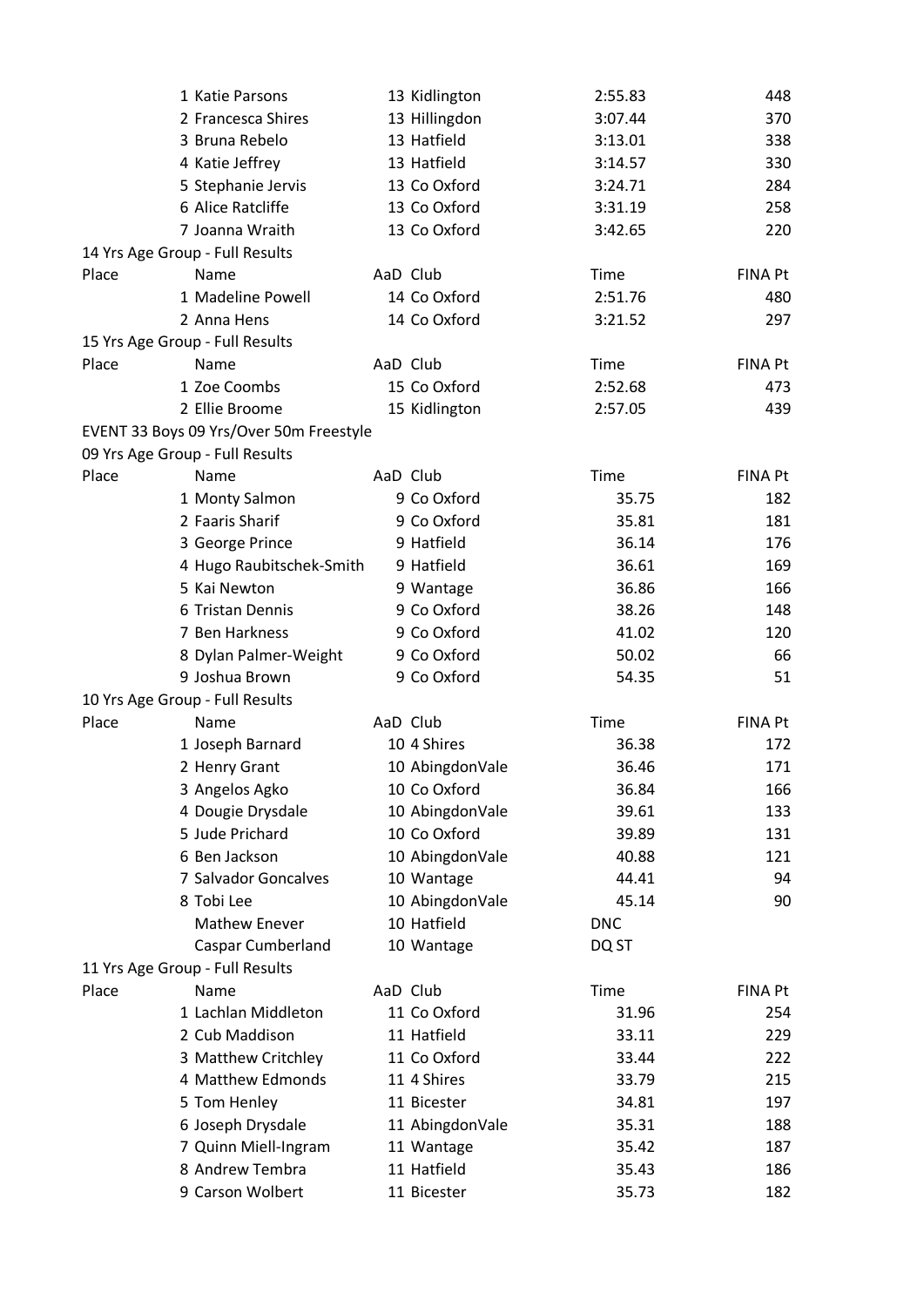| Place | Name | AaD | Club | Time | FINA Pt |
|---|---|---|---|---|---|
| 1 | Katie Parsons | 13 | Kidlington | 2:55.83 | 448 |
| 2 | Francesca Shires | 13 | Hillingdon | 3:07.44 | 370 |
| 3 | Bruna Rebelo | 13 | Hatfield | 3:13.01 | 338 |
| 4 | Katie Jeffrey | 13 | Hatfield | 3:14.57 | 330 |
| 5 | Stephanie Jervis | 13 | Co Oxford | 3:24.71 | 284 |
| 6 | Alice Ratcliffe | 13 | Co Oxford | 3:31.19 | 258 |
| 7 | Joanna Wraith | 13 | Co Oxford | 3:42.65 | 220 |

14 Yrs Age Group - Full Results

| Place | Name | AaD | Club | Time | FINA Pt |
|---|---|---|---|---|---|
| 1 | Madeline Powell | 14 | Co Oxford | 2:51.76 | 480 |
| 2 | Anna Hens | 14 | Co Oxford | 3:21.52 | 297 |

15 Yrs Age Group - Full Results

| Place | Name | AaD | Club | Time | FINA Pt |
|---|---|---|---|---|---|
| 1 | Zoe Coombs | 15 | Co Oxford | 2:52.68 | 473 |
| 2 | Ellie Broome | 15 | Kidlington | 2:57.05 | 439 |

EVENT 33 Boys 09 Yrs/Over 50m Freestyle

09 Yrs Age Group - Full Results

| Place | Name | AaD | Club | Time | FINA Pt |
|---|---|---|---|---|---|
| 1 | Monty Salmon | 9 | Co Oxford | 35.75 | 182 |
| 2 | Faaris Sharif | 9 | Co Oxford | 35.81 | 181 |
| 3 | George Prince | 9 | Hatfield | 36.14 | 176 |
| 4 | Hugo Raubitschek-Smith | 9 | Hatfield | 36.61 | 169 |
| 5 | Kai Newton | 9 | Wantage | 36.86 | 166 |
| 6 | Tristan Dennis | 9 | Co Oxford | 38.26 | 148 |
| 7 | Ben Harkness | 9 | Co Oxford | 41.02 | 120 |
| 8 | Dylan Palmer-Weight | 9 | Co Oxford | 50.02 | 66 |
| 9 | Joshua Brown | 9 | Co Oxford | 54.35 | 51 |

10 Yrs Age Group - Full Results

| Place | Name | AaD | Club | Time | FINA Pt |
|---|---|---|---|---|---|
| 1 | Joseph Barnard | 10 | 4 Shires | 36.38 | 172 |
| 2 | Henry Grant | 10 | AbingdonVale | 36.46 | 171 |
| 3 | Angelos Agko | 10 | Co Oxford | 36.84 | 166 |
| 4 | Dougie Drysdale | 10 | AbingdonVale | 39.61 | 133 |
| 5 | Jude Prichard | 10 | Co Oxford | 39.89 | 131 |
| 6 | Ben Jackson | 10 | AbingdonVale | 40.88 | 121 |
| 7 | Salvador Goncalves | 10 | Wantage | 44.41 | 94 |
| 8 | Tobi Lee | 10 | AbingdonVale | 45.14 | 90 |
| | Mathew Enever | 10 | Hatfield | DNC | |
| | Caspar Cumberland | 10 | Wantage | DQ ST | |

11 Yrs Age Group - Full Results

| Place | Name | AaD | Club | Time | FINA Pt |
|---|---|---|---|---|---|
| 1 | Lachlan Middleton | 11 | Co Oxford | 31.96 | 254 |
| 2 | Cub Maddison | 11 | Hatfield | 33.11 | 229 |
| 3 | Matthew Critchley | 11 | Co Oxford | 33.44 | 222 |
| 4 | Matthew Edmonds | 11 | 4 Shires | 33.79 | 215 |
| 5 | Tom Henley | 11 | Bicester | 34.81 | 197 |
| 6 | Joseph Drysdale | 11 | AbingdonVale | 35.31 | 188 |
| 7 | Quinn Miell-Ingram | 11 | Wantage | 35.42 | 187 |
| 8 | Andrew Tembra | 11 | Hatfield | 35.43 | 186 |
| 9 | Carson Wolbert | 11 | Bicester | 35.73 | 182 |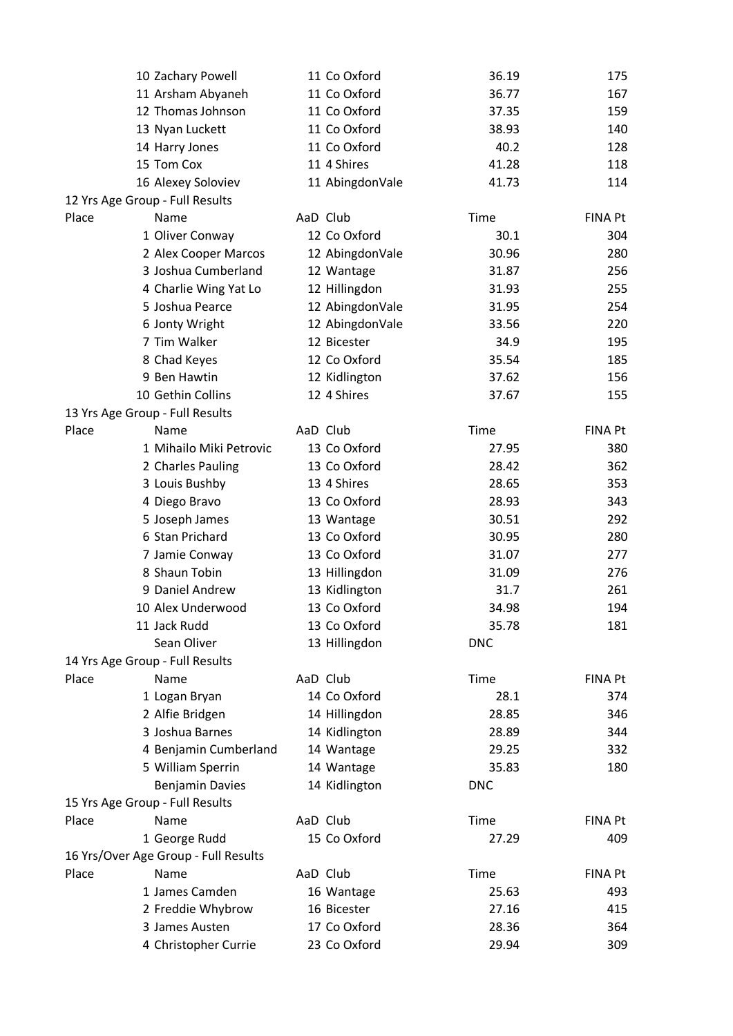| Place | Name | AaD | Club | Time | FINA Pt |
|---|---|---|---|---|---|
| 10 | Zachary Powell | 11 | Co Oxford | 36.19 | 175 |
| 11 | Arsham Abyaneh | 11 | Co Oxford | 36.77 | 167 |
| 12 | Thomas Johnson | 11 | Co Oxford | 37.35 | 159 |
| 13 | Nyan Luckett | 11 | Co Oxford | 38.93 | 140 |
| 14 | Harry Jones | 11 | Co Oxford | 40.2 | 128 |
| 15 | Tom Cox | 11 | 4 Shires | 41.28 | 118 |
| 16 | Alexey Soloviev | 11 | AbingdonVale | 41.73 | 114 |

12 Yrs Age Group - Full Results

| Place | Name | AaD | Club | Time | FINA Pt |
|---|---|---|---|---|---|
| 1 | Oliver Conway | 12 | Co Oxford | 30.1 | 304 |
| 2 | Alex Cooper Marcos | 12 | AbingdonVale | 30.96 | 280 |
| 3 | Joshua Cumberland | 12 | Wantage | 31.87 | 256 |
| 4 | Charlie Wing Yat Lo | 12 | Hillingdon | 31.93 | 255 |
| 5 | Joshua Pearce | 12 | AbingdonVale | 31.95 | 254 |
| 6 | Jonty Wright | 12 | AbingdonVale | 33.56 | 220 |
| 7 | Tim Walker | 12 | Bicester | 34.9 | 195 |
| 8 | Chad Keyes | 12 | Co Oxford | 35.54 | 185 |
| 9 | Ben Hawtin | 12 | Kidlington | 37.62 | 156 |
| 10 | Gethin Collins | 12 | 4 Shires | 37.67 | 155 |

13 Yrs Age Group - Full Results

| Place | Name | AaD | Club | Time | FINA Pt |
|---|---|---|---|---|---|
| 1 | Mihailo Miki Petrovic | 13 | Co Oxford | 27.95 | 380 |
| 2 | Charles Pauling | 13 | Co Oxford | 28.42 | 362 |
| 3 | Louis Bushby | 13 | 4 Shires | 28.65 | 353 |
| 4 | Diego Bravo | 13 | Co Oxford | 28.93 | 343 |
| 5 | Joseph James | 13 | Wantage | 30.51 | 292 |
| 6 | Stan Prichard | 13 | Co Oxford | 30.95 | 280 |
| 7 | Jamie Conway | 13 | Co Oxford | 31.07 | 277 |
| 8 | Shaun Tobin | 13 | Hillingdon | 31.09 | 276 |
| 9 | Daniel Andrew | 13 | Kidlington | 31.7 | 261 |
| 10 | Alex Underwood | 13 | Co Oxford | 34.98 | 194 |
| 11 | Jack Rudd | 13 | Co Oxford | 35.78 | 181 |
| | Sean Oliver | 13 | Hillingdon | DNC | |

14 Yrs Age Group - Full Results

| Place | Name | AaD | Club | Time | FINA Pt |
|---|---|---|---|---|---|
| 1 | Logan Bryan | 14 | Co Oxford | 28.1 | 374 |
| 2 | Alfie Bridgen | 14 | Hillingdon | 28.85 | 346 |
| 3 | Joshua Barnes | 14 | Kidlington | 28.89 | 344 |
| 4 | Benjamin Cumberland | 14 | Wantage | 29.25 | 332 |
| 5 | William Sperrin | 14 | Wantage | 35.83 | 180 |
| | Benjamin Davies | 14 | Kidlington | DNC | |

15 Yrs Age Group - Full Results

| Place | Name | AaD | Club | Time | FINA Pt |
|---|---|---|---|---|---|
| 1 | George Rudd | 15 | Co Oxford | 27.29 | 409 |

16 Yrs/Over Age Group - Full Results

| Place | Name | AaD | Club | Time | FINA Pt |
|---|---|---|---|---|---|
| 1 | James Camden | 16 | Wantage | 25.63 | 493 |
| 2 | Freddie Whybrow | 16 | Bicester | 27.16 | 415 |
| 3 | James Austen | 17 | Co Oxford | 28.36 | 364 |
| 4 | Christopher Currie | 23 | Co Oxford | 29.94 | 309 |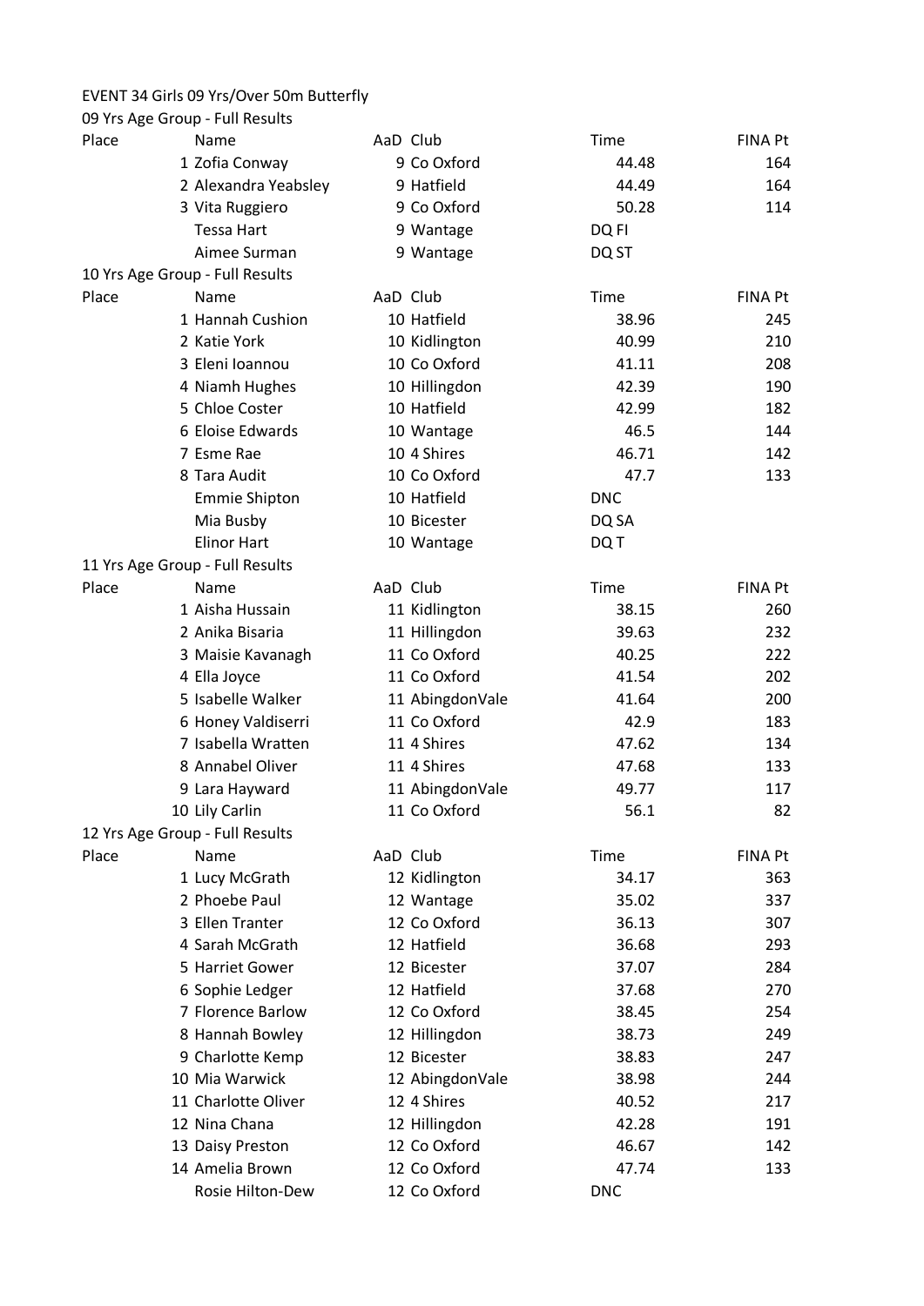EVENT 34 Girls 09 Yrs/Over 50m Butterfly

09 Yrs Age Group - Full Results

| Place | Name | AaD | Club | Time | FINA Pt |
|---|---|---|---|---|---|
| 1 | Zofia Conway | 9 | Co Oxford | 44.48 | 164 |
| 2 | Alexandra Yeabsley | 9 | Hatfield | 44.49 | 164 |
| 3 | Vita Ruggiero | 9 | Co Oxford | 50.28 | 114 |
| | Tessa Hart | 9 | Wantage | DQ FI | |
| | Aimee Surman | 9 | Wantage | DQ ST | |

10 Yrs Age Group - Full Results

| Place | Name | AaD | Club | Time | FINA Pt |
|---|---|---|---|---|---|
| 1 | Hannah Cushion | 10 | Hatfield | 38.96 | 245 |
| 2 | Katie York | 10 | Kidlington | 40.99 | 210 |
| 3 | Eleni Ioannou | 10 | Co Oxford | 41.11 | 208 |
| 4 | Niamh Hughes | 10 | Hillingdon | 42.39 | 190 |
| 5 | Chloe Coster | 10 | Hatfield | 42.99 | 182 |
| 6 | Eloise Edwards | 10 | Wantage | 46.5 | 144 |
| 7 | Esme Rae | 10 | 4 Shires | 46.71 | 142 |
| 8 | Tara Audit | 10 | Co Oxford | 47.7 | 133 |
| | Emmie Shipton | 10 | Hatfield | DNC | |
| | Mia Busby | 10 | Bicester | DQ SA | |
| | Elinor Hart | 10 | Wantage | DQ T | |

11 Yrs Age Group - Full Results

| Place | Name | AaD | Club | Time | FINA Pt |
|---|---|---|---|---|---|
| 1 | Aisha Hussain | 11 | Kidlington | 38.15 | 260 |
| 2 | Anika Bisaria | 11 | Hillingdon | 39.63 | 232 |
| 3 | Maisie Kavanagh | 11 | Co Oxford | 40.25 | 222 |
| 4 | Ella Joyce | 11 | Co Oxford | 41.54 | 202 |
| 5 | Isabelle Walker | 11 | AbingdonVale | 41.64 | 200 |
| 6 | Honey Valdiserri | 11 | Co Oxford | 42.9 | 183 |
| 7 | Isabella Wratten | 11 | 4 Shires | 47.62 | 134 |
| 8 | Annabel Oliver | 11 | 4 Shires | 47.68 | 133 |
| 9 | Lara Hayward | 11 | AbingdonVale | 49.77 | 117 |
| 10 | Lily Carlin | 11 | Co Oxford | 56.1 | 82 |

12 Yrs Age Group - Full Results

| Place | Name | AaD | Club | Time | FINA Pt |
|---|---|---|---|---|---|
| 1 | Lucy McGrath | 12 | Kidlington | 34.17 | 363 |
| 2 | Phoebe Paul | 12 | Wantage | 35.02 | 337 |
| 3 | Ellen Tranter | 12 | Co Oxford | 36.13 | 307 |
| 4 | Sarah McGrath | 12 | Hatfield | 36.68 | 293 |
| 5 | Harriet Gower | 12 | Bicester | 37.07 | 284 |
| 6 | Sophie Ledger | 12 | Hatfield | 37.68 | 270 |
| 7 | Florence Barlow | 12 | Co Oxford | 38.45 | 254 |
| 8 | Hannah Bowley | 12 | Hillingdon | 38.73 | 249 |
| 9 | Charlotte Kemp | 12 | Bicester | 38.83 | 247 |
| 10 | Mia Warwick | 12 | AbingdonVale | 38.98 | 244 |
| 11 | Charlotte Oliver | 12 | 4 Shires | 40.52 | 217 |
| 12 | Nina Chana | 12 | Hillingdon | 42.28 | 191 |
| 13 | Daisy Preston | 12 | Co Oxford | 46.67 | 142 |
| 14 | Amelia Brown | 12 | Co Oxford | 47.74 | 133 |
| | Rosie Hilton-Dew | 12 | Co Oxford | DNC | |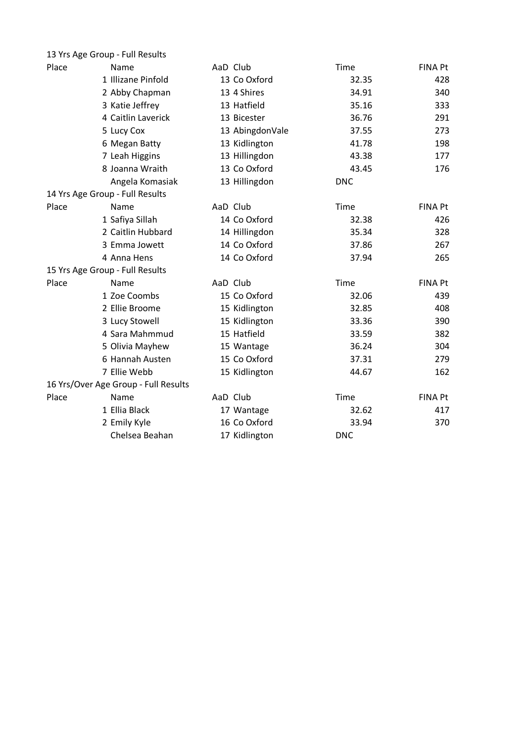13 Yrs Age Group - Full Results

| Place | Name | AaD | Club | Time | FINA Pt |
|---|---|---|---|---|---|
| 1 | Illizane Pinfold | 13 | Co Oxford | 32.35 | 428 |
| 2 | Abby Chapman | 13 | 4 Shires | 34.91 | 340 |
| 3 | Katie Jeffrey | 13 | Hatfield | 35.16 | 333 |
| 4 | Caitlin Laverick | 13 | Bicester | 36.76 | 291 |
| 5 | Lucy Cox | 13 | AbingdonVale | 37.55 | 273 |
| 6 | Megan Batty | 13 | Kidlington | 41.78 | 198 |
| 7 | Leah Higgins | 13 | Hillingdon | 43.38 | 177 |
| 8 | Joanna Wraith | 13 | Co Oxford | 43.45 | 176 |
| | Angela Komasiak | 13 | Hillingdon | DNC | |

14 Yrs Age Group - Full Results

| Place | Name | AaD | Club | Time | FINA Pt |
|---|---|---|---|---|---|
| 1 | Safiya Sillah | 14 | Co Oxford | 32.38 | 426 |
| 2 | Caitlin Hubbard | 14 | Hillingdon | 35.34 | 328 |
| 3 | Emma Jowett | 14 | Co Oxford | 37.86 | 267 |
| 4 | Anna Hens | 14 | Co Oxford | 37.94 | 265 |

15 Yrs Age Group - Full Results

| Place | Name | AaD | Club | Time | FINA Pt |
|---|---|---|---|---|---|
| 1 | Zoe Coombs | 15 | Co Oxford | 32.06 | 439 |
| 2 | Ellie Broome | 15 | Kidlington | 32.85 | 408 |
| 3 | Lucy Stowell | 15 | Kidlington | 33.36 | 390 |
| 4 | Sara Mahmmud | 15 | Hatfield | 33.59 | 382 |
| 5 | Olivia Mayhew | 15 | Wantage | 36.24 | 304 |
| 6 | Hannah Austen | 15 | Co Oxford | 37.31 | 279 |
| 7 | Ellie Webb | 15 | Kidlington | 44.67 | 162 |

16 Yrs/Over Age Group - Full Results

| Place | Name | AaD | Club | Time | FINA Pt |
|---|---|---|---|---|---|
| 1 | Ellia Black | 17 | Wantage | 32.62 | 417 |
| 2 | Emily Kyle | 16 | Co Oxford | 33.94 | 370 |
| | Chelsea Beahan | 17 | Kidlington | DNC | |